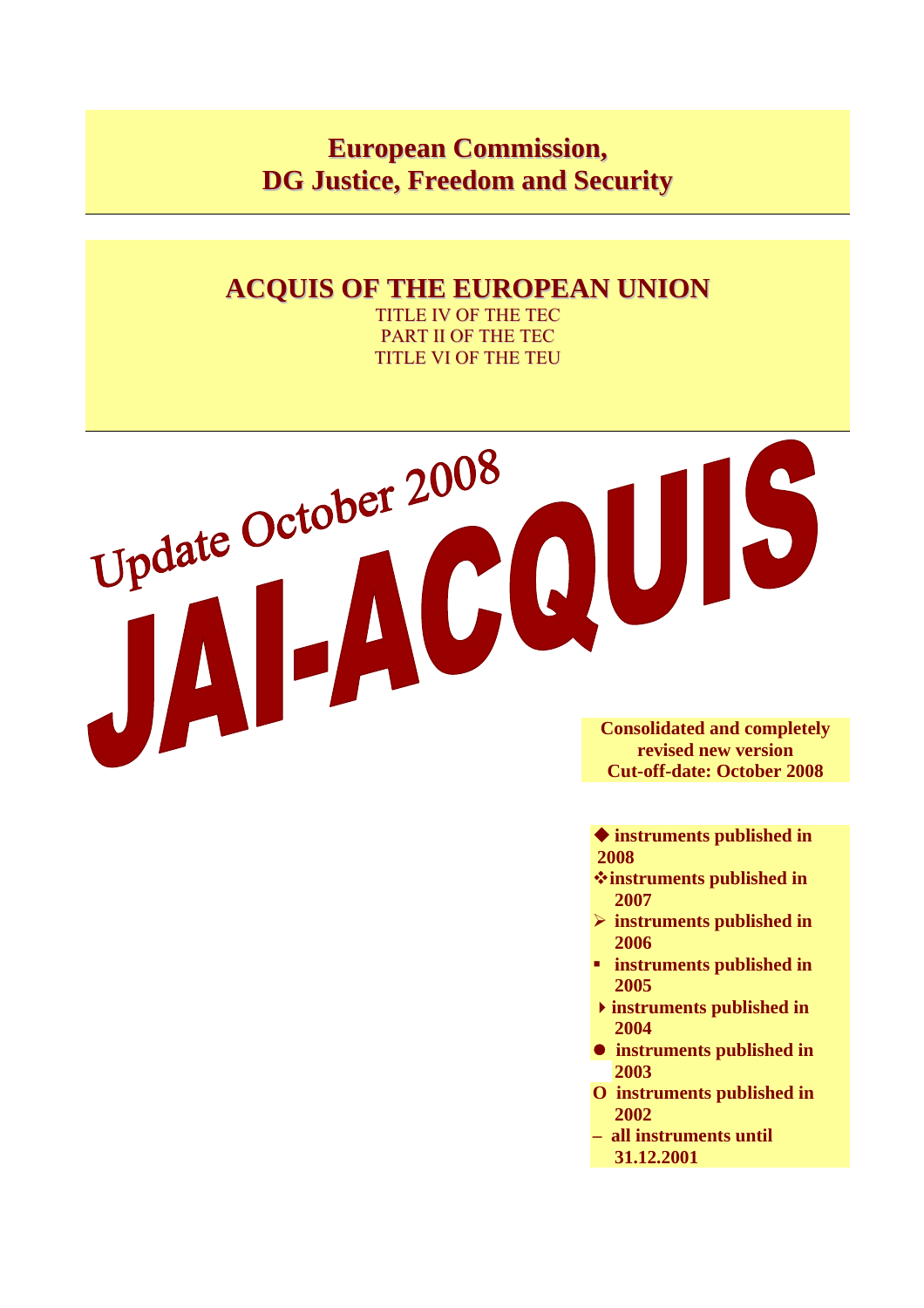# European Commission,
# DG Justice, Freedom and Security

## ACQUIS OF THE EUROPEAN UNION

TITLE IV OF THE TEC
PART II OF THE TEC
TITLE VI OF THE TEU

Update October 2008

# JAI-ACQUIS

**Consolidated and completely revised new version**
**Cut-off-date: October 2008**

- ◆ **instruments published in 2008**
- ❖ **instruments published in 2007**
- ➢ **instruments published in 2006**
- ▪ **instruments published in 2005**
- ▸ **instruments published in 2004**
- ● **instruments published in 2003**
- O **instruments published in 2002**
- – **all instruments until 31.12.2001**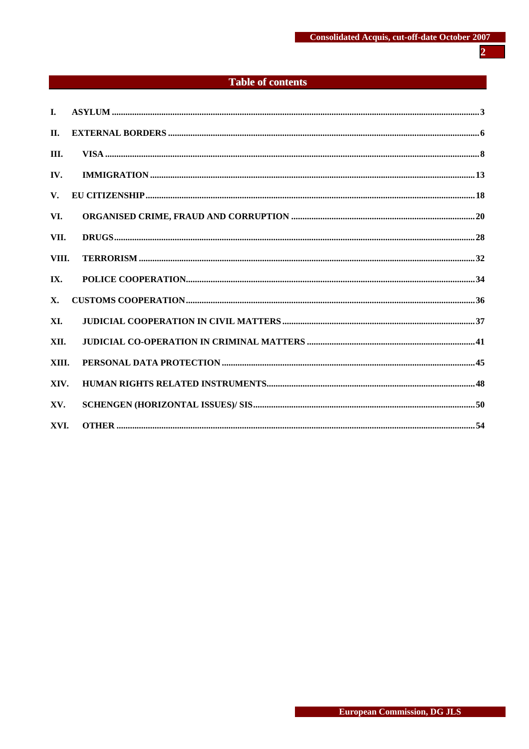# Table of contents

I. ASYLUM ........ 3

II. EXTERNAL BORDERS ........ 6

III. VISA ........ 8

IV. IMMIGRATION ........ 13

V. EU CITIZENSHIP ........ 18

VI. ORGANISED CRIME, FRAUD AND CORRUPTION ........ 20

VII. DRUGS ........ 28

VIII. TERRORISM ........ 32

IX. POLICE COOPERATION ........ 34

X. CUSTOMS COOPERATION ........ 36

XI. JUDICIAL COOPERATION IN CIVIL MATTERS ........ 37

XII. JUDICIAL CO-OPERATION IN CRIMINAL MATTERS ........ 41

XIII. PERSONAL DATA PROTECTION ........ 45

XIV. HUMAN RIGHTS RELATED INSTRUMENTS ........ 48

XV. SCHENGEN (HORIZONTAL ISSUES)/ SIS ........ 50

XVI. OTHER ........ 54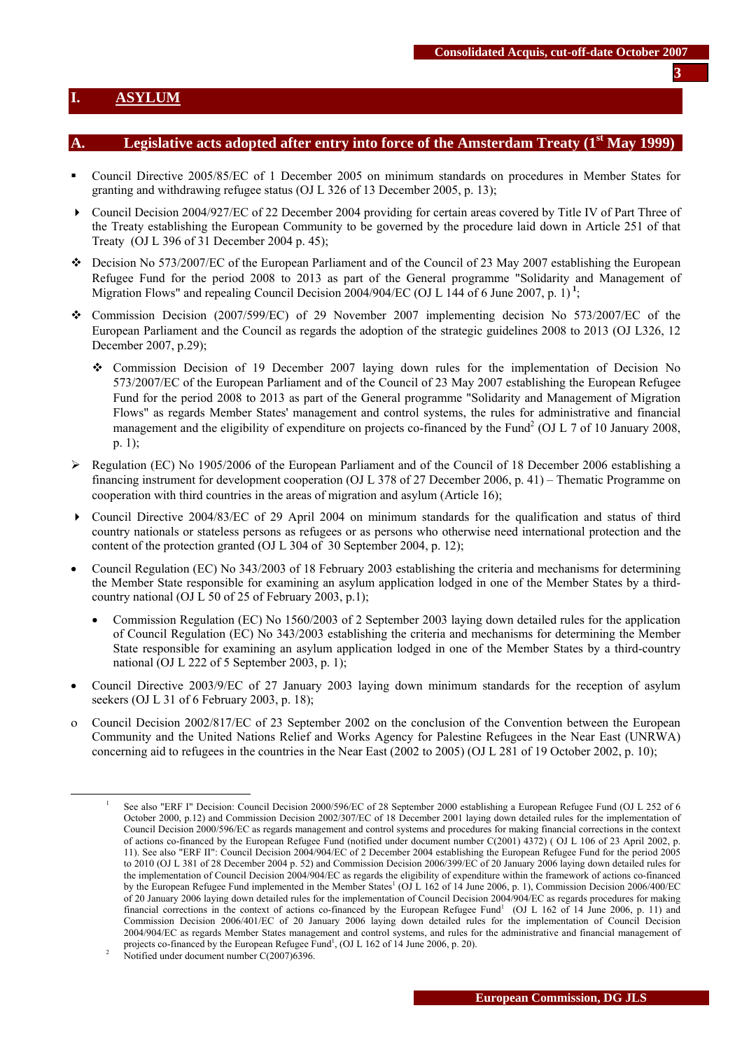# I. ASYLUM

## A. Legislative acts adopted after entry into force of the Amsterdam Treaty (1st May 1999)

- Council Directive 2005/85/EC of 1 December 2005 on minimum standards on procedures in Member States for granting and withdrawing refugee status (OJ L 326 of 13 December 2005, p. 13);
- Council Decision 2004/927/EC of 22 December 2004 providing for certain areas covered by Title IV of Part Three of the Treaty establishing the European Community to be governed by the procedure laid down in Article 251 of that Treaty (OJ L 396 of 31 December 2004 p. 45);
- Decision No 573/2007/EC of the European Parliament and of the Council of 23 May 2007 establishing the European Refugee Fund for the period 2008 to 2013 as part of the General programme "Solidarity and Management of Migration Flows" and repealing Council Decision 2004/904/EC (OJ L 144 of 6 June 2007, p. 1) [1];
- Commission Decision (2007/599/EC) of 29 November 2007 implementing decision No 573/2007/EC of the European Parliament and the Council as regards the adoption of the strategic guidelines 2008 to 2013 (OJ L326, 12 December 2007, p.29);
    - Commission Decision of 19 December 2007 laying down rules for the implementation of Decision No 573/2007/EC of the European Parliament and of the Council of 23 May 2007 establishing the European Refugee Fund for the period 2008 to 2013 as part of the General programme "Solidarity and Management of Migration Flows" as regards Member States' management and control systems, the rules for administrative and financial management and the eligibility of expenditure on projects co-financed by the Fund[2] (OJ L 7 of 10 January 2008, p. 1);
- Regulation (EC) No 1905/2006 of the European Parliament and of the Council of 18 December 2006 establishing a financing instrument for development cooperation (OJ L 378 of 27 December 2006, p. 41) – Thematic Programme on cooperation with third countries in the areas of migration and asylum (Article 16);
- Council Directive 2004/83/EC of 29 April 2004 on minimum standards for the qualification and status of third country nationals or stateless persons as refugees or as persons who otherwise need international protection and the content of the protection granted (OJ L 304 of 30 September 2004, p. 12);
- Council Regulation (EC) No 343/2003 of 18 February 2003 establishing the criteria and mechanisms for determining the Member State responsible for examining an asylum application lodged in one of the Member States by a third-country national (OJ L 50 of 25 of February 2003, p.1);
    - Commission Regulation (EC) No 1560/2003 of 2 September 2003 laying down detailed rules for the application of Council Regulation (EC) No 343/2003 establishing the criteria and mechanisms for determining the Member State responsible for examining an asylum application lodged in one of the Member States by a third-country national (OJ L 222 of 5 September 2003, p. 1);
- Council Directive 2003/9/EC of 27 January 2003 laying down minimum standards for the reception of asylum seekers (OJ L 31 of 6 February 2003, p. 18);
- Council Decision 2002/817/EC of 23 September 2002 on the conclusion of the Convention between the European Community and the United Nations Relief and Works Agency for Palestine Refugees in the Near East (UNRWA) concerning aid to refugees in the countries in the Near East (2002 to 2005) (OJ L 281 of 19 October 2002, p. 10);

---

[1] See also "ERF I" Decision: Council Decision 2000/596/EC of 28 September 2000 establishing a European Refugee Fund (OJ L 252 of 6 October 2000, p.12) and Commission Decision 2002/307/EC of 18 December 2001 laying down detailed rules for the implementation of Council Decision 2000/596/EC as regards management and control systems and procedures for making financial corrections in the context of actions co-financed by the European Refugee Fund (notified under document number C(2001) 4372) ( OJ L 106 of 23 April 2002, p. 11). See also "ERF II": Council Decision 2004/904/EC of 2 December 2004 establishing the European Refugee Fund for the period 2005 to 2010 (OJ L 381 of 28 December 2004 p. 52) and Commission Decision 2006/399/EC of 20 January 2006 laying down detailed rules for the implementation of Council Decision 2004/904/EC as regards the eligibility of expenditure within the framework of actions co-financed by the European Refugee Fund implemented in the Member States[1] (OJ L 162 of 14 June 2006, p. 1), Commission Decision 2006/400/EC of 20 January 2006 laying down detailed rules for the implementation of Council Decision 2004/904/EC as regards procedures for making financial corrections in the context of actions co-financed by the European Refugee Fund[1] (OJ L 162 of 14 June 2006, p. 11) and Commission Decision 2006/401/EC of 20 January 2006 laying down detailed rules for the implementation of Council Decision 2004/904/EC as regards Member States management and control systems, and rules for the administrative and financial management of projects co-financed by the European Refugee Fund[1], (OJ L 162 of 14 June 2006, p. 20).

[2] Notified under document number C(2007)6396.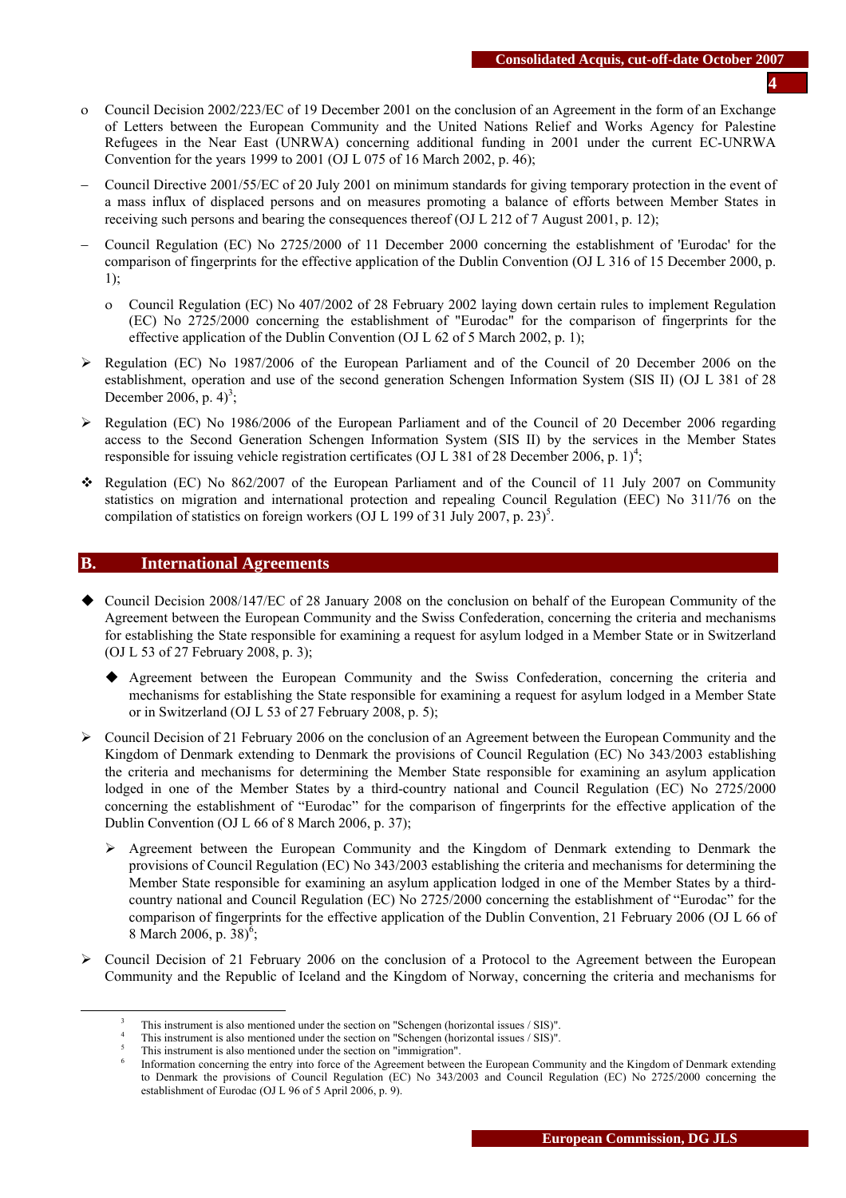- o Council Decision 2002/223/EC of 19 December 2001 on the conclusion of an Agreement in the form of an Exchange of Letters between the European Community and the United Nations Relief and Works Agency for Palestine Refugees in the Near East (UNRWA) concerning additional funding in 2001 under the current EC-UNRWA Convention for the years 1999 to 2001 (OJ L 075 of 16 March 2002, p. 46);

- – Council Directive 2001/55/EC of 20 July 2001 on minimum standards for giving temporary protection in the event of a mass influx of displaced persons and on measures promoting a balance of efforts between Member States in receiving such persons and bearing the consequences thereof (OJ L 212 of 7 August 2001, p. 12);

- – Council Regulation (EC) No 2725/2000 of 11 December 2000 concerning the establishment of 'Eurodac' for the comparison of fingerprints for the effective application of the Dublin Convention (OJ L 316 of 15 December 2000, p. 1);

  - o Council Regulation (EC) No 407/2002 of 28 February 2002 laying down certain rules to implement Regulation (EC) No 2725/2000 concerning the establishment of "Eurodac" for the comparison of fingerprints for the effective application of the Dublin Convention (OJ L 62 of 5 March 2002, p. 1);

- ➢ Regulation (EC) No 1987/2006 of the European Parliament and of the Council of 20 December 2006 on the establishment, operation and use of the second generation Schengen Information System (SIS II) (OJ L 381 of 28 December 2006, p. 4)[3];

- ➢ Regulation (EC) No 1986/2006 of the European Parliament and of the Council of 20 December 2006 regarding access to the Second Generation Schengen Information System (SIS II) by the services in the Member States responsible for issuing vehicle registration certificates (OJ L 381 of 28 December 2006, p. 1)[4];

- ❖ Regulation (EC) No 862/2007 of the European Parliament and of the Council of 11 July 2007 on Community statistics on migration and international protection and repealing Council Regulation (EEC) No 311/76 on the compilation of statistics on foreign workers (OJ L 199 of 31 July 2007, p. 23)[5].

## B. International Agreements

- ◆ Council Decision 2008/147/EC of 28 January 2008 on the conclusion on behalf of the European Community of the Agreement between the European Community and the Swiss Confederation, concerning the criteria and mechanisms for establishing the State responsible for examining a request for asylum lodged in a Member State or in Switzerland (OJ L 53 of 27 February 2008, p. 3);

  - ◆ Agreement between the European Community and the Swiss Confederation, concerning the criteria and mechanisms for establishing the State responsible for examining a request for asylum lodged in a Member State or in Switzerland (OJ L 53 of 27 February 2008, p. 5);

- ➢ Council Decision of 21 February 2006 on the conclusion of an Agreement between the European Community and the Kingdom of Denmark extending to Denmark the provisions of Council Regulation (EC) No 343/2003 establishing the criteria and mechanisms for determining the Member State responsible for examining an asylum application lodged in one of the Member States by a third-country national and Council Regulation (EC) No 2725/2000 concerning the establishment of "Eurodac" for the comparison of fingerprints for the effective application of the Dublin Convention (OJ L 66 of 8 March 2006, p. 37);

  - ➢ Agreement between the European Community and the Kingdom of Denmark extending to Denmark the provisions of Council Regulation (EC) No 343/2003 establishing the criteria and mechanisms for determining the Member State responsible for examining an asylum application lodged in one of the Member States by a third-country national and Council Regulation (EC) No 2725/2000 concerning the establishment of "Eurodac" for the comparison of fingerprints for the effective application of the Dublin Convention, 21 February 2006 (OJ L 66 of 8 March 2006, p. 38)[6];

- ➢ Council Decision of 21 February 2006 on the conclusion of a Protocol to the Agreement between the European Community and the Republic of Iceland and the Kingdom of Norway, concerning the criteria and mechanisms for

---

[3] This instrument is also mentioned under the section on "Schengen (horizontal issues / SIS)".

[4] This instrument is also mentioned under the section on "Schengen (horizontal issues / SIS)".

[5] This instrument is also mentioned under the section on "immigration".

[6] Information concerning the entry into force of the Agreement between the European Community and the Kingdom of Denmark extending to Denmark the provisions of Council Regulation (EC) No 343/2003 and Council Regulation (EC) No 2725/2000 concerning the establishment of Eurodac (OJ L 96 of 5 April 2006, p. 9).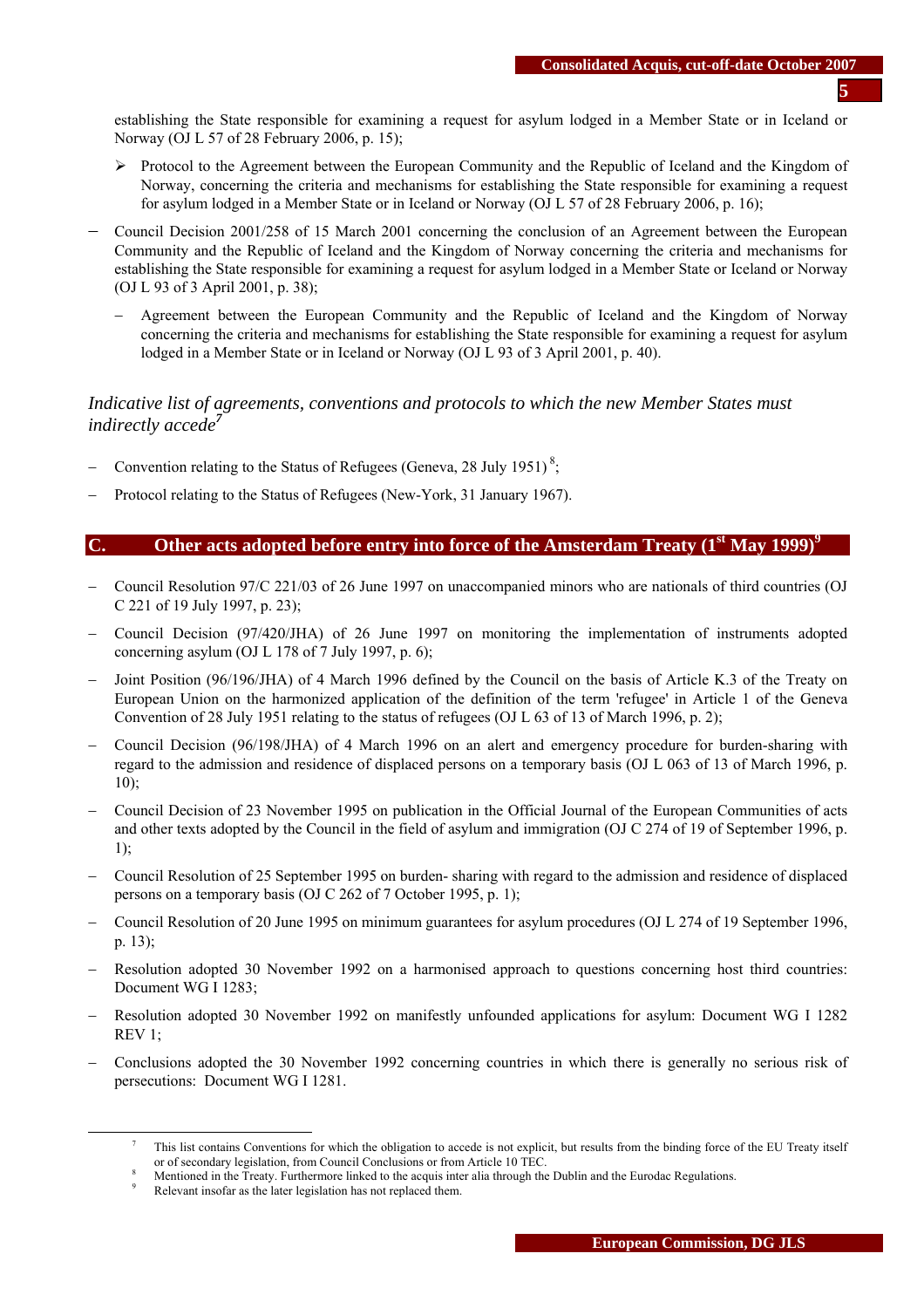establishing the State responsible for examining a request for asylum lodged in a Member State or in Iceland or Norway (OJ L 57 of 28 February 2006, p. 15);

- ➢ Protocol to the Agreement between the European Community and the Republic of Iceland and the Kingdom of Norway, concerning the criteria and mechanisms for establishing the State responsible for examining a request for asylum lodged in a Member State or in Iceland or Norway (OJ L 57 of 28 February 2006, p. 16);

- Council Decision 2001/258 of 15 March 2001 concerning the conclusion of an Agreement between the European Community and the Republic of Iceland and the Kingdom of Norway concerning the criteria and mechanisms for establishing the State responsible for examining a request for asylum lodged in a Member State or Iceland or Norway (OJ L 93 of 3 April 2001, p. 38);
  - Agreement between the European Community and the Republic of Iceland and the Kingdom of Norway concerning the criteria and mechanisms for establishing the State responsible for examining a request for asylum lodged in a Member State or in Iceland or Norway (OJ L 93 of 3 April 2001, p. 40).

*Indicative list of agreements, conventions and protocols to which the new Member States must indirectly accede*[7]

- Convention relating to the Status of Refugees (Geneva, 28 July 1951)[8];
- Protocol relating to the Status of Refugees (New-York, 31 January 1967).

## C. Other acts adopted before entry into force of the Amsterdam Treaty (1st May 1999)[9]

- Council Resolution 97/C 221/03 of 26 June 1997 on unaccompanied minors who are nationals of third countries (OJ C 221 of 19 July 1997, p. 23);
- Council Decision (97/420/JHA) of 26 June 1997 on monitoring the implementation of instruments adopted concerning asylum (OJ L 178 of 7 July 1997, p. 6);
- Joint Position (96/196/JHA) of 4 March 1996 defined by the Council on the basis of Article K.3 of the Treaty on European Union on the harmonized application of the definition of the term 'refugee' in Article 1 of the Geneva Convention of 28 July 1951 relating to the status of refugees (OJ L 63 of 13 of March 1996, p. 2);
- Council Decision (96/198/JHA) of 4 March 1996 on an alert and emergency procedure for burden-sharing with regard to the admission and residence of displaced persons on a temporary basis (OJ L 063 of 13 of March 1996, p. 10);
- Council Decision of 23 November 1995 on publication in the Official Journal of the European Communities of acts and other texts adopted by the Council in the field of asylum and immigration (OJ C 274 of 19 of September 1996, p. 1);
- Council Resolution of 25 September 1995 on burden- sharing with regard to the admission and residence of displaced persons on a temporary basis (OJ C 262 of 7 October 1995, p. 1);
- Council Resolution of 20 June 1995 on minimum guarantees for asylum procedures (OJ L 274 of 19 September 1996, p. 13);
- Resolution adopted 30 November 1992 on a harmonised approach to questions concerning host third countries: Document WG I 1283;
- Resolution adopted 30 November 1992 on manifestly unfounded applications for asylum: Document WG I 1282 REV 1;
- Conclusions adopted the 30 November 1992 concerning countries in which there is generally no serious risk of persecutions: Document WG I 1281.

---

[7] This list contains Conventions for which the obligation to accede is not explicit, but results from the binding force of the EU Treaty itself or of secondary legislation, from Council Conclusions or from Article 10 TEC.

[8] Mentioned in the Treaty. Furthermore linked to the acquis inter alia through the Dublin and the Eurodac Regulations.

[9] Relevant insofar as the later legislation has not replaced them.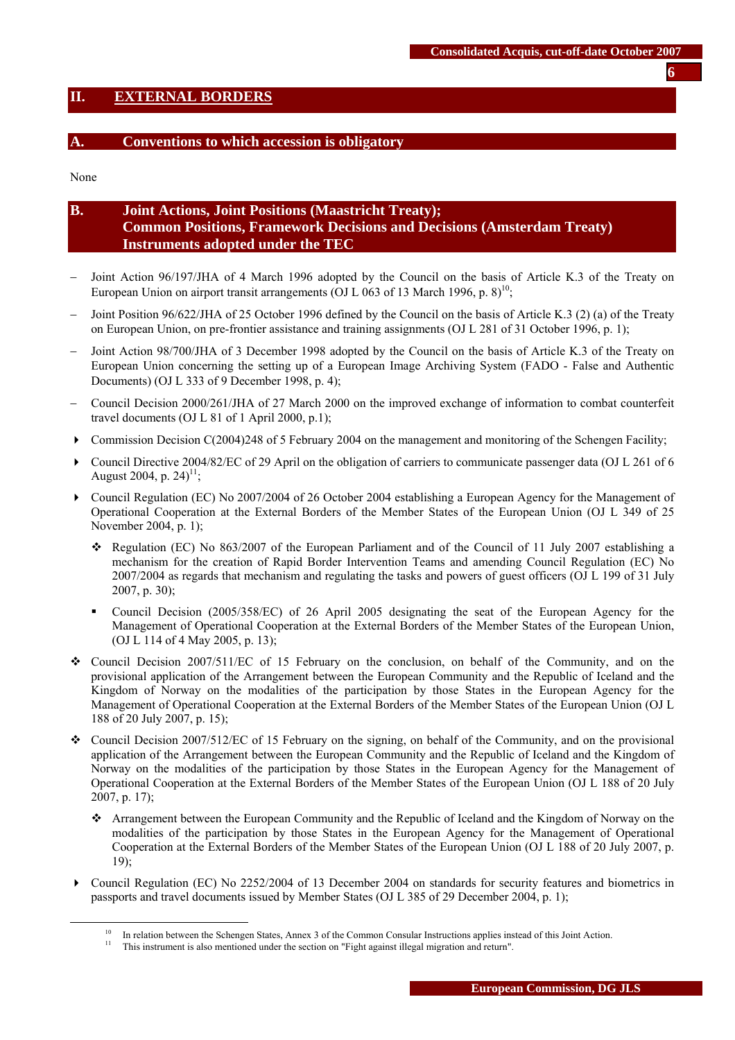## II. EXTERNAL BORDERS

### A. Conventions to which accession is obligatory

None

### B. Joint Actions, Joint Positions (Maastricht Treaty); Common Positions, Framework Decisions and Decisions (Amsterdam Treaty) Instruments adopted under the TEC

- Joint Action 96/197/JHA of 4 March 1996 adopted by the Council on the basis of Article K.3 of the Treaty on European Union on airport transit arrangements (OJ L 063 of 13 March 1996, p. 8)[10];
- Joint Position 96/622/JHA of 25 October 1996 defined by the Council on the basis of Article K.3 (2) (a) of the Treaty on European Union, on pre-frontier assistance and training assignments (OJ L 281 of 31 October 1996, p. 1);
- Joint Action 98/700/JHA of 3 December 1998 adopted by the Council on the basis of Article K.3 of the Treaty on European Union concerning the setting up of a European Image Archiving System (FADO - False and Authentic Documents) (OJ L 333 of 9 December 1998, p. 4);
- Council Decision 2000/261/JHA of 27 March 2000 on the improved exchange of information to combat counterfeit travel documents (OJ L 81 of 1 April 2000, p.1);
- Commission Decision C(2004)248 of 5 February 2004 on the management and monitoring of the Schengen Facility;
- Council Directive 2004/82/EC of 29 April on the obligation of carriers to communicate passenger data (OJ L 261 of 6 August 2004, p. 24)[11];
- Council Regulation (EC) No 2007/2004 of 26 October 2004 establishing a European Agency for the Management of Operational Cooperation at the External Borders of the Member States of the European Union (OJ L 349 of 25 November 2004, p. 1);
  - Regulation (EC) No 863/2007 of the European Parliament and of the Council of 11 July 2007 establishing a mechanism for the creation of Rapid Border Intervention Teams and amending Council Regulation (EC) No 2007/2004 as regards that mechanism and regulating the tasks and powers of guest officers (OJ L 199 of 31 July 2007, p. 30);
  - Council Decision (2005/358/EC) of 26 April 2005 designating the seat of the European Agency for the Management of Operational Cooperation at the External Borders of the Member States of the European Union, (OJ L 114 of 4 May 2005, p. 13);
- Council Decision 2007/511/EC of 15 February on the conclusion, on behalf of the Community, and on the provisional application of the Arrangement between the European Community and the Republic of Iceland and the Kingdom of Norway on the modalities of the participation by those States in the European Agency for the Management of Operational Cooperation at the External Borders of the Member States of the European Union (OJ L 188 of 20 July 2007, p. 15);
- Council Decision 2007/512/EC of 15 February on the signing, on behalf of the Community, and on the provisional application of the Arrangement between the European Community and the Republic of Iceland and the Kingdom of Norway on the modalities of the participation by those States in the European Agency for the Management of Operational Cooperation at the External Borders of the Member States of the European Union (OJ L 188 of 20 July 2007, p. 17);
  - Arrangement between the European Community and the Republic of Iceland and the Kingdom of Norway on the modalities of the participation by those States in the European Agency for the Management of Operational Cooperation at the External Borders of the Member States of the European Union (OJ L 188 of 20 July 2007, p. 19);
- Council Regulation (EC) No 2252/2004 of 13 December 2004 on standards for security features and biometrics in passports and travel documents issued by Member States (OJ L 385 of 29 December 2004, p. 1);

---

[10] In relation between the Schengen States, Annex 3 of the Common Consular Instructions applies instead of this Joint Action.

[11] This instrument is also mentioned under the section on "Fight against illegal migration and return".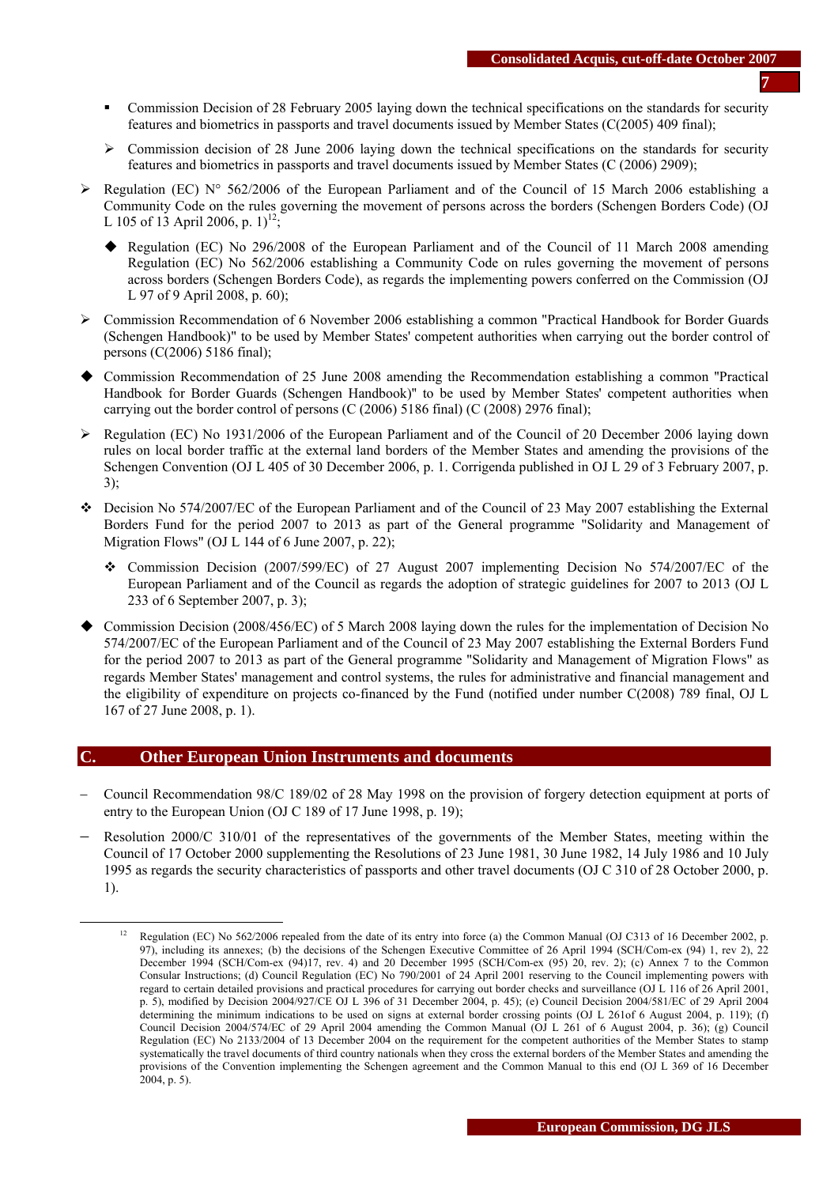- Commission Decision of 28 February 2005 laying down the technical specifications on the standards for security features and biometrics in passports and travel documents issued by Member States (C(2005) 409 final);

  - ➢ Commission decision of 28 June 2006 laying down the technical specifications on the standards for security features and biometrics in passports and travel documents issued by Member States (C (2006) 2909);

- ➢ Regulation (EC) N° 562/2006 of the European Parliament and of the Council of 15 March 2006 establishing a Community Code on the rules governing the movement of persons across the borders (Schengen Borders Code) (OJ L 105 of 13 April 2006, p. 1)[12];

  - ◆ Regulation (EC) No 296/2008 of the European Parliament and of the Council of 11 March 2008 amending Regulation (EC) No 562/2006 establishing a Community Code on rules governing the movement of persons across borders (Schengen Borders Code), as regards the implementing powers conferred on the Commission (OJ L 97 of 9 April 2008, p. 60);

- ➢ Commission Recommendation of 6 November 2006 establishing a common "Practical Handbook for Border Guards (Schengen Handbook)" to be used by Member States' competent authorities when carrying out the border control of persons (C(2006) 5186 final);

- ◆ Commission Recommendation of 25 June 2008 amending the Recommendation establishing a common "Practical Handbook for Border Guards (Schengen Handbook)" to be used by Member States' competent authorities when carrying out the border control of persons (C (2006) 5186 final) (C (2008) 2976 final);

- ➢ Regulation (EC) No 1931/2006 of the European Parliament and of the Council of 20 December 2006 laying down rules on local border traffic at the external land borders of the Member States and amending the provisions of the Schengen Convention (OJ L 405 of 30 December 2006, p. 1. Corrigenda published in OJ L 29 of 3 February 2007, p. 3);

- ❖ Decision No 574/2007/EC of the European Parliament and of the Council of 23 May 2007 establishing the External Borders Fund for the period 2007 to 2013 as part of the General programme "Solidarity and Management of Migration Flows" (OJ L 144 of 6 June 2007, p. 22);

  - ❖ Commission Decision (2007/599/EC) of 27 August 2007 implementing Decision No 574/2007/EC of the European Parliament and of the Council as regards the adoption of strategic guidelines for 2007 to 2013 (OJ L 233 of 6 September 2007, p. 3);

- ◆ Commission Decision (2008/456/EC) of 5 March 2008 laying down the rules for the implementation of Decision No 574/2007/EC of the European Parliament and of the Council of 23 May 2007 establishing the External Borders Fund for the period 2007 to 2013 as part of the General programme "Solidarity and Management of Migration Flows" as regards Member States' management and control systems, the rules for administrative and financial management and the eligibility of expenditure on projects co-financed by the Fund (notified under number C(2008) 789 final, OJ L 167 of 27 June 2008, p. 1).

## C. Other European Union Instruments and documents

- Council Recommendation 98/C 189/02 of 28 May 1998 on the provision of forgery detection equipment at ports of entry to the European Union (OJ C 189 of 17 June 1998, p. 19);

- Resolution 2000/C 310/01 of the representatives of the governments of the Member States, meeting within the Council of 17 October 2000 supplementing the Resolutions of 23 June 1981, 30 June 1982, 14 July 1986 and 10 July 1995 as regards the security characteristics of passports and other travel documents (OJ C 310 of 28 October 2000, p. 1).

---

[12] Regulation (EC) No 562/2006 repealed from the date of its entry into force (a) the Common Manual (OJ C313 of 16 December 2002, p. 97), including its annexes; (b) the decisions of the Schengen Executive Committee of 26 April 1994 (SCH/Com-ex (94) 1, rev 2), 22 December 1994 (SCH/Com-ex (94)17, rev. 4) and 20 December 1995 (SCH/Com-ex (95) 20, rev. 2); (c) Annex 7 to the Common Consular Instructions; (d) Council Regulation (EC) No 790/2001 of 24 April 2001 reserving to the Council implementing powers with regard to certain detailed provisions and practical procedures for carrying out border checks and surveillance (OJ L 116 of 26 April 2001, p. 5), modified by Decision 2004/927/CE OJ L 396 of 31 December 2004, p. 45); (e) Council Decision 2004/581/EC of 29 April 2004 determining the minimum indications to be used on signs at external border crossing points (OJ L 261of 6 August 2004, p. 119); (f) Council Decision 2004/574/EC of 29 April 2004 amending the Common Manual (OJ L 261 of 6 August 2004, p. 36); (g) Council Regulation (EC) No 2133/2004 of 13 December 2004 on the requirement for the competent authorities of the Member States to stamp systematically the travel documents of third country nationals when they cross the external borders of the Member States and amending the provisions of the Convention implementing the Schengen agreement and the Common Manual to this end (OJ L 369 of 16 December 2004, p. 5).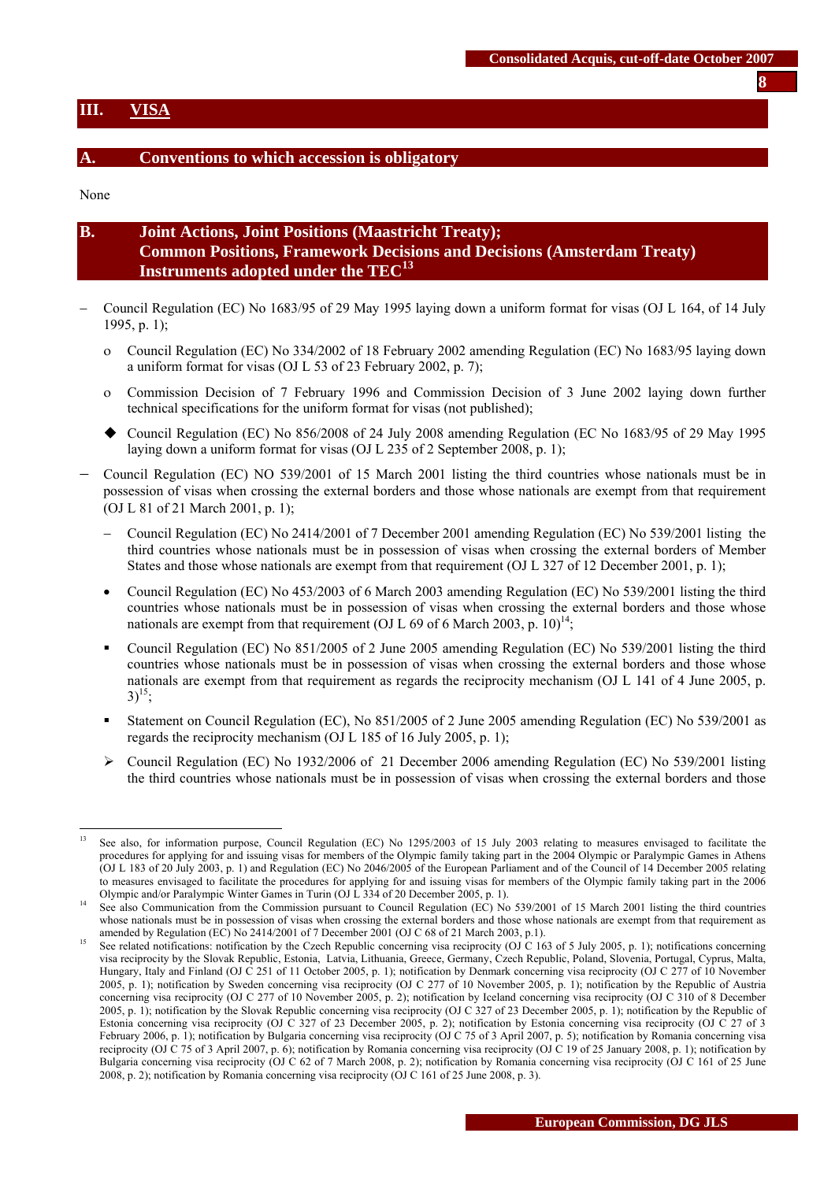## III. VISA

### A. Conventions to which accession is obligatory

None

### B. Joint Actions, Joint Positions (Maastricht Treaty); Common Positions, Framework Decisions and Decisions (Amsterdam Treaty) Instruments adopted under the TEC[13]

- Council Regulation (EC) No 1683/95 of 29 May 1995 laying down a uniform format for visas (OJ L 164, of 14 July 1995, p. 1);
  - Council Regulation (EC) No 334/2002 of 18 February 2002 amending Regulation (EC) No 1683/95 laying down a uniform format for visas (OJ L 53 of 23 February 2002, p. 7);
  - Commission Decision of 7 February 1996 and Commission Decision of 3 June 2002 laying down further technical specifications for the uniform format for visas (not published);
  - ◆ Council Regulation (EC) No 856/2008 of 24 July 2008 amending Regulation (EC No 1683/95 of 29 May 1995 laying down a uniform format for visas (OJ L 235 of 2 September 2008, p. 1);
- Council Regulation (EC) NO 539/2001 of 15 March 2001 listing the third countries whose nationals must be in possession of visas when crossing the external borders and those whose nationals are exempt from that requirement (OJ L 81 of 21 March 2001, p. 1);
  - Council Regulation (EC) No 2414/2001 of 7 December 2001 amending Regulation (EC) No 539/2001 listing the third countries whose nationals must be in possession of visas when crossing the external borders of Member States and those whose nationals are exempt from that requirement (OJ L 327 of 12 December 2001, p. 1);
  - Council Regulation (EC) No 453/2003 of 6 March 2003 amending Regulation (EC) No 539/2001 listing the third countries whose nationals must be in possession of visas when crossing the external borders and those whose nationals are exempt from that requirement (OJ L 69 of 6 March 2003, p. 10)[14];
  - Council Regulation (EC) No 851/2005 of 2 June 2005 amending Regulation (EC) No 539/2001 listing the third countries whose nationals must be in possession of visas when crossing the external borders and those whose nationals are exempt from that requirement as regards the reciprocity mechanism (OJ L 141 of 4 June 2005, p. 3)[15];
  - Statement on Council Regulation (EC), No 851/2005 of 2 June 2005 amending Regulation (EC) No 539/2001 as regards the reciprocity mechanism (OJ L 185 of 16 July 2005, p. 1);
  - ➢ Council Regulation (EC) No 1932/2006 of 21 December 2006 amending Regulation (EC) No 539/2001 listing the third countries whose nationals must be in possession of visas when crossing the external borders and those

---

[13] See also, for information purpose, Council Regulation (EC) No 1295/2003 of 15 July 2003 relating to measures envisaged to facilitate the procedures for applying for and issuing visas for members of the Olympic family taking part in the 2004 Olympic or Paralympic Games in Athens (OJ L 183 of 20 July 2003, p. 1) and Regulation (EC) No 2046/2005 of the European Parliament and of the Council of 14 December 2005 relating to measures envisaged to facilitate the procedures for applying for and issuing visas for members of the Olympic family taking part in the 2006 Olympic and/or Paralympic Winter Games in Turin (OJ L 334 of 20 December 2005, p. 1).

[14] See also Communication from the Commission pursuant to Council Regulation (EC) No 539/2001 of 15 March 2001 listing the third countries whose nationals must be in possession of visas when crossing the external borders and those whose nationals are exempt from that requirement as amended by Regulation (EC) No 2414/2001 of 7 December 2001 (OJ C 68 of 21 March 2003, p.1).

[15] See related notifications: notification by the Czech Republic concerning visa reciprocity (OJ C 163 of 5 July 2005, p. 1); notifications concerning visa reciprocity by the Slovak Republic, Estonia, Latvia, Lithuania, Greece, Germany, Czech Republic, Poland, Slovenia, Portugal, Cyprus, Malta, Hungary, Italy and Finland (OJ C 251 of 11 October 2005, p. 1); notification by Denmark concerning visa reciprocity (OJ C 277 of 10 November 2005, p. 1); notification by Sweden concerning visa reciprocity (OJ C 277 of 10 November 2005, p. 1); notification by the Republic of Austria concerning visa reciprocity (OJ C 277 of 10 November 2005, p. 2); notification by Iceland concerning visa reciprocity (OJ C 310 of 8 December 2005, p. 1); notification by the Slovak Republic concerning visa reciprocity (OJ C 327 of 23 December 2005, p. 1); notification by the Republic of Estonia concerning visa reciprocity (OJ C 327 of 23 December 2005, p. 2); notification by Estonia concerning visa reciprocity (OJ C 27 of 3 February 2006, p. 1); notification by Bulgaria concerning visa reciprocity (OJ C 75 of 3 April 2007, p. 5); notification by Romania concerning visa reciprocity (OJ C 75 of 3 April 2007, p. 6); notification by Romania concerning visa reciprocity (OJ C 19 of 25 January 2008, p. 1); notification by Bulgaria concerning visa reciprocity (OJ C 62 of 7 March 2008, p. 2); notification by Romania concerning visa reciprocity (OJ C 161 of 25 June 2008, p. 2); notification by Romania concerning visa reciprocity (OJ C 161 of 25 June 2008, p. 3).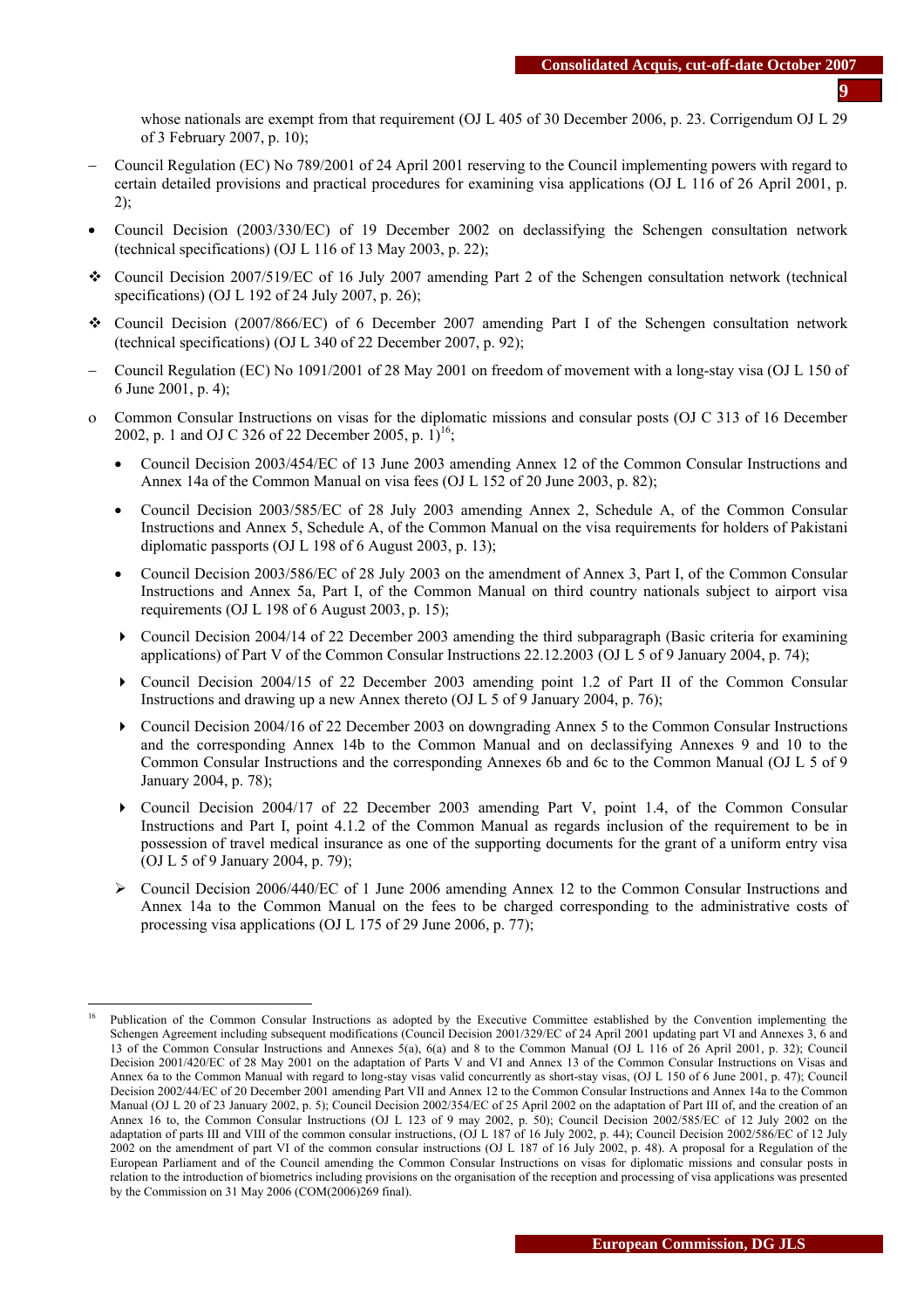whose nationals are exempt from that requirement (OJ L 405 of 30 December 2006, p. 23. Corrigendum OJ L 29 of 3 February 2007, p. 10);

- Council Regulation (EC) No 789/2001 of 24 April 2001 reserving to the Council implementing powers with regard to certain detailed provisions and practical procedures for examining visa applications (OJ L 116 of 26 April 2001, p. 2);

- Council Decision (2003/330/EC) of 19 December 2002 on declassifying the Schengen consultation network (technical specifications) (OJ L 116 of 13 May 2003, p. 22);

- ❖ Council Decision 2007/519/EC of 16 July 2007 amending Part 2 of the Schengen consultation network (technical specifications) (OJ L 192 of 24 July 2007, p. 26);

- ❖ Council Decision (2007/866/EC) of 6 December 2007 amending Part I of the Schengen consultation network (technical specifications) (OJ L 340 of 22 December 2007, p. 92);

- Council Regulation (EC) No 1091/2001 of 28 May 2001 on freedom of movement with a long-stay visa (OJ L 150 of 6 June 2001, p. 4);

- o Common Consular Instructions on visas for the diplomatic missions and consular posts (OJ C 313 of 16 December 2002, p. 1 and OJ C 326 of 22 December 2005, p. 1)[16];

  - Council Decision 2003/454/EC of 13 June 2003 amending Annex 12 of the Common Consular Instructions and Annex 14a of the Common Manual on visa fees (OJ L 152 of 20 June 2003, p. 82);

  - Council Decision 2003/585/EC of 28 July 2003 amending Annex 2, Schedule A, of the Common Consular Instructions and Annex 5, Schedule A, of the Common Manual on the visa requirements for holders of Pakistani diplomatic passports (OJ L 198 of 6 August 2003, p. 13);

  - Council Decision 2003/586/EC of 28 July 2003 on the amendment of Annex 3, Part I, of the Common Consular Instructions and Annex 5a, Part I, of the Common Manual on third country nationals subject to airport visa requirements (OJ L 198 of 6 August 2003, p. 15);

  - ▸ Council Decision 2004/14 of 22 December 2003 amending the third subparagraph (Basic criteria for examining applications) of Part V of the Common Consular Instructions 22.12.2003 (OJ L 5 of 9 January 2004, p. 74);

  - ▸ Council Decision 2004/15 of 22 December 2003 amending point 1.2 of Part II of the Common Consular Instructions and drawing up a new Annex thereto (OJ L 5 of 9 January 2004, p. 76);

  - ▸ Council Decision 2004/16 of 22 December 2003 on downgrading Annex 5 to the Common Consular Instructions and the corresponding Annex 14b to the Common Manual and on declassifying Annexes 9 and 10 to the Common Consular Instructions and the corresponding Annexes 6b and 6c to the Common Manual (OJ L 5 of 9 January 2004, p. 78);

  - ▸ Council Decision 2004/17 of 22 December 2003 amending Part V, point 1.4, of the Common Consular Instructions and Part I, point 4.1.2 of the Common Manual as regards inclusion of the requirement to be in possession of travel medical insurance as one of the supporting documents for the grant of a uniform entry visa (OJ L 5 of 9 January 2004, p. 79);

  - ➢ Council Decision 2006/440/EC of 1 June 2006 amending Annex 12 to the Common Consular Instructions and Annex 14a to the Common Manual on the fees to be charged corresponding to the administrative costs of processing visa applications (OJ L 175 of 29 June 2006, p. 77);

---

[16] Publication of the Common Consular Instructions as adopted by the Executive Committee established by the Convention implementing the Schengen Agreement including subsequent modifications (Council Decision 2001/329/EC of 24 April 2001 updating part VI and Annexes 3, 6 and 13 of the Common Consular Instructions and Annexes 5(a), 6(a) and 8 to the Common Manual (OJ L 116 of 26 April 2001, p. 32); Council Decision 2001/420/EC of 28 May 2001 on the adaptation of Parts V and VI and Annex 13 of the Common Consular Instructions on Visas and Annex 6a to the Common Manual with regard to long-stay visas valid concurrently as short-stay visas, (OJ L 150 of 6 June 2001, p. 47); Council Decision 2002/44/EC of 20 December 2001 amending Part VII and Annex 12 to the Common Consular Instructions and Annex 14a to the Common Manual (OJ L 20 of 23 January 2002, p. 5); Council Decision 2002/354/EC of 25 April 2002 on the adaptation of Part III of, and the creation of an Annex 16 to, the Common Consular Instructions (OJ L 123 of 9 may 2002, p. 50); Council Decision 2002/585/EC of 12 July 2002 on the adaptation of parts III and VIII of the common consular instructions, (OJ L 187 of 16 July 2002, p. 44); Council Decision 2002/586/EC of 12 July 2002 on the amendment of part VI of the common consular instructions (OJ L 187 of 16 July 2002, p. 48). A proposal for a Regulation of the European Parliament and of the Council amending the Common Consular Instructions on visas for diplomatic missions and consular posts in relation to the introduction of biometrics including provisions on the organisation of the reception and processing of visa applications was presented by the Commission on 31 May 2006 (COM(2006)269 final).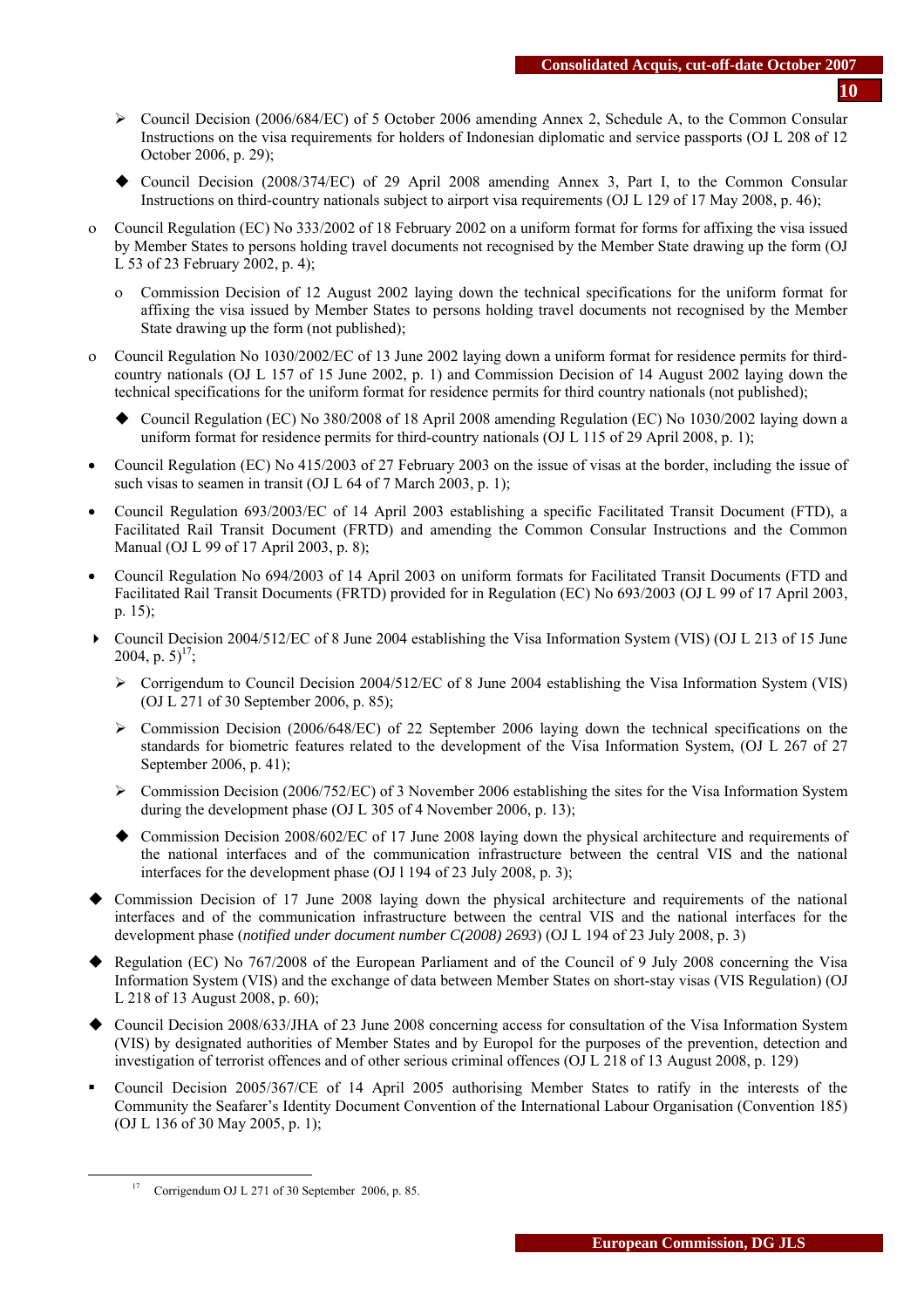- ➢ Council Decision (2006/684/EC) of 5 October 2006 amending Annex 2, Schedule A, to the Common Consular Instructions on the visa requirements for holders of Indonesian diplomatic and service passports (OJ L 208 of 12 October 2006, p. 29);
- ◆ Council Decision (2008/374/EC) of 29 April 2008 amending Annex 3, Part I, to the Common Consular Instructions on third-country nationals subject to airport visa requirements (OJ L 129 of 17 May 2008, p. 46);

- o Council Regulation (EC) No 333/2002 of 18 February 2002 on a uniform format for forms for affixing the visa issued by Member States to persons holding travel documents not recognised by the Member State drawing up the form (OJ L 53 of 23 February 2002, p. 4);
  - o Commission Decision of 12 August 2002 laying down the technical specifications for the uniform format for affixing the visa issued by Member States to persons holding travel documents not recognised by the Member State drawing up the form (not published);

- o Council Regulation No 1030/2002/EC of 13 June 2002 laying down a uniform format for residence permits for third-country nationals (OJ L 157 of 15 June 2002, p. 1) and Commission Decision of 14 August 2002 laying down the technical specifications for the uniform format for residence permits for third country nationals (not published);
  - ◆ Council Regulation (EC) No 380/2008 of 18 April 2008 amending Regulation (EC) No 1030/2002 laying down a uniform format for residence permits for third-country nationals (OJ L 115 of 29 April 2008, p. 1);

- • Council Regulation (EC) No 415/2003 of 27 February 2003 on the issue of visas at the border, including the issue of such visas to seamen in transit (OJ L 64 of 7 March 2003, p. 1);

- • Council Regulation 693/2003/EC of 14 April 2003 establishing a specific Facilitated Transit Document (FTD), a Facilitated Rail Transit Document (FRTD) and amending the Common Consular Instructions and the Common Manual (OJ L 99 of 17 April 2003, p. 8);

- • Council Regulation No 694/2003 of 14 April 2003 on uniform formats for Facilitated Transit Documents (FTD and Facilitated Rail Transit Documents (FRTD) provided for in Regulation (EC) No 693/2003 (OJ L 99 of 17 April 2003, p. 15);

- ▸ Council Decision 2004/512/EC of 8 June 2004 establishing the Visa Information System (VIS) (OJ L 213 of 15 June 2004, p. 5)[17];
  - ➢ Corrigendum to Council Decision 2004/512/EC of 8 June 2004 establishing the Visa Information System (VIS) (OJ L 271 of 30 September 2006, p. 85);
  - ➢ Commission Decision (2006/648/EC) of 22 September 2006 laying down the technical specifications on the standards for biometric features related to the development of the Visa Information System, (OJ L 267 of 27 September 2006, p. 41);
  - ➢ Commission Decision (2006/752/EC) of 3 November 2006 establishing the sites for the Visa Information System during the development phase (OJ L 305 of 4 November 2006, p. 13);
  - ◆ Commission Decision 2008/602/EC of 17 June 2008 laying down the physical architecture and requirements of the national interfaces and of the communication infrastructure between the central VIS and the national interfaces for the development phase (OJ l 194 of 23 July 2008, p. 3);

- ◆ Commission Decision of 17 June 2008 laying down the physical architecture and requirements of the national interfaces and of the communication infrastructure between the central VIS and the national interfaces for the development phase (*notified under document number C(2008) 2693*) (OJ L 194 of 23 July 2008, p. 3)

- ◆ Regulation (EC) No 767/2008 of the European Parliament and of the Council of 9 July 2008 concerning the Visa Information System (VIS) and the exchange of data between Member States on short-stay visas (VIS Regulation) (OJ L 218 of 13 August 2008, p. 60);

- ◆ Council Decision 2008/633/JHA of 23 June 2008 concerning access for consultation of the Visa Information System (VIS) by designated authorities of Member States and by Europol for the purposes of the prevention, detection and investigation of terrorist offences and of other serious criminal offences (OJ L 218 of 13 August 2008, p. 129)

- ▪ Council Decision 2005/367/CE of 14 April 2005 authorising Member States to ratify in the interests of the Community the Seafarer's Identity Document Convention of the International Labour Organisation (Convention 185) (OJ L 136 of 30 May 2005, p. 1);

---

[17] Corrigendum OJ L 271 of 30 September 2006, p. 85.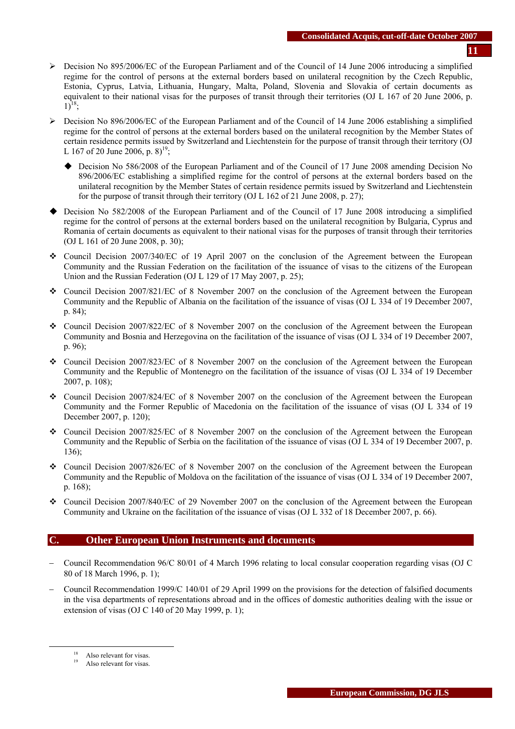- Decision No 895/2006/EC of the European Parliament and of the Council of 14 June 2006 introducing a simplified regime for the control of persons at the external borders based on unilateral recognition by the Czech Republic, Estonia, Cyprus, Latvia, Lithuania, Hungary, Malta, Poland, Slovenia and Slovakia of certain documents as equivalent to their national visas for the purposes of transit through their territories (OJ L 167 of 20 June 2006, p. 1)[18];

- Decision No 896/2006/EC of the European Parliament and of the Council of 14 June 2006 establishing a simplified regime for the control of persons at the external borders based on the unilateral recognition by the Member States of certain residence permits issued by Switzerland and Liechtenstein for the purpose of transit through their territory (OJ L 167 of 20 June 2006, p. 8)[19];

  - Decision No 586/2008 of the European Parliament and of the Council of 17 June 2008 amending Decision No 896/2006/EC establishing a simplified regime for the control of persons at the external borders based on the unilateral recognition by the Member States of certain residence permits issued by Switzerland and Liechtenstein for the purpose of transit through their territory (OJ L 162 of 21 June 2008, p. 27);

- Decision No 582/2008 of the European Parliament and of the Council of 17 June 2008 introducing a simplified regime for the control of persons at the external borders based on the unilateral recognition by Bulgaria, Cyprus and Romania of certain documents as equivalent to their national visas for the purposes of transit through their territories (OJ L 161 of 20 June 2008, p. 30);

- Council Decision 2007/340/EC of 19 April 2007 on the conclusion of the Agreement between the European Community and the Russian Federation on the facilitation of the issuance of visas to the citizens of the European Union and the Russian Federation (OJ L 129 of 17 May 2007, p. 25);

- Council Decision 2007/821/EC of 8 November 2007 on the conclusion of the Agreement between the European Community and the Republic of Albania on the facilitation of the issuance of visas (OJ L 334 of 19 December 2007, p. 84);

- Council Decision 2007/822/EC of 8 November 2007 on the conclusion of the Agreement between the European Community and Bosnia and Herzegovina on the facilitation of the issuance of visas (OJ L 334 of 19 December 2007, p. 96);

- Council Decision 2007/823/EC of 8 November 2007 on the conclusion of the Agreement between the European Community and the Republic of Montenegro on the facilitation of the issuance of visas (OJ L 334 of 19 December 2007, p. 108);

- Council Decision 2007/824/EC of 8 November 2007 on the conclusion of the Agreement between the European Community and the Former Republic of Macedonia on the facilitation of the issuance of visas (OJ L 334 of 19 December 2007, p. 120);

- Council Decision 2007/825/EC of 8 November 2007 on the conclusion of the Agreement between the European Community and the Republic of Serbia on the facilitation of the issuance of visas (OJ L 334 of 19 December 2007, p. 136);

- Council Decision 2007/826/EC of 8 November 2007 on the conclusion of the Agreement between the European Community and the Republic of Moldova on the facilitation of the issuance of visas (OJ L 334 of 19 December 2007, p. 168);

- Council Decision 2007/840/EC of 29 November 2007 on the conclusion of the Agreement between the European Community and Ukraine on the facilitation of the issuance of visas (OJ L 332 of 18 December 2007, p. 66).

## C. Other European Union Instruments and documents

- Council Recommendation 96/C 80/01 of 4 March 1996 relating to local consular cooperation regarding visas (OJ C 80 of 18 March 1996, p. 1);

- Council Recommendation 1999/C 140/01 of 29 April 1999 on the provisions for the detection of falsified documents in the visa departments of representations abroad and in the offices of domestic authorities dealing with the issue or extension of visas (OJ C 140 of 20 May 1999, p. 1);

---

[18] Also relevant for visas.
[19] Also relevant for visas.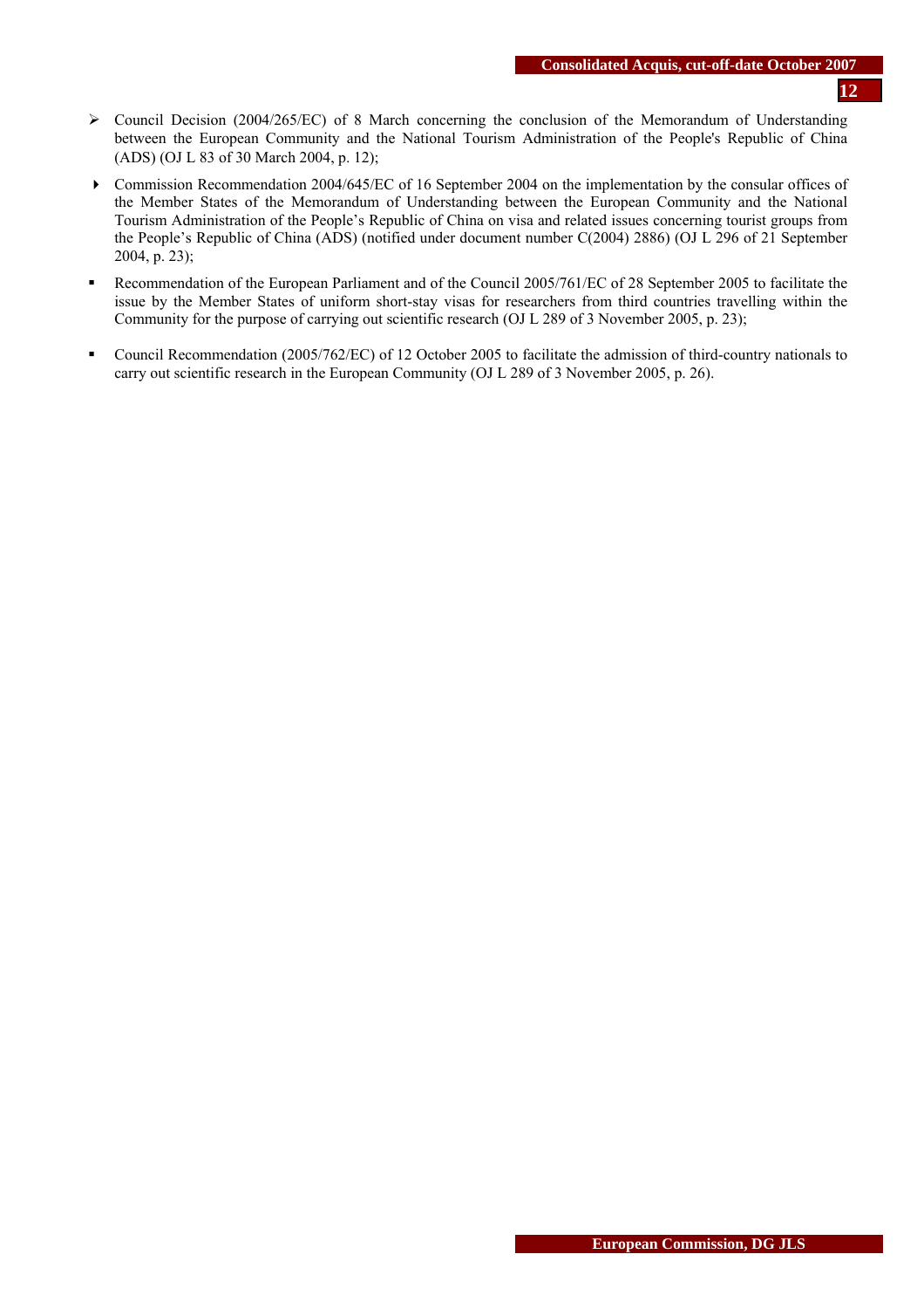- Council Decision (2004/265/EC) of 8 March concerning the conclusion of the Memorandum of Understanding between the European Community and the National Tourism Administration of the People's Republic of China (ADS) (OJ L 83 of 30 March 2004, p. 12);

- Commission Recommendation 2004/645/EC of 16 September 2004 on the implementation by the consular offices of the Member States of the Memorandum of Understanding between the European Community and the National Tourism Administration of the People's Republic of China on visa and related issues concerning tourist groups from the People's Republic of China (ADS) (notified under document number C(2004) 2886) (OJ L 296 of 21 September 2004, p. 23);

- Recommendation of the European Parliament and of the Council 2005/761/EC of 28 September 2005 to facilitate the issue by the Member States of uniform short-stay visas for researchers from third countries travelling within the Community for the purpose of carrying out scientific research (OJ L 289 of 3 November 2005, p. 23);

- Council Recommendation (2005/762/EC) of 12 October 2005 to facilitate the admission of third-country nationals to carry out scientific research in the European Community (OJ L 289 of 3 November 2005, p. 26).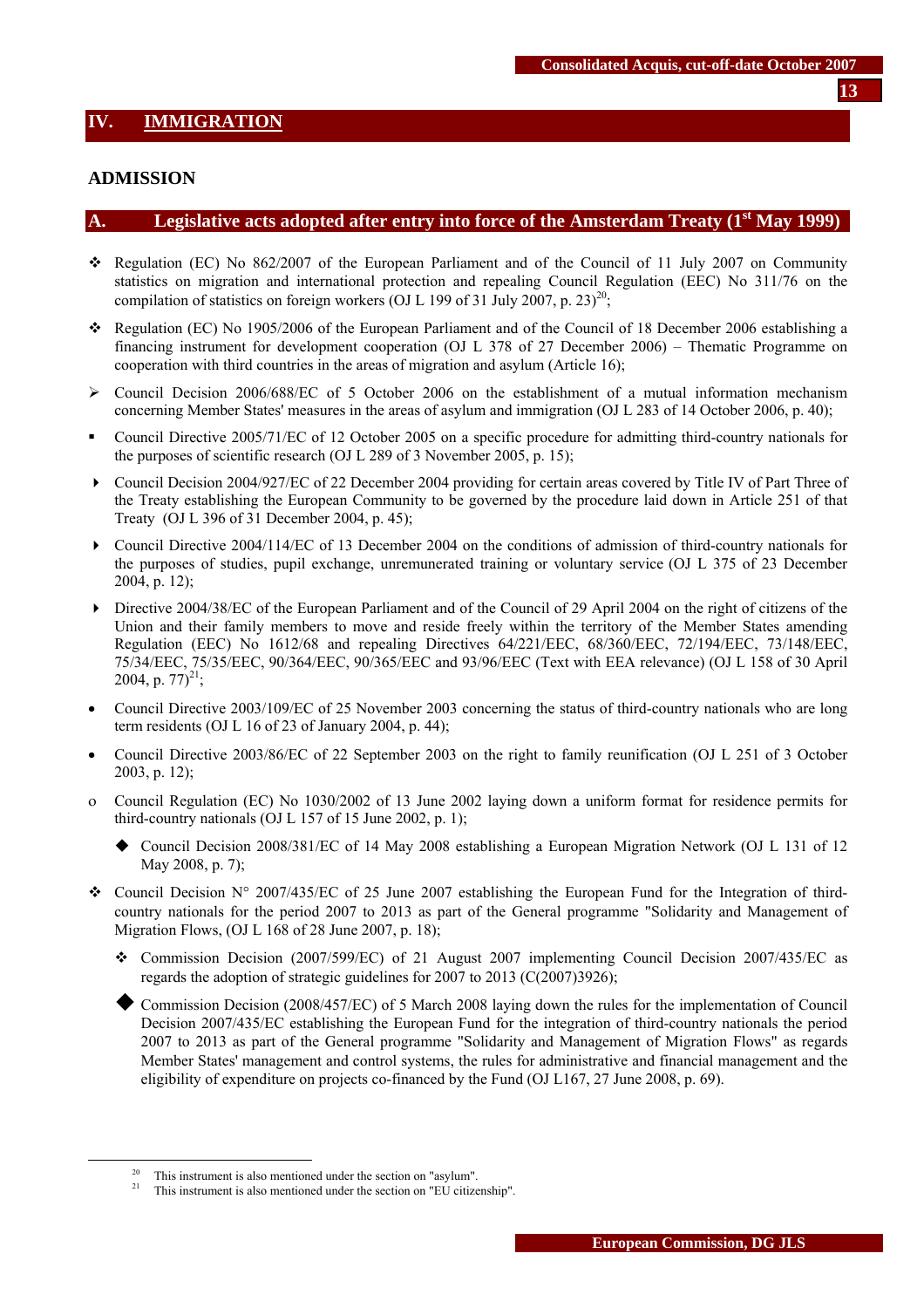# IV. IMMIGRATION

## ADMISSION

### A. Legislative acts adopted after entry into force of the Amsterdam Treaty (1st May 1999)

- Regulation (EC) No 862/2007 of the European Parliament and of the Council of 11 July 2007 on Community statistics on migration and international protection and repealing Council Regulation (EEC) No 311/76 on the compilation of statistics on foreign workers (OJ L 199 of 31 July 2007, p. 23)[20];
- Regulation (EC) No 1905/2006 of the European Parliament and of the Council of 18 December 2006 establishing a financing instrument for development cooperation (OJ L 378 of 27 December 2006) – Thematic Programme on cooperation with third countries in the areas of migration and asylum (Article 16);
- Council Decision 2006/688/EC of 5 October 2006 on the establishment of a mutual information mechanism concerning Member States' measures in the areas of asylum and immigration (OJ L 283 of 14 October 2006, p. 40);
- Council Directive 2005/71/EC of 12 October 2005 on a specific procedure for admitting third-country nationals for the purposes of scientific research (OJ L 289 of 3 November 2005, p. 15);
- Council Decision 2004/927/EC of 22 December 2004 providing for certain areas covered by Title IV of Part Three of the Treaty establishing the European Community to be governed by the procedure laid down in Article 251 of that Treaty (OJ L 396 of 31 December 2004, p. 45);
- Council Directive 2004/114/EC of 13 December 2004 on the conditions of admission of third-country nationals for the purposes of studies, pupil exchange, unremunerated training or voluntary service (OJ L 375 of 23 December 2004, p. 12);
- Directive 2004/38/EC of the European Parliament and of the Council of 29 April 2004 on the right of citizens of the Union and their family members to move and reside freely within the territory of the Member States amending Regulation (EEC) No 1612/68 and repealing Directives 64/221/EEC, 68/360/EEC, 72/194/EEC, 73/148/EEC, 75/34/EEC, 75/35/EEC, 90/364/EEC, 90/365/EEC and 93/96/EEC (Text with EEA relevance) (OJ L 158 of 30 April 2004, p. 77)[21];
- Council Directive 2003/109/EC of 25 November 2003 concerning the status of third-country nationals who are long term residents (OJ L 16 of 23 of January 2004, p. 44);
- Council Directive 2003/86/EC of 22 September 2003 on the right to family reunification (OJ L 251 of 3 October 2003, p. 12);
- Council Regulation (EC) No 1030/2002 of 13 June 2002 laying down a uniform format for residence permits for third-country nationals (OJ L 157 of 15 June 2002, p. 1);
  - Council Decision 2008/381/EC of 14 May 2008 establishing a European Migration Network (OJ L 131 of 12 May 2008, p. 7);
- Council Decision N° 2007/435/EC of 25 June 2007 establishing the European Fund for the Integration of third-country nationals for the period 2007 to 2013 as part of the General programme "Solidarity and Management of Migration Flows, (OJ L 168 of 28 June 2007, p. 18);
  - Commission Decision (2007/599/EC) of 21 August 2007 implementing Council Decision 2007/435/EC as regards the adoption of strategic guidelines for 2007 to 2013 (C(2007)3926);
  - Commission Decision (2008/457/EC) of 5 March 2008 laying down the rules for the implementation of Council Decision 2007/435/EC establishing the European Fund for the integration of third-country nationals the period 2007 to 2013 as part of the General programme "Solidarity and Management of Migration Flows" as regards Member States' management and control systems, the rules for administrative and financial management and the eligibility of expenditure on projects co-financed by the Fund (OJ L167, 27 June 2008, p. 69).

---

[20] This instrument is also mentioned under the section on "asylum".

[21] This instrument is also mentioned under the section on "EU citizenship".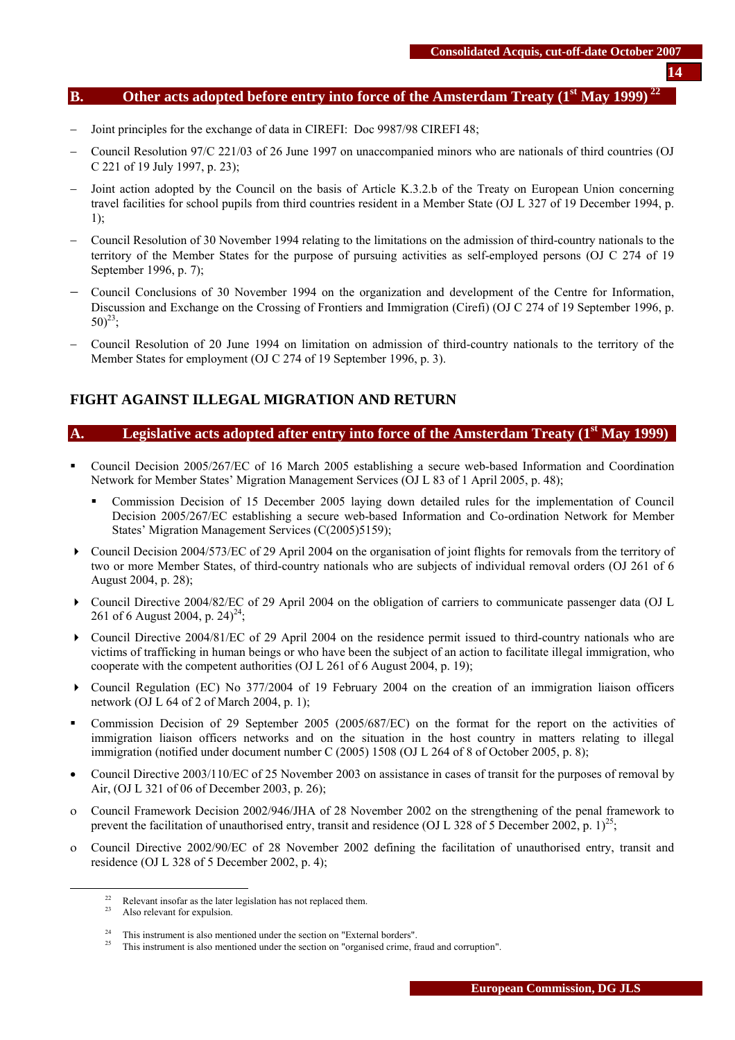## B. Other acts adopted before entry into force of the Amsterdam Treaty (1st May 1999) [22]

- Joint principles for the exchange of data in CIREFI: Doc 9987/98 CIREFI 48;
- Council Resolution 97/C 221/03 of 26 June 1997 on unaccompanied minors who are nationals of third countries (OJ C 221 of 19 July 1997, p. 23);
- Joint action adopted by the Council on the basis of Article K.3.2.b of the Treaty on European Union concerning travel facilities for school pupils from third countries resident in a Member State (OJ L 327 of 19 December 1994, p. 1);
- Council Resolution of 30 November 1994 relating to the limitations on the admission of third-country nationals to the territory of the Member States for the purpose of pursuing activities as self-employed persons (OJ C 274 of 19 September 1996, p. 7);
- Council Conclusions of 30 November 1994 on the organization and development of the Centre for Information, Discussion and Exchange on the Crossing of Frontiers and Immigration (Cirefi) (OJ C 274 of 19 September 1996, p. 50)[23];
- Council Resolution of 20 June 1994 on limitation on admission of third-country nationals to the territory of the Member States for employment (OJ C 274 of 19 September 1996, p. 3).

# FIGHT AGAINST ILLEGAL MIGRATION AND RETURN

## A. Legislative acts adopted after entry into force of the Amsterdam Treaty (1st May 1999)

- ▪ Council Decision 2005/267/EC of 16 March 2005 establishing a secure web-based Information and Coordination Network for Member States' Migration Management Services (OJ L 83 of 1 April 2005, p. 48);
  - ▪ Commission Decision of 15 December 2005 laying down detailed rules for the implementation of Council Decision 2005/267/EC establishing a secure web-based Information and Co-ordination Network for Member States' Migration Management Services (C(2005)5159);
- ▸ Council Decision 2004/573/EC of 29 April 2004 on the organisation of joint flights for removals from the territory of two or more Member States, of third-country nationals who are subjects of individual removal orders (OJ 261 of 6 August 2004, p. 28);
- ▸ Council Directive 2004/82/EC of 29 April 2004 on the obligation of carriers to communicate passenger data (OJ L 261 of 6 August 2004, p. 24)[24];
- ▸ Council Directive 2004/81/EC of 29 April 2004 on the residence permit issued to third-country nationals who are victims of trafficking in human beings or who have been the subject of an action to facilitate illegal immigration, who cooperate with the competent authorities (OJ L 261 of 6 August 2004, p. 19);
- ▸ Council Regulation (EC) No 377/2004 of 19 February 2004 on the creation of an immigration liaison officers network (OJ L 64 of 2 of March 2004, p. 1);
- ▪ Commission Decision of 29 September 2005 (2005/687/EC) on the format for the report on the activities of immigration liaison officers networks and on the situation in the host country in matters relating to illegal immigration (notified under document number C (2005) 1508 (OJ L 264 of 8 of October 2005, p. 8);
- • Council Directive 2003/110/EC of 25 November 2003 on assistance in cases of transit for the purposes of removal by Air, (OJ L 321 of 06 of December 2003, p. 26);
- o Council Framework Decision 2002/946/JHA of 28 November 2002 on the strengthening of the penal framework to prevent the facilitation of unauthorised entry, transit and residence (OJ L 328 of 5 December 2002, p. 1)[25];
- o Council Directive 2002/90/EC of 28 November 2002 defining the facilitation of unauthorised entry, transit and residence (OJ L 328 of 5 December 2002, p. 4);

---

[22] Relevant insofar as the later legislation has not replaced them.
[23] Also relevant for expulsion.
[24] This instrument is also mentioned under the section on "External borders".
[25] This instrument is also mentioned under the section on "organised crime, fraud and corruption".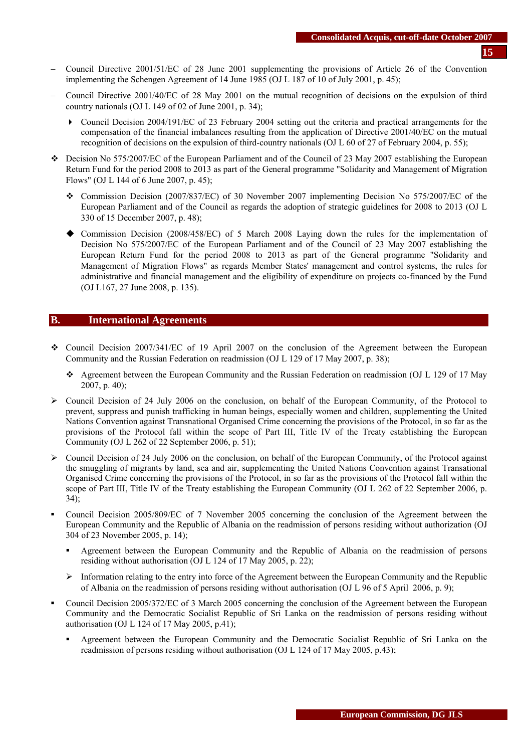- Council Directive 2001/51/EC of 28 June 2001 supplementing the provisions of Article 26 of the Convention implementing the Schengen Agreement of 14 June 1985 (OJ L 187 of 10 of July 2001, p. 45);
- Council Directive 2001/40/EC of 28 May 2001 on the mutual recognition of decisions on the expulsion of third country nationals (OJ L 149 of 02 of June 2001, p. 34);
  - Council Decision 2004/191/EC of 23 February 2004 setting out the criteria and practical arrangements for the compensation of the financial imbalances resulting from the application of Directive 2001/40/EC on the mutual recognition of decisions on the expulsion of third-country nationals (OJ L 60 of 27 of February 2004, p. 55);
- Decision No 575/2007/EC of the European Parliament and of the Council of 23 May 2007 establishing the European Return Fund for the period 2008 to 2013 as part of the General programme "Solidarity and Management of Migration Flows" (OJ L 144 of 6 June 2007, p. 45);
  - Commission Decision (2007/837/EC) of 30 November 2007 implementing Decision No 575/2007/EC of the European Parliament and of the Council as regards the adoption of strategic guidelines for 2008 to 2013 (OJ L 330 of 15 December 2007, p. 48);
  - Commission Decision (2008/458/EC) of 5 March 2008 Laying down the rules for the implementation of Decision No 575/2007/EC of the European Parliament and of the Council of 23 May 2007 establishing the European Return Fund for the period 2008 to 2013 as part of the General programme "Solidarity and Management of Migration Flows" as regards Member States' management and control systems, the rules for administrative and financial management and the eligibility of expenditure on projects co-financed by the Fund (OJ L167, 27 June 2008, p. 135).

## B. International Agreements

- Council Decision 2007/341/EC of 19 April 2007 on the conclusion of the Agreement between the European Community and the Russian Federation on readmission (OJ L 129 of 17 May 2007, p. 38);
  - Agreement between the European Community and the Russian Federation on readmission (OJ L 129 of 17 May 2007, p. 40);
- Council Decision of 24 July 2006 on the conclusion, on behalf of the European Community, of the Protocol to prevent, suppress and punish trafficking in human beings, especially women and children, supplementing the United Nations Convention against Transnational Organised Crime concerning the provisions of the Protocol, in so far as the provisions of the Protocol fall within the scope of Part III, Title IV of the Treaty establishing the European Community (OJ L 262 of 22 September 2006, p. 51);
- Council Decision of 24 July 2006 on the conclusion, on behalf of the European Community, of the Protocol against the smuggling of migrants by land, sea and air, supplementing the United Nations Convention against Transational Organised Crime concerning the provisions of the Protocol, in so far as the provisions of the Protocol fall within the scope of Part III, Title IV of the Treaty establishing the European Community (OJ L 262 of 22 September 2006, p. 34);
- Council Decision 2005/809/EC of 7 November 2005 concerning the conclusion of the Agreement between the European Community and the Republic of Albania on the readmission of persons residing without authorization (OJ 304 of 23 November 2005, p. 14);
  - Agreement between the European Community and the Republic of Albania on the readmission of persons residing without authorisation (OJ L 124 of 17 May 2005, p. 22);
  - Information relating to the entry into force of the Agreement between the European Community and the Republic of Albania on the readmission of persons residing without authorisation (OJ L 96 of 5 April 2006, p. 9);
- Council Decision 2005/372/EC of 3 March 2005 concerning the conclusion of the Agreement between the European Community and the Democratic Socialist Republic of Sri Lanka on the readmission of persons residing without authorisation (OJ L 124 of 17 May 2005, p.41);
  - Agreement between the European Community and the Democratic Socialist Republic of Sri Lanka on the readmission of persons residing without authorisation (OJ L 124 of 17 May 2005, p.43);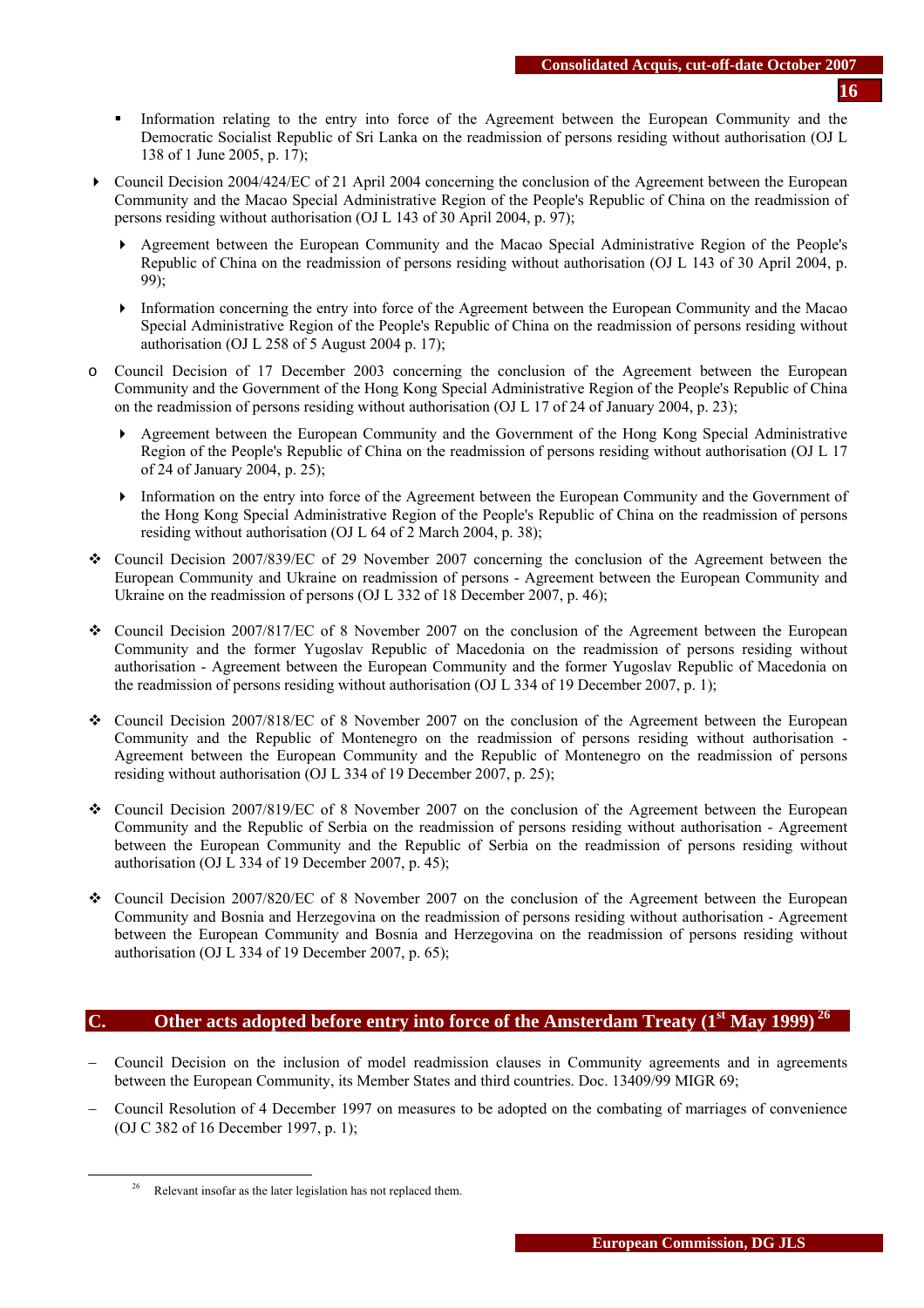- Information relating to the entry into force of the Agreement between the European Community and the Democratic Socialist Republic of Sri Lanka on the readmission of persons residing without authorisation (OJ L 138 of 1 June 2005, p. 17);

- Council Decision 2004/424/EC of 21 April 2004 concerning the conclusion of the Agreement between the European Community and the Macao Special Administrative Region of the People's Republic of China on the readmission of persons residing without authorisation (OJ L 143 of 30 April 2004, p. 97);
  - Agreement between the European Community and the Macao Special Administrative Region of the People's Republic of China on the readmission of persons residing without authorisation (OJ L 143 of 30 April 2004, p. 99);
  - Information concerning the entry into force of the Agreement between the European Community and the Macao Special Administrative Region of the People's Republic of China on the readmission of persons residing without authorisation (OJ L 258 of 5 August 2004 p. 17);

- Council Decision of 17 December 2003 concerning the conclusion of the Agreement between the European Community and the Government of the Hong Kong Special Administrative Region of the People's Republic of China on the readmission of persons residing without authorisation (OJ L 17 of 24 of January 2004, p. 23);
  - Agreement between the European Community and the Government of the Hong Kong Special Administrative Region of the People's Republic of China on the readmission of persons residing without authorisation (OJ L 17 of 24 of January 2004, p. 25);
  - Information on the entry into force of the Agreement between the European Community and the Government of the Hong Kong Special Administrative Region of the People's Republic of China on the readmission of persons residing without authorisation (OJ L 64 of 2 March 2004, p. 38);

- Council Decision 2007/839/EC of 29 November 2007 concerning the conclusion of the Agreement between the European Community and Ukraine on readmission of persons - Agreement between the European Community and Ukraine on the readmission of persons (OJ L 332 of 18 December 2007, p. 46);

- Council Decision 2007/817/EC of 8 November 2007 on the conclusion of the Agreement between the European Community and the former Yugoslav Republic of Macedonia on the readmission of persons residing without authorisation - Agreement between the European Community and the former Yugoslav Republic of Macedonia on the readmission of persons residing without authorisation (OJ L 334 of 19 December 2007, p. 1);

- Council Decision 2007/818/EC of 8 November 2007 on the conclusion of the Agreement between the European Community and the Republic of Montenegro on the readmission of persons residing without authorisation - Agreement between the European Community and the Republic of Montenegro on the readmission of persons residing without authorisation (OJ L 334 of 19 December 2007, p. 25);

- Council Decision 2007/819/EC of 8 November 2007 on the conclusion of the Agreement between the European Community and the Republic of Serbia on the readmission of persons residing without authorisation - Agreement between the European Community and the Republic of Serbia on the readmission of persons residing without authorisation (OJ L 334 of 19 December 2007, p. 45);

- Council Decision 2007/820/EC of 8 November 2007 on the conclusion of the Agreement between the European Community and Bosnia and Herzegovina on the readmission of persons residing without authorisation - Agreement between the European Community and Bosnia and Herzegovina on the readmission of persons residing without authorisation (OJ L 334 of 19 December 2007, p. 65);

## C. Other acts adopted before entry into force of the Amsterdam Treaty (1st May 1999) [26]

- Council Decision on the inclusion of model readmission clauses in Community agreements and in agreements between the European Community, its Member States and third countries. Doc. 13409/99 MIGR 69;
- Council Resolution of 4 December 1997 on measures to be adopted on the combating of marriages of convenience (OJ C 382 of 16 December 1997, p. 1);

[26] Relevant insofar as the later legislation has not replaced them.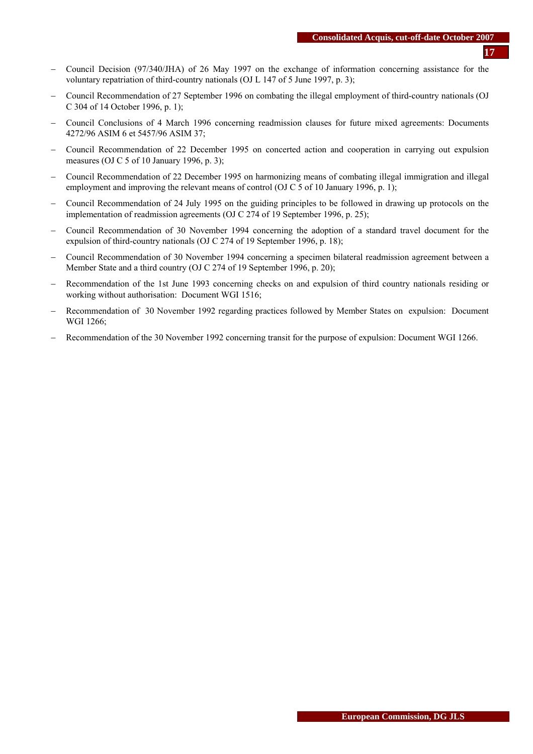- Council Decision (97/340/JHA) of 26 May 1997 on the exchange of information concerning assistance for the voluntary repatriation of third-country nationals (OJ L 147 of 5 June 1997, p. 3);
- Council Recommendation of 27 September 1996 on combating the illegal employment of third-country nationals (OJ C 304 of 14 October 1996, p. 1);
- Council Conclusions of 4 March 1996 concerning readmission clauses for future mixed agreements: Documents 4272/96 ASIM 6 et 5457/96 ASIM 37;
- Council Recommendation of 22 December 1995 on concerted action and cooperation in carrying out expulsion measures (OJ C 5 of 10 January 1996, p. 3);
- Council Recommendation of 22 December 1995 on harmonizing means of combating illegal immigration and illegal employment and improving the relevant means of control (OJ C 5 of 10 January 1996, p. 1);
- Council Recommendation of 24 July 1995 on the guiding principles to be followed in drawing up protocols on the implementation of readmission agreements (OJ C 274 of 19 September 1996, p. 25);
- Council Recommendation of 30 November 1994 concerning the adoption of a standard travel document for the expulsion of third-country nationals (OJ C 274 of 19 September 1996, p. 18);
- Council Recommendation of 30 November 1994 concerning a specimen bilateral readmission agreement between a Member State and a third country (OJ C 274 of 19 September 1996, p. 20);
- Recommendation of the 1st June 1993 concerning checks on and expulsion of third country nationals residing or working without authorisation: Document WGI 1516;
- Recommendation of 30 November 1992 regarding practices followed by Member States on expulsion: Document WGI 1266;
- Recommendation of the 30 November 1992 concerning transit for the purpose of expulsion: Document WGI 1266.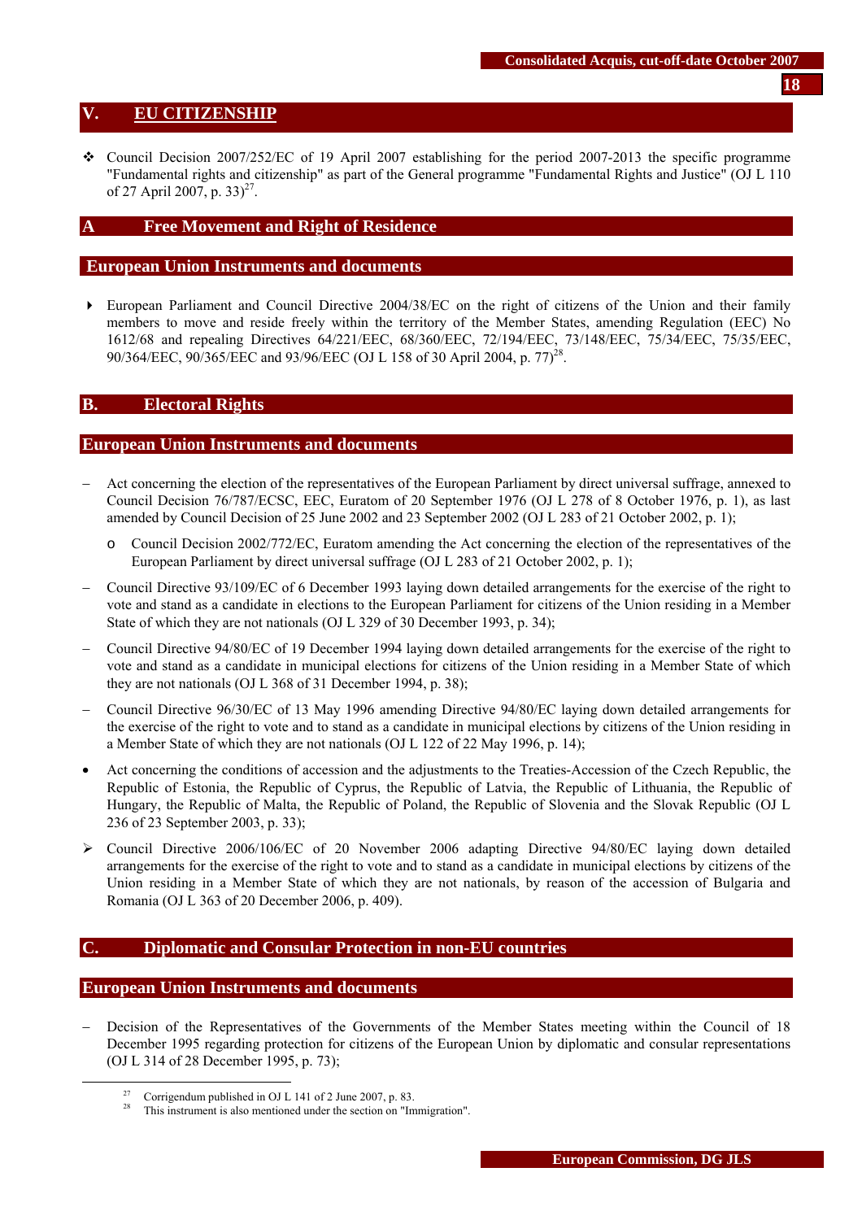# V. EU CITIZENSHIP

- Council Decision 2007/252/EC of 19 April 2007 establishing for the period 2007-2013 the specific programme "Fundamental rights and citizenship" as part of the General programme "Fundamental Rights and Justice" (OJ L 110 of 27 April 2007, p. 33)[27].

## A Free Movement and Right of Residence

### European Union Instruments and documents

- European Parliament and Council Directive 2004/38/EC on the right of citizens of the Union and their family members to move and reside freely within the territory of the Member States, amending Regulation (EEC) No 1612/68 and repealing Directives 64/221/EEC, 68/360/EEC, 72/194/EEC, 73/148/EEC, 75/34/EEC, 75/35/EEC, 90/364/EEC, 90/365/EEC and 93/96/EEC (OJ L 158 of 30 April 2004, p. 77)[28].

## B. Electoral Rights

### European Union Instruments and documents

- Act concerning the election of the representatives of the European Parliament by direct universal suffrage, annexed to Council Decision 76/787/ECSC, EEC, Euratom of 20 September 1976 (OJ L 278 of 8 October 1976, p. 1), as last amended by Council Decision of 25 June 2002 and 23 September 2002 (OJ L 283 of 21 October 2002, p. 1);
  - Council Decision 2002/772/EC, Euratom amending the Act concerning the election of the representatives of the European Parliament by direct universal suffrage (OJ L 283 of 21 October 2002, p. 1);
- Council Directive 93/109/EC of 6 December 1993 laying down detailed arrangements for the exercise of the right to vote and stand as a candidate in elections to the European Parliament for citizens of the Union residing in a Member State of which they are not nationals (OJ L 329 of 30 December 1993, p. 34);
- Council Directive 94/80/EC of 19 December 1994 laying down detailed arrangements for the exercise of the right to vote and stand as a candidate in municipal elections for citizens of the Union residing in a Member State of which they are not nationals (OJ L 368 of 31 December 1994, p. 38);
- Council Directive 96/30/EC of 13 May 1996 amending Directive 94/80/EC laying down detailed arrangements for the exercise of the right to vote and to stand as a candidate in municipal elections by citizens of the Union residing in a Member State of which they are not nationals (OJ L 122 of 22 May 1996, p. 14);
- Act concerning the conditions of accession and the adjustments to the Treaties-Accession of the Czech Republic, the Republic of Estonia, the Republic of Cyprus, the Republic of Latvia, the Republic of Lithuania, the Republic of Hungary, the Republic of Malta, the Republic of Poland, the Republic of Slovenia and the Slovak Republic (OJ L 236 of 23 September 2003, p. 33);
- Council Directive 2006/106/EC of 20 November 2006 adapting Directive 94/80/EC laying down detailed arrangements for the exercise of the right to vote and to stand as a candidate in municipal elections by citizens of the Union residing in a Member State of which they are not nationals, by reason of the accession of Bulgaria and Romania (OJ L 363 of 20 December 2006, p. 409).

## C. Diplomatic and Consular Protection in non-EU countries

### European Union Instruments and documents

- Decision of the Representatives of the Governments of the Member States meeting within the Council of 18 December 1995 regarding protection for citizens of the European Union by diplomatic and consular representations (OJ L 314 of 28 December 1995, p. 73);

---

[27] Corrigendum published in OJ L 141 of 2 June 2007, p. 83.

[28] This instrument is also mentioned under the section on "Immigration".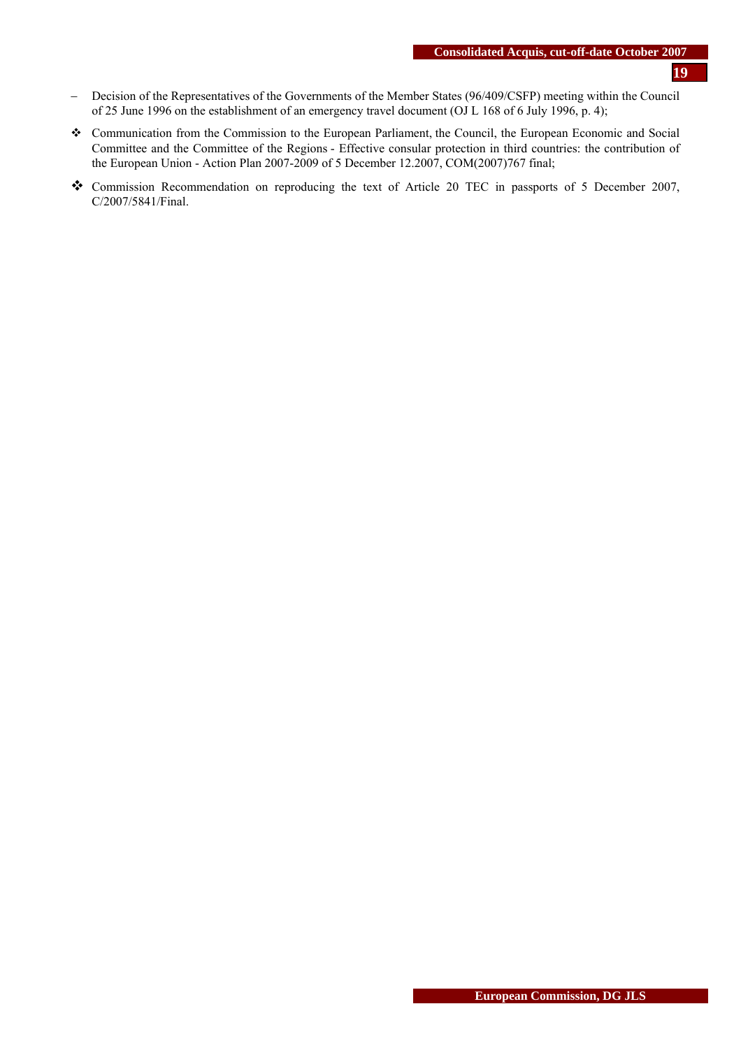- Decision of the Representatives of the Governments of the Member States (96/409/CSFP) meeting within the Council of 25 June 1996 on the establishment of an emergency travel document (OJ L 168 of 6 July 1996, p. 4);

- ❖ Communication from the Commission to the European Parliament, the Council, the European Economic and Social Committee and the Committee of the Regions - Effective consular protection in third countries: the contribution of the European Union - Action Plan 2007-2009 of 5 December 12.2007, COM(2007)767 final;

- ❖ Commission Recommendation on reproducing the text of Article 20 TEC in passports of 5 December 2007, C/2007/5841/Final.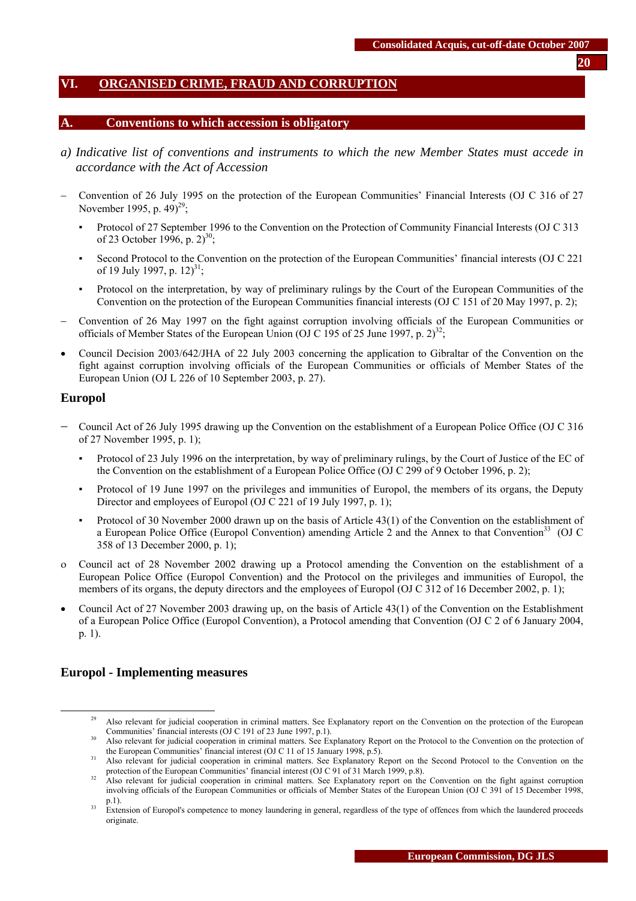# VI. ORGANISED CRIME, FRAUD AND CORRUPTION

## A. Conventions to which accession is obligatory

*a) Indicative list of conventions and instruments to which the new Member States must accede in accordance with the Act of Accession*

- Convention of 26 July 1995 on the protection of the European Communities' Financial Interests (OJ C 316 of 27 November 1995, p. 49)[29];
  - Protocol of 27 September 1996 to the Convention on the Protection of Community Financial Interests (OJ C 313 of 23 October 1996, p. 2)[30];
  - Second Protocol to the Convention on the protection of the European Communities' financial interests (OJ C 221 of 19 July 1997, p. 12)[31];
  - Protocol on the interpretation, by way of preliminary rulings by the Court of the European Communities of the Convention on the protection of the European Communities financial interests (OJ C 151 of 20 May 1997, p. 2);
- Convention of 26 May 1997 on the fight against corruption involving officials of the European Communities or officials of Member States of the European Union (OJ C 195 of 25 June 1997, p. 2)[32];
- Council Decision 2003/642/JHA of 22 July 2003 concerning the application to Gibraltar of the Convention on the fight against corruption involving officials of the European Communities or officials of Member States of the European Union (OJ L 226 of 10 September 2003, p. 27).

### Europol

- Council Act of 26 July 1995 drawing up the Convention on the establishment of a European Police Office (OJ C 316 of 27 November 1995, p. 1);
  - Protocol of 23 July 1996 on the interpretation, by way of preliminary rulings, by the Court of Justice of the EC of the Convention on the establishment of a European Police Office (OJ C 299 of 9 October 1996, p. 2);
  - Protocol of 19 June 1997 on the privileges and immunities of Europol, the members of its organs, the Deputy Director and employees of Europol (OJ C 221 of 19 July 1997, p. 1);
  - Protocol of 30 November 2000 drawn up on the basis of Article 43(1) of the Convention on the establishment of a European Police Office (Europol Convention) amending Article 2 and the Annex to that Convention[33] (OJ C 358 of 13 December 2000, p. 1);
- o Council act of 28 November 2002 drawing up a Protocol amending the Convention on the establishment of a European Police Office (Europol Convention) and the Protocol on the privileges and immunities of Europol, the members of its organs, the deputy directors and the employees of Europol (OJ C 312 of 16 December 2002, p. 1);
- Council Act of 27 November 2003 drawing up, on the basis of Article 43(1) of the Convention on the Establishment of a European Police Office (Europol Convention), a Protocol amending that Convention (OJ C 2 of 6 January 2004, p. 1).

### Europol - Implementing measures

---

[29] Also relevant for judicial cooperation in criminal matters. See Explanatory report on the Convention on the protection of the European Communities' financial interests (OJ C 191 of 23 June 1997, p.1).

[30] Also relevant for judicial cooperation in criminal matters. See Explanatory Report on the Protocol to the Convention on the protection of the European Communities' financial interest (OJ C 11 of 15 January 1998, p.5).

[31] Also relevant for judicial cooperation in criminal matters. See Explanatory Report on the Second Protocol to the Convention on the protection of the European Communities' financial interest (OJ C 91 of 31 March 1999, p.8).

[32] Also relevant for judicial cooperation in criminal matters. See Explanatory report on the Convention on the fight against corruption involving officials of the European Communities or officials of Member States of the European Union (OJ C 391 of 15 December 1998, p.1).

[33] Extension of Europol's competence to money laundering in general, regardless of the type of offences from which the laundered proceeds originate.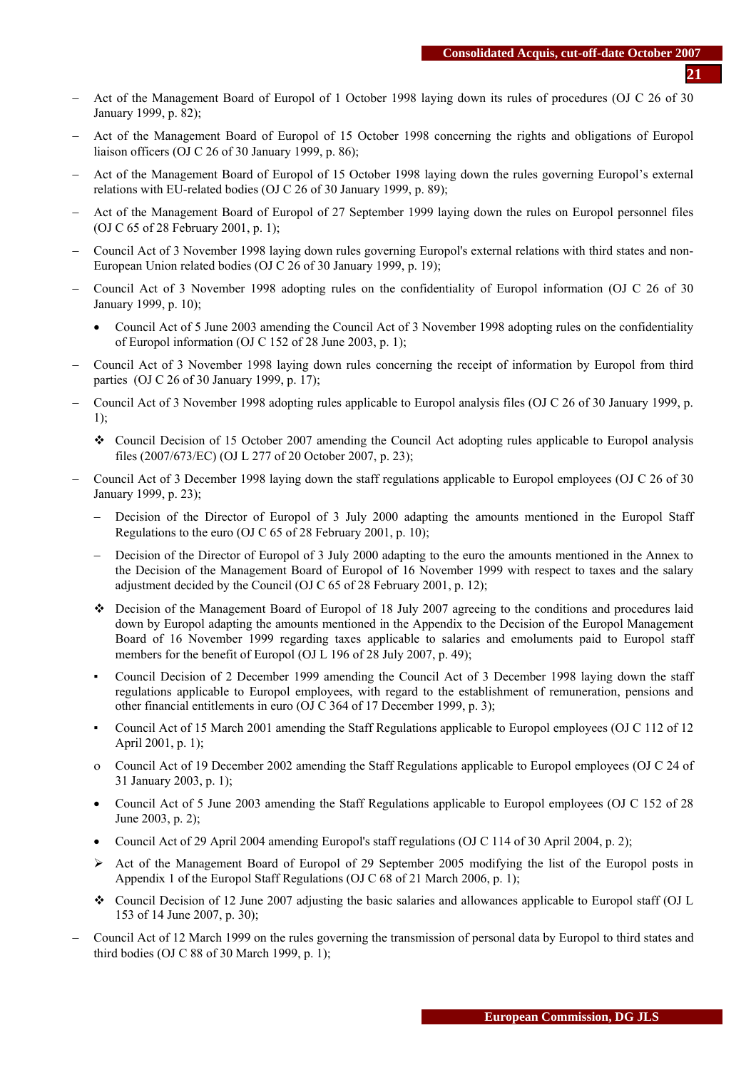- Act of the Management Board of Europol of 1 October 1998 laying down its rules of procedures (OJ C 26 of 30 January 1999, p. 82);
- Act of the Management Board of Europol of 15 October 1998 concerning the rights and obligations of Europol liaison officers (OJ C 26 of 30 January 1999, p. 86);
- Act of the Management Board of Europol of 15 October 1998 laying down the rules governing Europol’s external relations with EU-related bodies (OJ C 26 of 30 January 1999, p. 89);
- Act of the Management Board of Europol of 27 September 1999 laying down the rules on Europol personnel files (OJ C 65 of 28 February 2001, p. 1);
- Council Act of 3 November 1998 laying down rules governing Europol's external relations with third states and non-European Union related bodies (OJ C 26 of 30 January 1999, p. 19);
- Council Act of 3 November 1998 adopting rules on the confidentiality of Europol information (OJ C 26 of 30 January 1999, p. 10);
  - Council Act of 5 June 2003 amending the Council Act of 3 November 1998 adopting rules on the confidentiality of Europol information (OJ C 152 of 28 June 2003, p. 1);
- Council Act of 3 November 1998 laying down rules concerning the receipt of information by Europol from third parties (OJ C 26 of 30 January 1999, p. 17);
- Council Act of 3 November 1998 adopting rules applicable to Europol analysis files (OJ C 26 of 30 January 1999, p. 1);
  - ❖ Council Decision of 15 October 2007 amending the Council Act adopting rules applicable to Europol analysis files (2007/673/EC) (OJ L 277 of 20 October 2007, p. 23);
- Council Act of 3 December 1998 laying down the staff regulations applicable to Europol employees (OJ C 26 of 30 January 1999, p. 23);
  - Decision of the Director of Europol of 3 July 2000 adapting the amounts mentioned in the Europol Staff Regulations to the euro (OJ C 65 of 28 February 2001, p. 10);
  - Decision of the Director of Europol of 3 July 2000 adapting to the euro the amounts mentioned in the Annex to the Decision of the Management Board of Europol of 16 November 1999 with respect to taxes and the salary adjustment decided by the Council (OJ C 65 of 28 February 2001, p. 12);
  - ❖ Decision of the Management Board of Europol of 18 July 2007 agreeing to the conditions and procedures laid down by Europol adapting the amounts mentioned in the Appendix to the Decision of the Europol Management Board of 16 November 1999 regarding taxes applicable to salaries and emoluments paid to Europol staff members for the benefit of Europol (OJ L 196 of 28 July 2007, p. 49);
  - ▪ Council Decision of 2 December 1999 amending the Council Act of 3 December 1998 laying down the staff regulations applicable to Europol employees, with regard to the establishment of remuneration, pensions and other financial entitlements in euro (OJ C 364 of 17 December 1999, p. 3);
  - ▪ Council Act of 15 March 2001 amending the Staff Regulations applicable to Europol employees (OJ C 112 of 12 April 2001, p. 1);
  - o Council Act of 19 December 2002 amending the Staff Regulations applicable to Europol employees (OJ C 24 of 31 January 2003, p. 1);
  - Council Act of 5 June 2003 amending the Staff Regulations applicable to Europol employees (OJ C 152 of 28 June 2003, p. 2);
  - Council Act of 29 April 2004 amending Europol's staff regulations (OJ C 114 of 30 April 2004, p. 2);
  - ➢ Act of the Management Board of Europol of 29 September 2005 modifying the list of the Europol posts in Appendix 1 of the Europol Staff Regulations (OJ C 68 of 21 March 2006, p. 1);
  - ❖ Council Decision of 12 June 2007 adjusting the basic salaries and allowances applicable to Europol staff (OJ L 153 of 14 June 2007, p. 30);
- Council Act of 12 March 1999 on the rules governing the transmission of personal data by Europol to third states and third bodies (OJ C 88 of 30 March 1999, p. 1);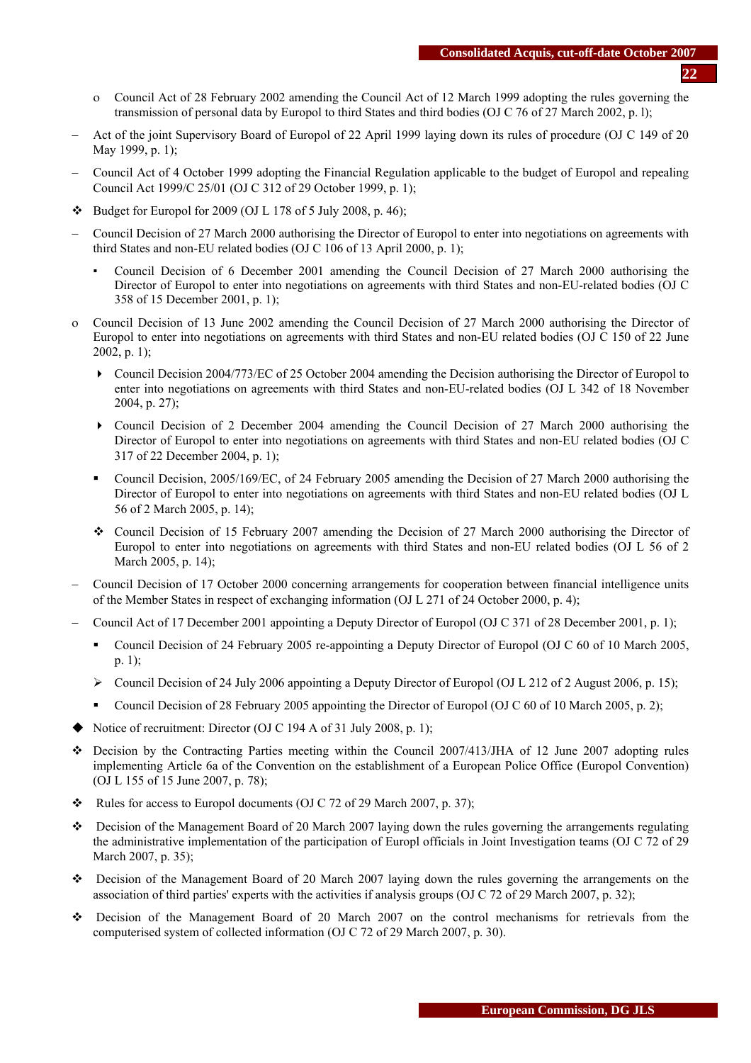- o Council Act of 28 February 2002 amending the Council Act of 12 March 1999 adopting the rules governing the transmission of personal data by Europol to third States and third bodies (OJ C 76 of 27 March 2002, p. l);

- – Act of the joint Supervisory Board of Europol of 22 April 1999 laying down its rules of procedure (OJ C 149 of 20 May 1999, p. 1);

- – Council Act of 4 October 1999 adopting the Financial Regulation applicable to the budget of Europol and repealing Council Act 1999/C 25/01 (OJ C 312 of 29 October 1999, p. 1);

- ❖ Budget for Europol for 2009 (OJ L 178 of 5 July 2008, p. 46);

- – Council Decision of 27 March 2000 authorising the Director of Europol to enter into negotiations on agreements with third States and non-EU related bodies (OJ C 106 of 13 April 2000, p. 1);

  - ▪ Council Decision of 6 December 2001 amending the Council Decision of 27 March 2000 authorising the Director of Europol to enter into negotiations on agreements with third States and non-EU-related bodies (OJ C 358 of 15 December 2001, p. 1);

- o Council Decision of 13 June 2002 amending the Council Decision of 27 March 2000 authorising the Director of Europol to enter into negotiations on agreements with third States and non-EU related bodies (OJ C 150 of 22 June 2002, p. 1);

  - ▸ Council Decision 2004/773/EC of 25 October 2004 amending the Decision authorising the Director of Europol to enter into negotiations on agreements with third States and non-EU-related bodies (OJ L 342 of 18 November 2004, p. 27);

  - ▸ Council Decision of 2 December 2004 amending the Council Decision of 27 March 2000 authorising the Director of Europol to enter into negotiations on agreements with third States and non-EU related bodies (OJ C 317 of 22 December 2004, p. 1);

  - ▪ Council Decision, 2005/169/EC, of 24 February 2005 amending the Decision of 27 March 2000 authorising the Director of Europol to enter into negotiations on agreements with third States and non-EU related bodies (OJ L 56 of 2 March 2005, p. 14);

  - ❖ Council Decision of 15 February 2007 amending the Decision of 27 March 2000 authorising the Director of Europol to enter into negotiations on agreements with third States and non-EU related bodies (OJ L 56 of 2 March 2005, p. 14);

- – Council Decision of 17 October 2000 concerning arrangements for cooperation between financial intelligence units of the Member States in respect of exchanging information (OJ L 271 of 24 October 2000, p. 4);

- – Council Act of 17 December 2001 appointing a Deputy Director of Europol (OJ C 371 of 28 December 2001, p. 1);

  - ▪ Council Decision of 24 February 2005 re-appointing a Deputy Director of Europol (OJ C 60 of 10 March 2005, p. 1);

  - ➢ Council Decision of 24 July 2006 appointing a Deputy Director of Europol (OJ L 212 of 2 August 2006, p. 15);

  - ▪ Council Decision of 28 February 2005 appointing the Director of Europol (OJ C 60 of 10 March 2005, p. 2);

- ◆ Notice of recruitment: Director (OJ C 194 A of 31 July 2008, p. 1);

- ❖ Decision by the Contracting Parties meeting within the Council 2007/413/JHA of 12 June 2007 adopting rules implementing Article 6a of the Convention on the establishment of a European Police Office (Europol Convention) (OJ L 155 of 15 June 2007, p. 78);

- ❖ Rules for access to Europol documents (OJ C 72 of 29 March 2007, p. 37);

- ❖ Decision of the Management Board of 20 March 2007 laying down the rules governing the arrangements regulating the administrative implementation of the participation of Europl officials in Joint Investigation teams (OJ C 72 of 29 March 2007, p. 35);

- ❖ Decision of the Management Board of 20 March 2007 laying down the rules governing the arrangements on the association of third parties' experts with the activities if analysis groups (OJ C 72 of 29 March 2007, p. 32);

- ❖ Decision of the Management Board of 20 March 2007 on the control mechanisms for retrievals from the computerised system of collected information (OJ C 72 of 29 March 2007, p. 30).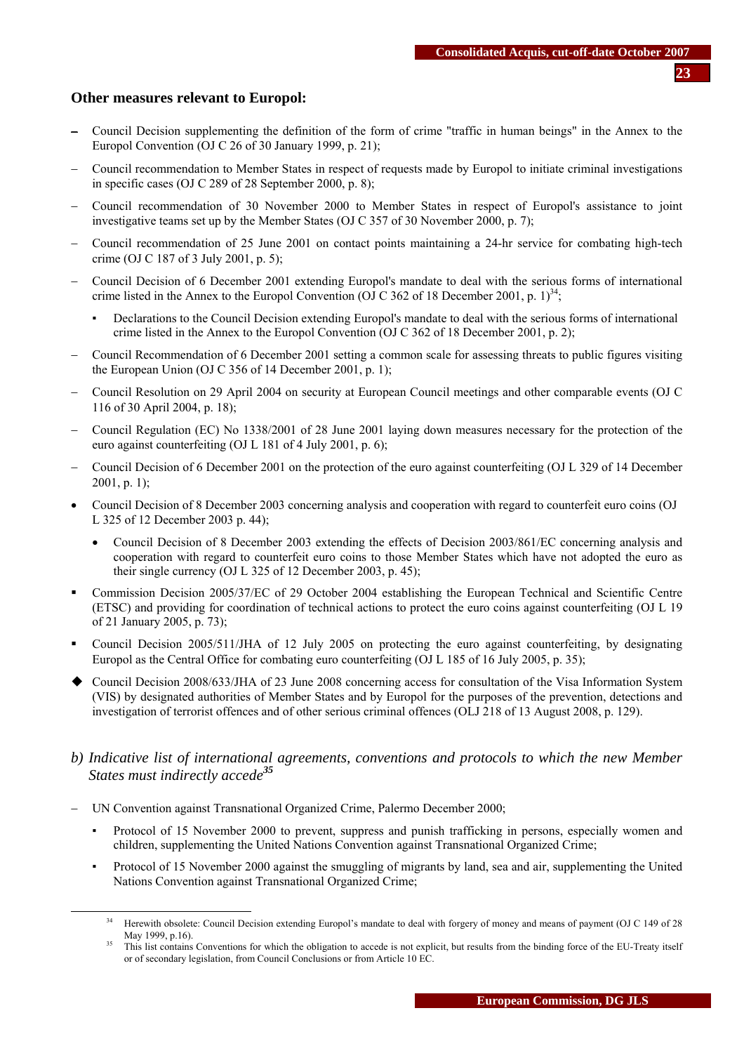### Other measures relevant to Europol:

- Council Decision supplementing the definition of the form of crime "traffic in human beings" in the Annex to the Europol Convention (OJ C 26 of 30 January 1999, p. 21);
- Council recommendation to Member States in respect of requests made by Europol to initiate criminal investigations in specific cases (OJ C 289 of 28 September 2000, p. 8);
- Council recommendation of 30 November 2000 to Member States in respect of Europol's assistance to joint investigative teams set up by the Member States (OJ C 357 of 30 November 2000, p. 7);
- Council recommendation of 25 June 2001 on contact points maintaining a 24-hr service for combating high-tech crime (OJ C 187 of 3 July 2001, p. 5);
- Council Decision of 6 December 2001 extending Europol's mandate to deal with the serious forms of international crime listed in the Annex to the Europol Convention (OJ C 362 of 18 December 2001, p. 1)[34];
  - Declarations to the Council Decision extending Europol's mandate to deal with the serious forms of international crime listed in the Annex to the Europol Convention (OJ C 362 of 18 December 2001, p. 2);
- Council Recommendation of 6 December 2001 setting a common scale for assessing threats to public figures visiting the European Union (OJ C 356 of 14 December 2001, p. 1);
- Council Resolution on 29 April 2004 on security at European Council meetings and other comparable events (OJ C 116 of 30 April 2004, p. 18);
- Council Regulation (EC) No 1338/2001 of 28 June 2001 laying down measures necessary for the protection of the euro against counterfeiting (OJ L 181 of 4 July 2001, p. 6);
- Council Decision of 6 December 2001 on the protection of the euro against counterfeiting (OJ L 329 of 14 December 2001, p. 1);
- Council Decision of 8 December 2003 concerning analysis and cooperation with regard to counterfeit euro coins (OJ L 325 of 12 December 2003 p. 44);
  - Council Decision of 8 December 2003 extending the effects of Decision 2003/861/EC concerning analysis and cooperation with regard to counterfeit euro coins to those Member States which have not adopted the euro as their single currency (OJ L 325 of 12 December 2003, p. 45);
- Commission Decision 2005/37/EC of 29 October 2004 establishing the European Technical and Scientific Centre (ETSC) and providing for coordination of technical actions to protect the euro coins against counterfeiting (OJ L 19 of 21 January 2005, p. 73);
- Council Decision 2005/511/JHA of 12 July 2005 on protecting the euro against counterfeiting, by designating Europol as the Central Office for combating euro counterfeiting (OJ L 185 of 16 July 2005, p. 35);
- Council Decision 2008/633/JHA of 23 June 2008 concerning access for consultation of the Visa Information System (VIS) by designated authorities of Member States and by Europol for the purposes of the prevention, detections and investigation of terrorist offences and of other serious criminal offences (OLJ 218 of 13 August 2008, p. 129).

## *b) Indicative list of international agreements, conventions and protocols to which the new Member States must indirectly accede[35]*

- UN Convention against Transnational Organized Crime, Palermo December 2000;
  - Protocol of 15 November 2000 to prevent, suppress and punish trafficking in persons, especially women and children, supplementing the United Nations Convention against Transnational Organized Crime;
  - Protocol of 15 November 2000 against the smuggling of migrants by land, sea and air, supplementing the United Nations Convention against Transnational Organized Crime;

---

[34] Herewith obsolete: Council Decision extending Europol's mandate to deal with forgery of money and means of payment (OJ C 149 of 28 May 1999, p.16).

[35] This list contains Conventions for which the obligation to accede is not explicit, but results from the binding force of the EU-Treaty itself or of secondary legislation, from Council Conclusions or from Article 10 EC.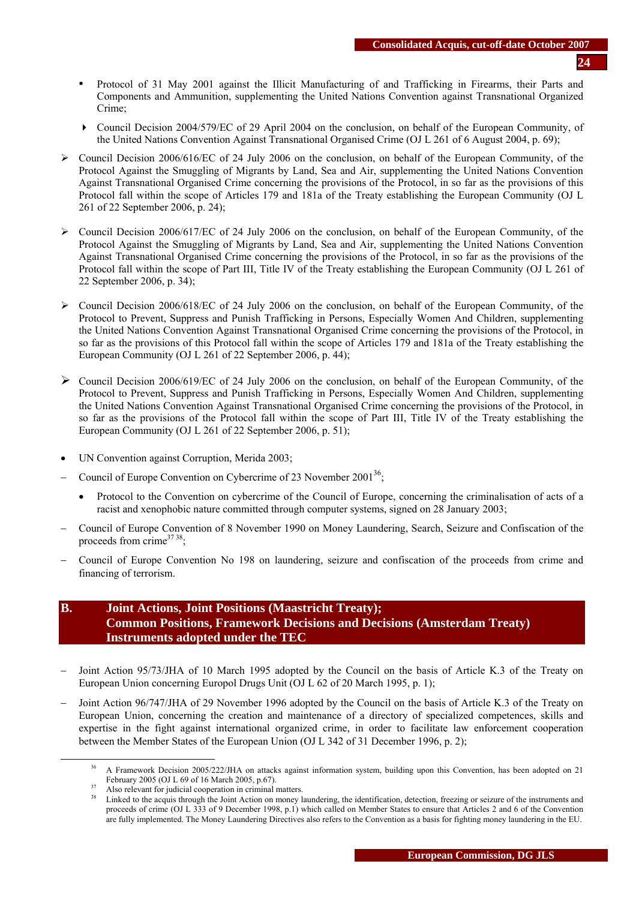- Protocol of 31 May 2001 against the Illicit Manufacturing of and Trafficking in Firearms, their Parts and Components and Ammunition, supplementing the United Nations Convention against Transnational Organized Crime;

  - Council Decision 2004/579/EC of 29 April 2004 on the conclusion, on behalf of the European Community, of the United Nations Convention Against Transnational Organised Crime (OJ L 261 of 6 August 2004, p. 69);

- Council Decision 2006/616/EC of 24 July 2006 on the conclusion, on behalf of the European Community, of the Protocol Against the Smuggling of Migrants by Land, Sea and Air, supplementing the United Nations Convention Against Transnational Organised Crime concerning the provisions of the Protocol, in so far as the provisions of this Protocol fall within the scope of Articles 179 and 181a of the Treaty establishing the European Community (OJ L 261 of 22 September 2006, p. 24);

- Council Decision 2006/617/EC of 24 July 2006 on the conclusion, on behalf of the European Community, of the Protocol Against the Smuggling of Migrants by Land, Sea and Air, supplementing the United Nations Convention Against Transnational Organised Crime concerning the provisions of the Protocol, in so far as the provisions of the Protocol fall within the scope of Part III, Title IV of the Treaty establishing the European Community (OJ L 261 of 22 September 2006, p. 34);

- Council Decision 2006/618/EC of 24 July 2006 on the conclusion, on behalf of the European Community, of the Protocol to Prevent, Suppress and Punish Trafficking in Persons, Especially Women And Children, supplementing the United Nations Convention Against Transnational Organised Crime concerning the provisions of the Protocol, in so far as the provisions of this Protocol fall within the scope of Articles 179 and 181a of the Treaty establishing the European Community (OJ L 261 of 22 September 2006, p. 44);

- Council Decision 2006/619/EC of 24 July 2006 on the conclusion, on behalf of the European Community, of the Protocol to Prevent, Suppress and Punish Trafficking in Persons, Especially Women And Children, supplementing the United Nations Convention Against Transnational Organised Crime concerning the provisions of the Protocol, in so far as the provisions of the Protocol fall within the scope of Part III, Title IV of the Treaty establishing the European Community (OJ L 261 of 22 September 2006, p. 51);

- UN Convention against Corruption, Merida 2003;

- Council of Europe Convention on Cybercrime of 23 November 2001[36];

  - Protocol to the Convention on cybercrime of the Council of Europe, concerning the criminalisation of acts of a racist and xenophobic nature committed through computer systems, signed on 28 January 2003;

- Council of Europe Convention of 8 November 1990 on Money Laundering, Search, Seizure and Confiscation of the proceeds from crime[37][38];

- Council of Europe Convention No 198 on laundering, seizure and confiscation of the proceeds from crime and financing of terrorism.

## B. Joint Actions, Joint Positions (Maastricht Treaty); Common Positions, Framework Decisions and Decisions (Amsterdam Treaty) Instruments adopted under the TEC

- Joint Action 95/73/JHA of 10 March 1995 adopted by the Council on the basis of Article K.3 of the Treaty on European Union concerning Europol Drugs Unit (OJ L 62 of 20 March 1995, p. 1);

- Joint Action 96/747/JHA of 29 November 1996 adopted by the Council on the basis of Article K.3 of the Treaty on European Union, concerning the creation and maintenance of a directory of specialized competences, skills and expertise in the fight against international organized crime, in order to facilitate law enforcement cooperation between the Member States of the European Union (OJ L 342 of 31 December 1996, p. 2);

---

[36] A Framework Decision 2005/222/JHA on attacks against information system, building upon this Convention, has been adopted on 21 February 2005 (OJ L 69 of 16 March 2005, p.67).

[37] Also relevant for judicial cooperation in criminal matters.

[38] Linked to the acquis through the Joint Action on money laundering, the identification, detection, freezing or seizure of the instruments and proceeds of crime (OJ L 333 of 9 December 1998, p.1) which called on Member States to ensure that Articles 2 and 6 of the Convention are fully implemented. The Money Laundering Directives also refers to the Convention as a basis for fighting money laundering in the EU.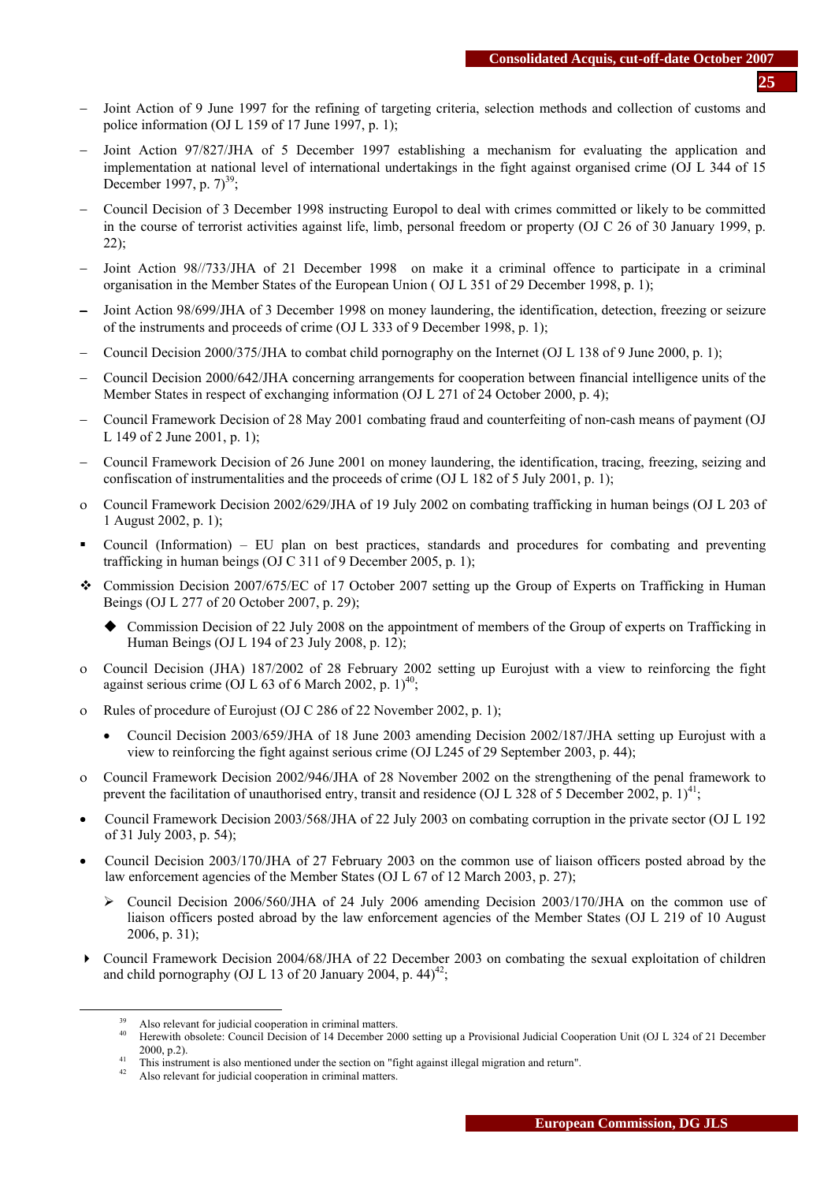- Joint Action of 9 June 1997 for the refining of targeting criteria, selection methods and collection of customs and police information (OJ L 159 of 17 June 1997, p. 1);
- Joint Action 97/827/JHA of 5 December 1997 establishing a mechanism for evaluating the application and implementation at national level of international undertakings in the fight against organised crime (OJ L 344 of 15 December 1997, p. 7)[39];
- Council Decision of 3 December 1998 instructing Europol to deal with crimes committed or likely to be committed in the course of terrorist activities against life, limb, personal freedom or property (OJ C 26 of 30 January 1999, p. 22);
- Joint Action 98//733/JHA of 21 December 1998 on make it a criminal offence to participate in a criminal organisation in the Member States of the European Union ( OJ L 351 of 29 December 1998, p. 1);
- Joint Action 98/699/JHA of 3 December 1998 on money laundering, the identification, detection, freezing or seizure of the instruments and proceeds of crime (OJ L 333 of 9 December 1998, p. 1);
- Council Decision 2000/375/JHA to combat child pornography on the Internet (OJ L 138 of 9 June 2000, p. 1);
- Council Decision 2000/642/JHA concerning arrangements for cooperation between financial intelligence units of the Member States in respect of exchanging information (OJ L 271 of 24 October 2000, p. 4);
- Council Framework Decision of 28 May 2001 combating fraud and counterfeiting of non-cash means of payment (OJ L 149 of 2 June 2001, p. 1);
- Council Framework Decision of 26 June 2001 on money laundering, the identification, tracing, freezing, seizing and confiscation of instrumentalities and the proceeds of crime (OJ L 182 of 5 July 2001, p. 1);
- Council Framework Decision 2002/629/JHA of 19 July 2002 on combating trafficking in human beings (OJ L 203 of 1 August 2002, p. 1);
- Council (Information) – EU plan on best practices, standards and procedures for combating and preventing trafficking in human beings (OJ C 311 of 9 December 2005, p. 1);
- Commission Decision 2007/675/EC of 17 October 2007 setting up the Group of Experts on Trafficking in Human Beings (OJ L 277 of 20 October 2007, p. 29);
  - Commission Decision of 22 July 2008 on the appointment of members of the Group of experts on Trafficking in Human Beings (OJ L 194 of 23 July 2008, p. 12);
- Council Decision (JHA) 187/2002 of 28 February 2002 setting up Eurojust with a view to reinforcing the fight against serious crime (OJ L 63 of 6 March 2002, p. 1)[40];
- Rules of procedure of Eurojust (OJ C 286 of 22 November 2002, p. 1);
  - Council Decision 2003/659/JHA of 18 June 2003 amending Decision 2002/187/JHA setting up Eurojust with a view to reinforcing the fight against serious crime (OJ L245 of 29 September 2003, p. 44);
- Council Framework Decision 2002/946/JHA of 28 November 2002 on the strengthening of the penal framework to prevent the facilitation of unauthorised entry, transit and residence (OJ L 328 of 5 December 2002, p. 1)[41];
- Council Framework Decision 2003/568/JHA of 22 July 2003 on combating corruption in the private sector (OJ L 192 of 31 July 2003, p. 54);
- Council Decision 2003/170/JHA of 27 February 2003 on the common use of liaison officers posted abroad by the law enforcement agencies of the Member States (OJ L 67 of 12 March 2003, p. 27);
  - Council Decision 2006/560/JHA of 24 July 2006 amending Decision 2003/170/JHA on the common use of liaison officers posted abroad by the law enforcement agencies of the Member States (OJ L 219 of 10 August 2006, p. 31);
- Council Framework Decision 2004/68/JHA of 22 December 2003 on combating the sexual exploitation of children and child pornography (OJ L 13 of 20 January 2004, p. 44)[42];

---

[39] Also relevant for judicial cooperation in criminal matters.

[40] Herewith obsolete: Council Decision of 14 December 2000 setting up a Provisional Judicial Cooperation Unit (OJ L 324 of 21 December 2000, p.2).

[41] This instrument is also mentioned under the section on "fight against illegal migration and return".

[42] Also relevant for judicial cooperation in criminal matters.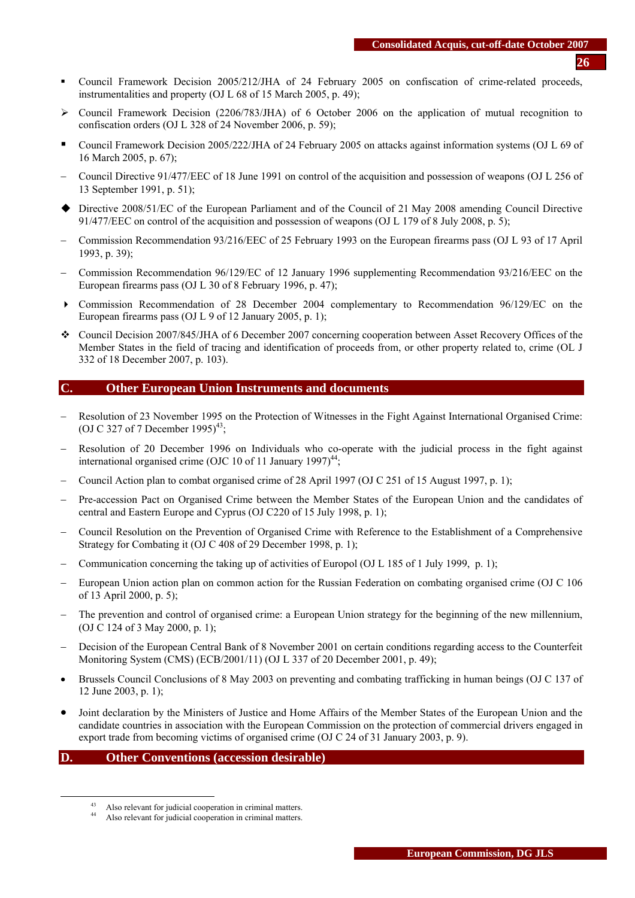- Council Framework Decision 2005/212/JHA of 24 February 2005 on confiscation of crime-related proceeds, instrumentalities and property (OJ L 68 of 15 March 2005, p. 49);
- Council Framework Decision (2206/783/JHA) of 6 October 2006 on the application of mutual recognition to confiscation orders (OJ L 328 of 24 November 2006, p. 59);
- Council Framework Decision 2005/222/JHA of 24 February 2005 on attacks against information systems (OJ L 69 of 16 March 2005, p. 67);
- Council Directive 91/477/EEC of 18 June 1991 on control of the acquisition and possession of weapons (OJ L 256 of 13 September 1991, p. 51);
- Directive 2008/51/EC of the European Parliament and of the Council of 21 May 2008 amending Council Directive 91/477/EEC on control of the acquisition and possession of weapons (OJ L 179 of 8 July 2008, p. 5);
- Commission Recommendation 93/216/EEC of 25 February 1993 on the European firearms pass (OJ L 93 of 17 April 1993, p. 39);
- Commission Recommendation 96/129/EC of 12 January 1996 supplementing Recommendation 93/216/EEC on the European firearms pass (OJ L 30 of 8 February 1996, p. 47);
- Commission Recommendation of 28 December 2004 complementary to Recommendation 96/129/EC on the European firearms pass (OJ L 9 of 12 January 2005, p. 1);
- Council Decision 2007/845/JHA of 6 December 2007 concerning cooperation between Asset Recovery Offices of the Member States in the field of tracing and identification of proceeds from, or other property related to, crime (OL J 332 of 18 December 2007, p. 103).

## C. Other European Union Instruments and documents

- Resolution of 23 November 1995 on the Protection of Witnesses in the Fight Against International Organised Crime: (OJ C 327 of 7 December 1995)[43];
- Resolution of 20 December 1996 on Individuals who co-operate with the judicial process in the fight against international organised crime (OJC 10 of 11 January 1997)[44];
- Council Action plan to combat organised crime of 28 April 1997 (OJ C 251 of 15 August 1997, p. 1);
- Pre-accession Pact on Organised Crime between the Member States of the European Union and the candidates of central and Eastern Europe and Cyprus (OJ C220 of 15 July 1998, p. 1);
- Council Resolution on the Prevention of Organised Crime with Reference to the Establishment of a Comprehensive Strategy for Combating it (OJ C 408 of 29 December 1998, p. 1);
- Communication concerning the taking up of activities of Europol (OJ L 185 of 1 July 1999, p. 1);
- European Union action plan on common action for the Russian Federation on combating organised crime (OJ C 106 of 13 April 2000, p. 5);
- The prevention and control of organised crime: a European Union strategy for the beginning of the new millennium, (OJ C 124 of 3 May 2000, p. 1);
- Decision of the European Central Bank of 8 November 2001 on certain conditions regarding access to the Counterfeit Monitoring System (CMS) (ECB/2001/11) (OJ L 337 of 20 December 2001, p. 49);
- Brussels Council Conclusions of 8 May 2003 on preventing and combating trafficking in human beings (OJ C 137 of 12 June 2003, p. 1);
- Joint declaration by the Ministers of Justice and Home Affairs of the Member States of the European Union and the candidate countries in association with the European Commission on the protection of commercial drivers engaged in export trade from becoming victims of organised crime (OJ C 24 of 31 January 2003, p. 9).

## D. Other Conventions (accession desirable)

[43] Also relevant for judicial cooperation in criminal matters.
[44] Also relevant for judicial cooperation in criminal matters.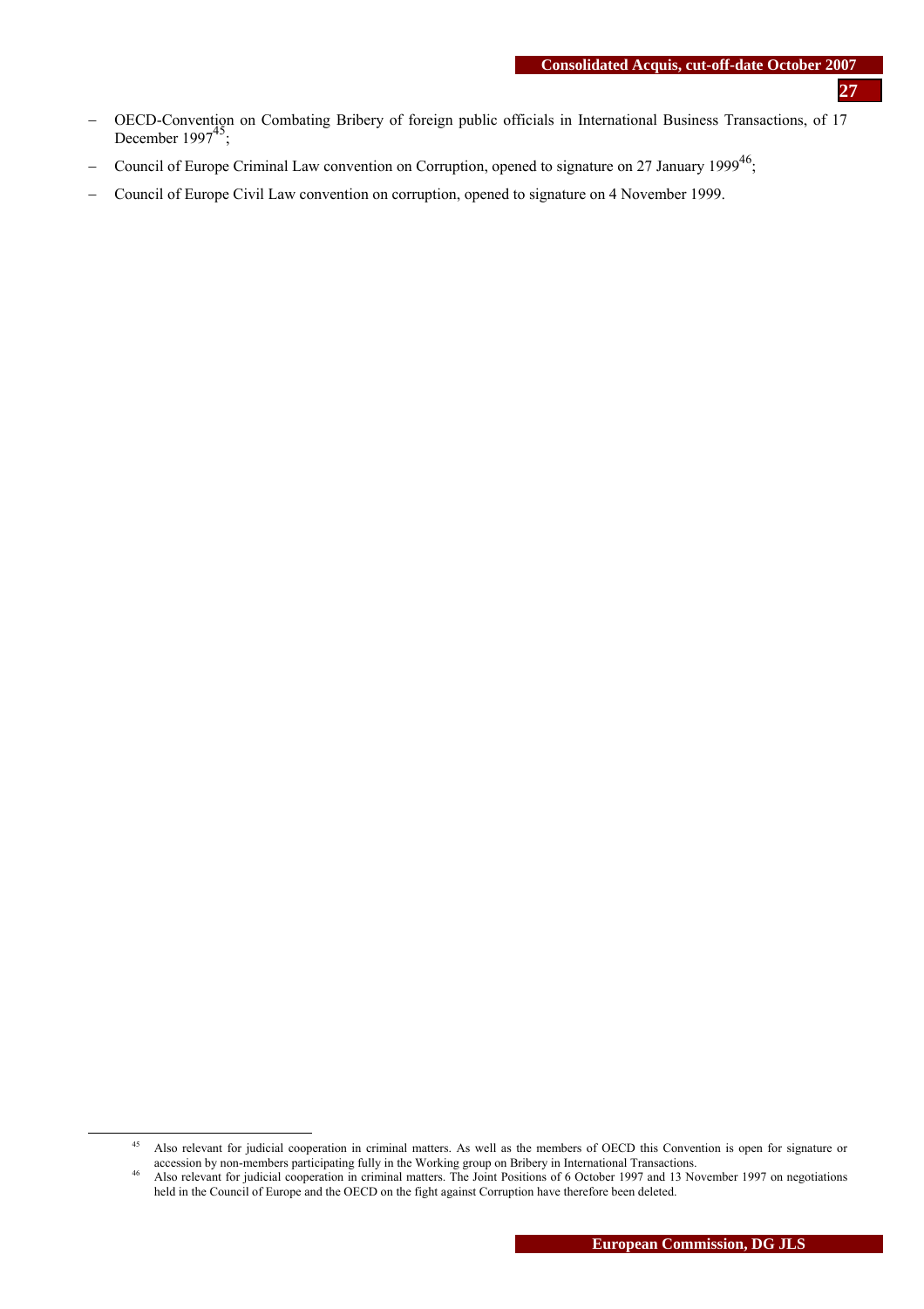- OECD-Convention on Combating Bribery of foreign public officials in International Business Transactions, of 17 December 1997[45];
- Council of Europe Criminal Law convention on Corruption, opened to signature on 27 January 1999[46];
- Council of Europe Civil Law convention on corruption, opened to signature on 4 November 1999.

---

[45] Also relevant for judicial cooperation in criminal matters. As well as the members of OECD this Convention is open for signature or accession by non-members participating fully in the Working group on Bribery in International Transactions.

[46] Also relevant for judicial cooperation in criminal matters. The Joint Positions of 6 October 1997 and 13 November 1997 on negotiations held in the Council of Europe and the OECD on the fight against Corruption have therefore been deleted.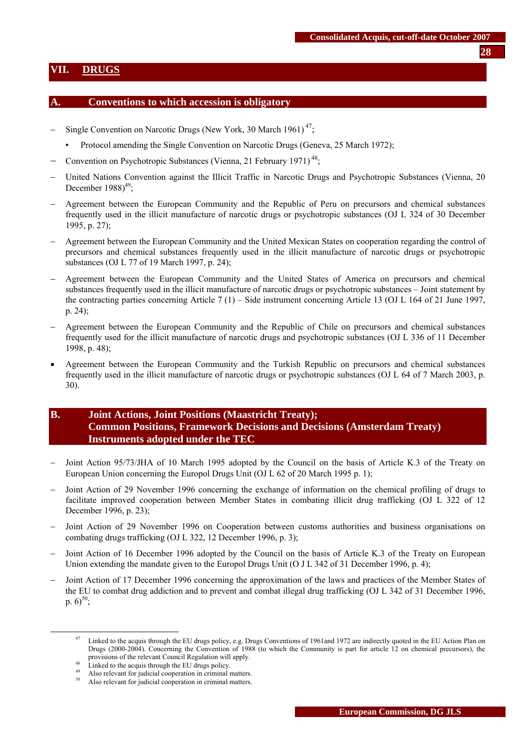# VII. DRUGS

## A. Conventions to which accession is obligatory

- Single Convention on Narcotic Drugs (New York, 30 March 1961) [47];
  - Protocol amending the Single Convention on Narcotic Drugs (Geneva, 25 March 1972);
- Convention on Psychotropic Substances (Vienna, 21 February 1971) [48];
- United Nations Convention against the Illicit Traffic in Narcotic Drugs and Psychotropic Substances (Vienna, 20 December 1988)[49];
- Agreement between the European Community and the Republic of Peru on precursors and chemical substances frequently used in the illicit manufacture of narcotic drugs or psychotropic substances (OJ L 324 of 30 December 1995, p. 27);
- Agreement between the European Community and the United Mexican States on cooperation regarding the control of precursors and chemical substances frequently used in the illicit manufacture of narcotic drugs or psychotropic substances (OJ L 77 of 19 March 1997, p. 24);
- Agreement between the European Community and the United States of America on precursors and chemical substances frequently used in the illicit manufacture of narcotic drugs or psychotropic substances – Joint statement by the contracting parties concerning Article 7 (1) – Side instrument concerning Article 13 (OJ L 164 of 21 June 1997, p. 24);
- Agreement between the European Community and the Republic of Chile on precursors and chemical substances frequently used for the illicit manufacture of narcotic drugs and psychotropic substances (OJ L 336 of 11 December 1998, p. 48);
- Agreement between the European Community and the Turkish Republic on precursors and chemical substances frequently used in the illicit manufacture of narcotic drugs or psychotropic substances (OJ L 64 of 7 March 2003, p. 30).

## B. Joint Actions, Joint Positions (Maastricht Treaty); Common Positions, Framework Decisions and Decisions (Amsterdam Treaty) Instruments adopted under the TEC

- Joint Action 95/73/JHA of 10 March 1995 adopted by the Council on the basis of Article K.3 of the Treaty on European Union concerning the Europol Drugs Unit (OJ L 62 of 20 March 1995 p. 1);
- Joint Action of 29 November 1996 concerning the exchange of information on the chemical profiling of drugs to facilitate improved cooperation between Member States in combating illicit drug trafficking (OJ L 322 of 12 December 1996, p. 23);
- Joint Action of 29 November 1996 on Cooperation between customs authorities and business organisations on combating drugs trafficking (OJ L 322, 12 December 1996, p. 3);
- Joint Action of 16 December 1996 adopted by the Council on the basis of Article K.3 of the Treaty on European Union extending the mandate given to the Europol Drugs Unit (O J L 342 of 31 December 1996, p. 4);
- Joint Action of 17 December 1996 concerning the approximation of the laws and practices of the Member States of the EU to combat drug addiction and to prevent and combat illegal drug trafficking (OJ L 342 of 31 December 1996, p. 6)[50];

---

[47] Linked to the acquis through the EU drugs policy, e.g. Drugs Conventions of 1961and 1972 are indirectly quoted in the EU Action Plan on Drugs (2000-2004). Concerning the Convention of 1988 (to which the Community is part for article 12 on chemical precursors), the provisions of the relevant Council Regulation will apply.

[48] Linked to the acquis through the EU drugs policy.

[49] Also relevant for judicial cooperation in criminal matters.

[50] Also relevant for judicial cooperation in criminal matters.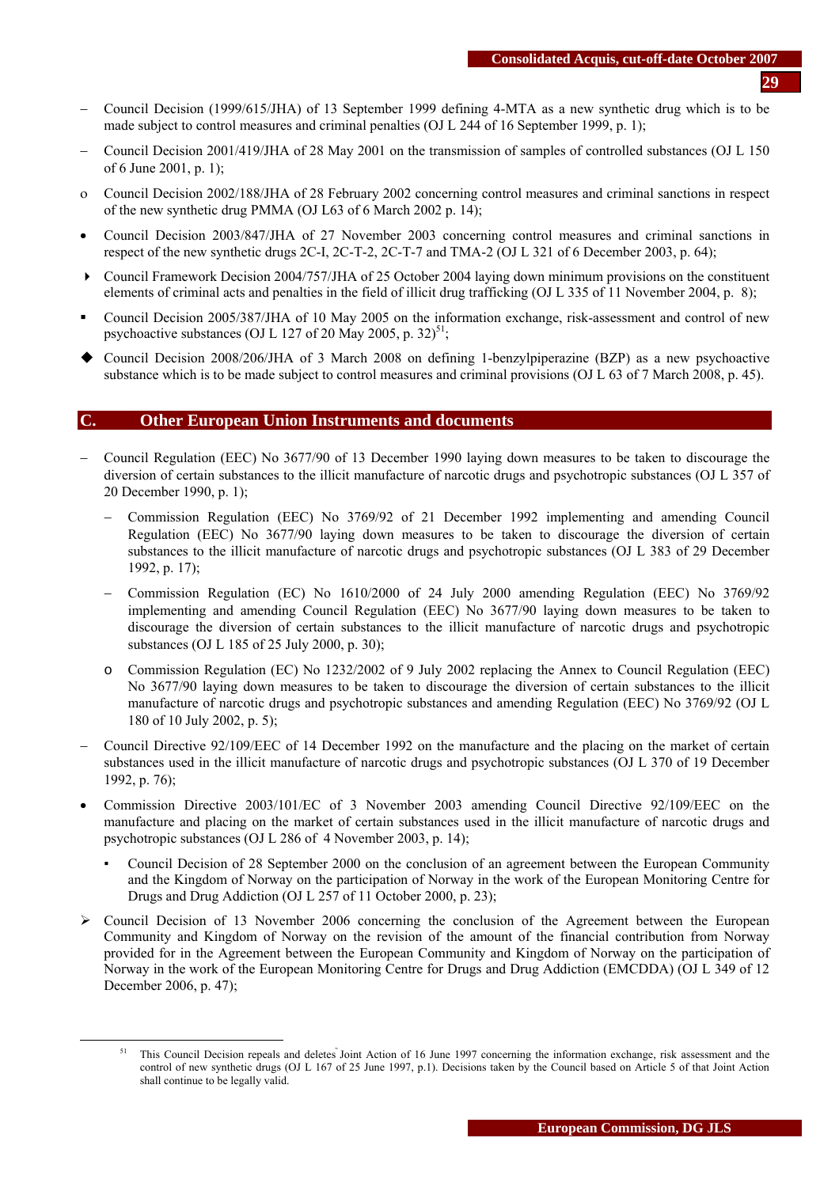- Council Decision (1999/615/JHA) of 13 September 1999 defining 4-MTA as a new synthetic drug which is to be made subject to control measures and criminal penalties (OJ L 244 of 16 September 1999, p. 1);
- Council Decision 2001/419/JHA of 28 May 2001 on the transmission of samples of controlled substances (OJ L 150 of 6 June 2001, p. 1);
- Council Decision 2002/188/JHA of 28 February 2002 concerning control measures and criminal sanctions in respect of the new synthetic drug PMMA (OJ L63 of 6 March 2002 p. 14);
- Council Decision 2003/847/JHA of 27 November 2003 concerning control measures and criminal sanctions in respect of the new synthetic drugs 2C-I, 2C-T-2, 2C-T-7 and TMA-2 (OJ L 321 of 6 December 2003, p. 64);
- Council Framework Decision 2004/757/JHA of 25 October 2004 laying down minimum provisions on the constituent elements of criminal acts and penalties in the field of illicit drug trafficking (OJ L 335 of 11 November 2004, p. 8);
- Council Decision 2005/387/JHA of 10 May 2005 on the information exchange, risk-assessment and control of new psychoactive substances (OJ L 127 of 20 May 2005, p. 32)[51];
- Council Decision 2008/206/JHA of 3 March 2008 on defining 1-benzylpiperazine (BZP) as a new psychoactive substance which is to be made subject to control measures and criminal provisions (OJ L 63 of 7 March 2008, p. 45).

## C. Other European Union Instruments and documents

- Council Regulation (EEC) No 3677/90 of 13 December 1990 laying down measures to be taken to discourage the diversion of certain substances to the illicit manufacture of narcotic drugs and psychotropic substances (OJ L 357 of 20 December 1990, p. 1);
  - Commission Regulation (EEC) No 3769/92 of 21 December 1992 implementing and amending Council Regulation (EEC) No 3677/90 laying down measures to be taken to discourage the diversion of certain substances to the illicit manufacture of narcotic drugs and psychotropic substances (OJ L 383 of 29 December 1992, p. 17);
  - Commission Regulation (EC) No 1610/2000 of 24 July 2000 amending Regulation (EEC) No 3769/92 implementing and amending Council Regulation (EEC) No 3677/90 laying down measures to be taken to discourage the diversion of certain substances to the illicit manufacture of narcotic drugs and psychotropic substances (OJ L 185 of 25 July 2000, p. 30);
  - Commission Regulation (EC) No 1232/2002 of 9 July 2002 replacing the Annex to Council Regulation (EEC) No 3677/90 laying down measures to be taken to discourage the diversion of certain substances to the illicit manufacture of narcotic drugs and psychotropic substances and amending Regulation (EEC) No 3769/92 (OJ L 180 of 10 July 2002, p. 5);
- Council Directive 92/109/EEC of 14 December 1992 on the manufacture and the placing on the market of certain substances used in the illicit manufacture of narcotic drugs and psychotropic substances (OJ L 370 of 19 December 1992, p. 76);
- Commission Directive 2003/101/EC of 3 November 2003 amending Council Directive 92/109/EEC on the manufacture and placing on the market of certain substances used in the illicit manufacture of narcotic drugs and psychotropic substances (OJ L 286 of 4 November 2003, p. 14);
  - Council Decision of 28 September 2000 on the conclusion of an agreement between the European Community and the Kingdom of Norway on the participation of Norway in the work of the European Monitoring Centre for Drugs and Drug Addiction (OJ L 257 of 11 October 2000, p. 23);
- Council Decision of 13 November 2006 concerning the conclusion of the Agreement between the European Community and Kingdom of Norway on the revision of the amount of the financial contribution from Norway provided for in the Agreement between the European Community and Kingdom of Norway on the participation of Norway in the work of the European Monitoring Centre for Drugs and Drug Addiction (EMCDDA) (OJ L 349 of 12 December 2006, p. 47);

[51] This Council Decision repeals and deletes Joint Action of 16 June 1997 concerning the information exchange, risk assessment and the control of new synthetic drugs (OJ L 167 of 25 June 1997, p.1). Decisions taken by the Council based on Article 5 of that Joint Action shall continue to be legally valid.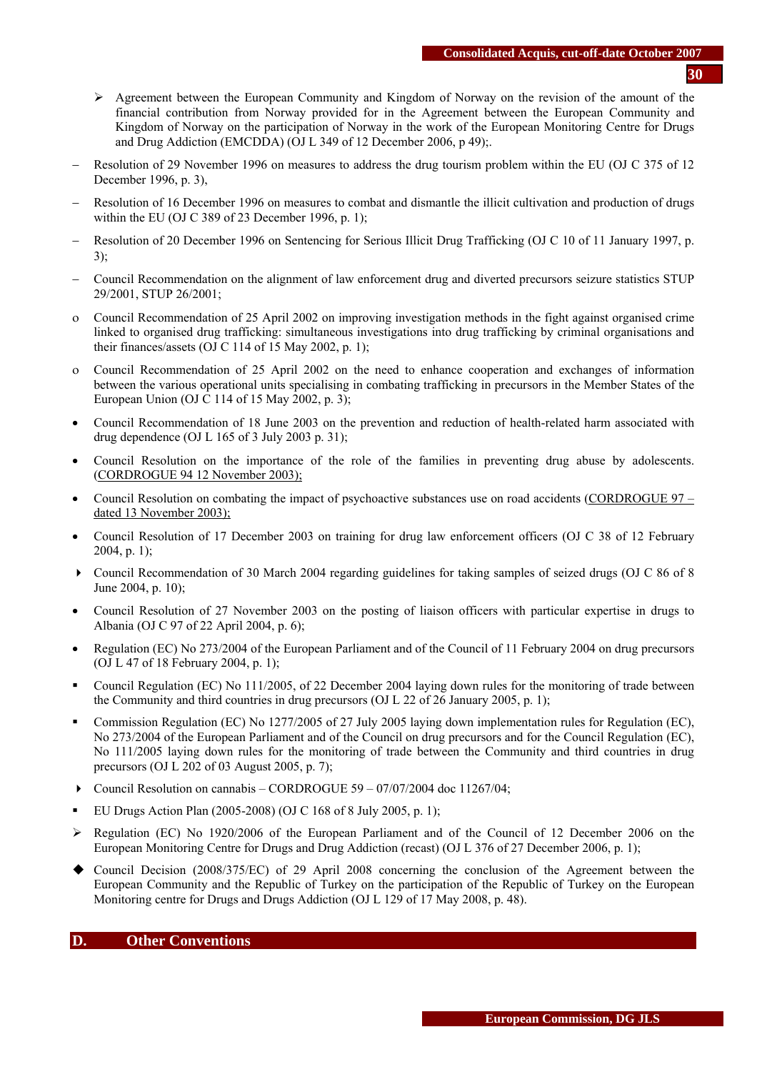- Agreement between the European Community and Kingdom of Norway on the revision of the amount of the financial contribution from Norway provided for in the Agreement between the European Community and Kingdom of Norway on the participation of Norway in the work of the European Monitoring Centre for Drugs and Drug Addiction (EMCDDA) (OJ L 349 of 12 December 2006, p 49);.

- Resolution of 29 November 1996 on measures to address the drug tourism problem within the EU (OJ C 375 of 12 December 1996, p. 3),
- Resolution of 16 December 1996 on measures to combat and dismantle the illicit cultivation and production of drugs within the EU (OJ C 389 of 23 December 1996, p. 1);
- Resolution of 20 December 1996 on Sentencing for Serious Illicit Drug Trafficking (OJ C 10 of 11 January 1997, p. 3);
- Council Recommendation on the alignment of law enforcement drug and diverted precursors seizure statistics STUP 29/2001, STUP 26/2001;
- Council Recommendation of 25 April 2002 on improving investigation methods in the fight against organised crime linked to organised drug trafficking: simultaneous investigations into drug trafficking by criminal organisations and their finances/assets (OJ C 114 of 15 May 2002, p. 1);
- Council Recommendation of 25 April 2002 on the need to enhance cooperation and exchanges of information between the various operational units specialising in combating trafficking in precursors in the Member States of the European Union (OJ C 114 of 15 May 2002, p. 3);
- Council Recommendation of 18 June 2003 on the prevention and reduction of health-related harm associated with drug dependence (OJ L 165 of 3 July 2003 p. 31);
- Council Resolution on the importance of the role of the families in preventing drug abuse by adolescents. (CORDROGUE 94 12 November 2003);
- Council Resolution on combating the impact of psychoactive substances use on road accidents (CORDROGUE 97 – dated 13 November 2003);
- Council Resolution of 17 December 2003 on training for drug law enforcement officers (OJ C 38 of 12 February 2004, p. 1);
- Council Recommendation of 30 March 2004 regarding guidelines for taking samples of seized drugs (OJ C 86 of 8 June 2004, p. 10);
- Council Resolution of 27 November 2003 on the posting of liaison officers with particular expertise in drugs to Albania (OJ C 97 of 22 April 2004, p. 6);
- Regulation (EC) No 273/2004 of the European Parliament and of the Council of 11 February 2004 on drug precursors (OJ L 47 of 18 February 2004, p. 1);
- Council Regulation (EC) No 111/2005, of 22 December 2004 laying down rules for the monitoring of trade between the Community and third countries in drug precursors (OJ L 22 of 26 January 2005, p. 1);
- Commission Regulation (EC) No 1277/2005 of 27 July 2005 laying down implementation rules for Regulation (EC), No 273/2004 of the European Parliament and of the Council on drug precursors and for the Council Regulation (EC), No 111/2005 laying down rules for the monitoring of trade between the Community and third countries in drug precursors (OJ L 202 of 03 August 2005, p. 7);
- Council Resolution on cannabis – CORDROGUE 59 – 07/07/2004 doc 11267/04;
- EU Drugs Action Plan (2005-2008) (OJ C 168 of 8 July 2005, p. 1);
- Regulation (EC) No 1920/2006 of the European Parliament and of the Council of 12 December 2006 on the European Monitoring Centre for Drugs and Drug Addiction (recast) (OJ L 376 of 27 December 2006, p. 1);
- Council Decision (2008/375/EC) of 29 April 2008 concerning the conclusion of the Agreement between the European Community and the Republic of Turkey on the participation of the Republic of Turkey on the European Monitoring centre for Drugs and Drugs Addiction (OJ L 129 of 17 May 2008, p. 48).

## D. Other Conventions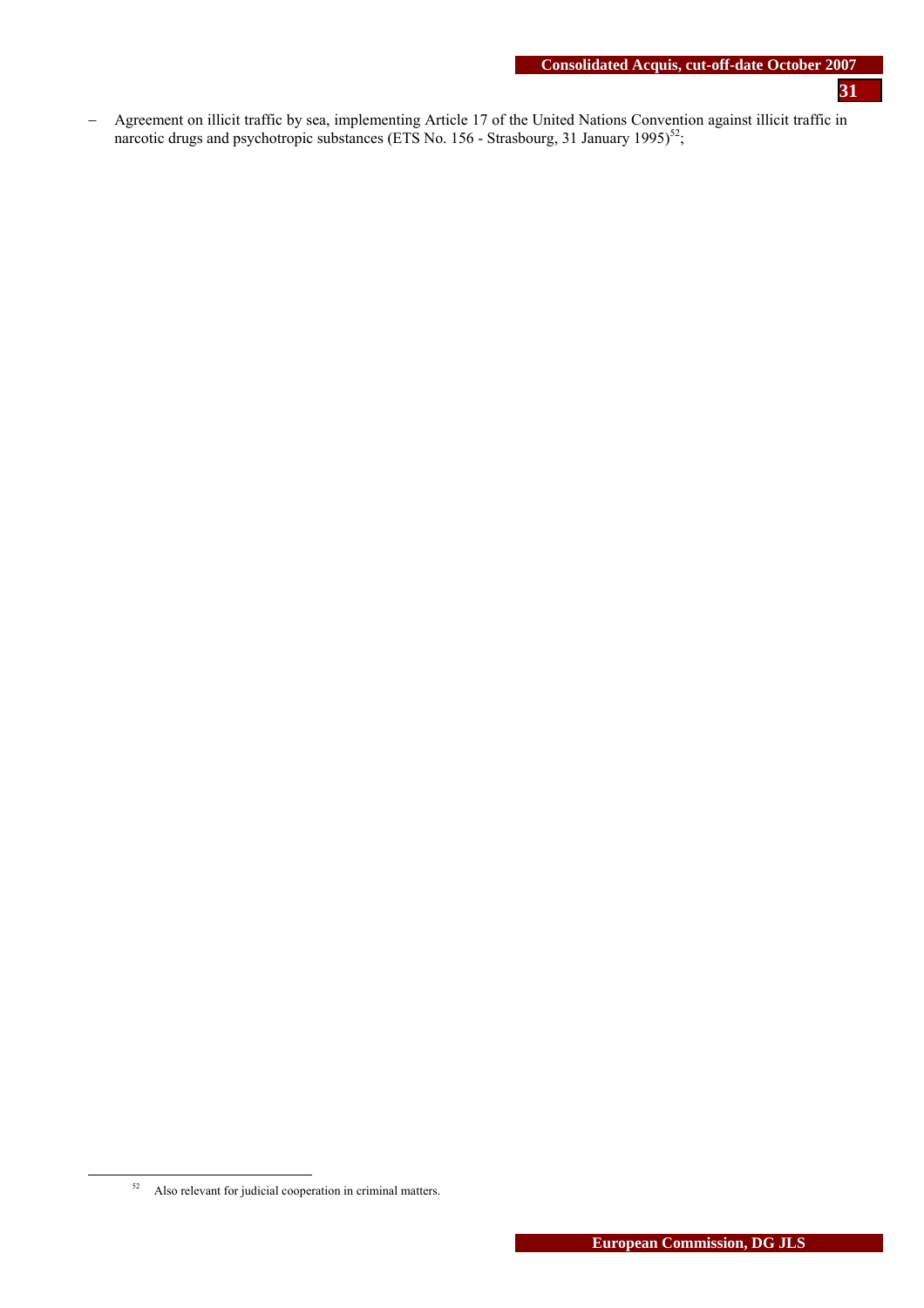– Agreement on illicit traffic by sea, implementing Article 17 of the United Nations Convention against illicit traffic in narcotic drugs and psychotropic substances (ETS No. 156 - Strasbourg, 31 January 1995)[52];

[52] Also relevant for judicial cooperation in criminal matters.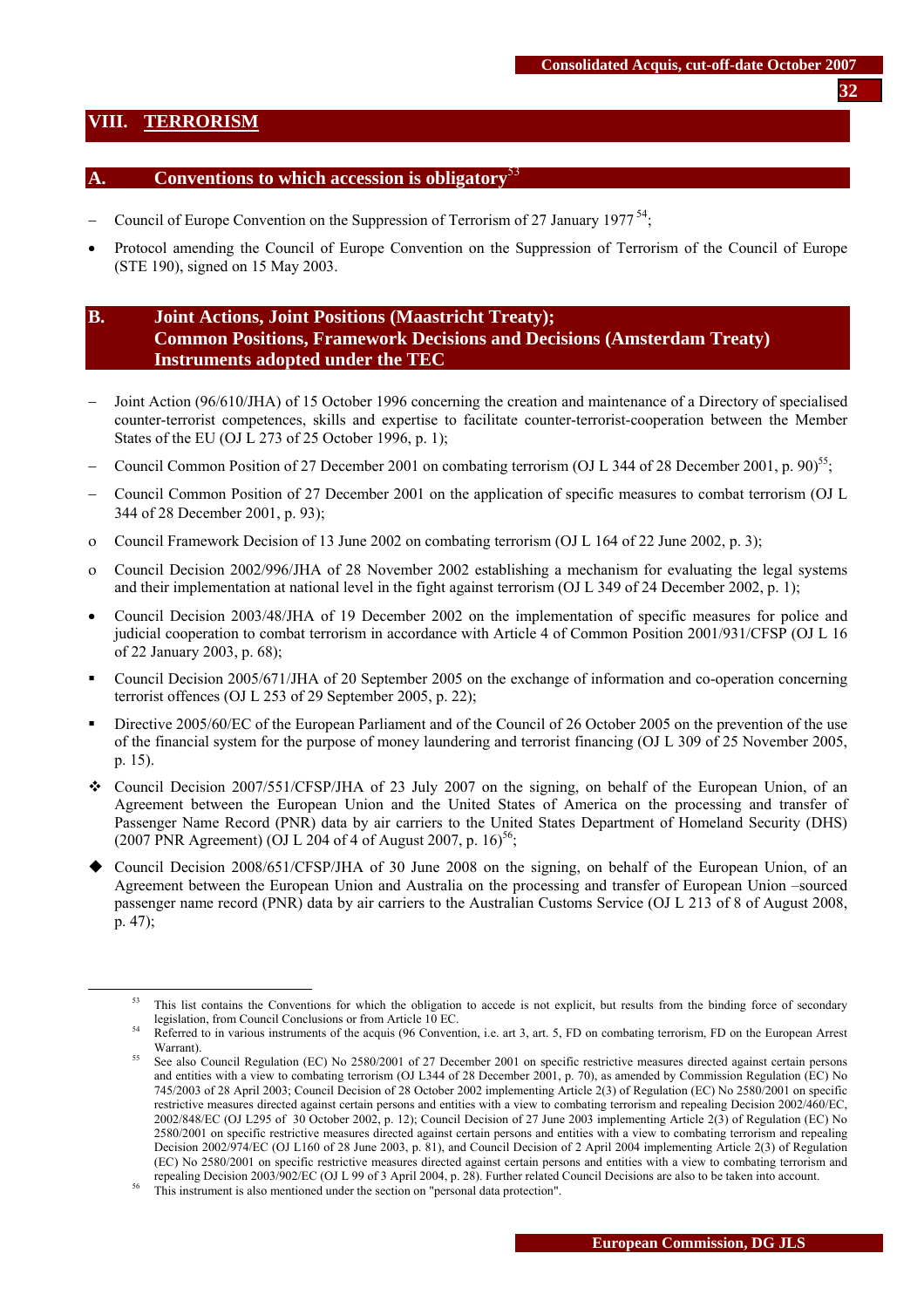# VIII. TERRORISM

## A. Conventions to which accession is obligatory[53]

- Council of Europe Convention on the Suppression of Terrorism of 27 January 1977 [54];
- Protocol amending the Council of Europe Convention on the Suppression of Terrorism of the Council of Europe (STE 190), signed on 15 May 2003.

## B. Joint Actions, Joint Positions (Maastricht Treaty); Common Positions, Framework Decisions and Decisions (Amsterdam Treaty) Instruments adopted under the TEC

- Joint Action (96/610/JHA) of 15 October 1996 concerning the creation and maintenance of a Directory of specialised counter-terrorist competences, skills and expertise to facilitate counter-terrorist-cooperation between the Member States of the EU (OJ L 273 of 25 October 1996, p. 1);
- Council Common Position of 27 December 2001 on combating terrorism (OJ L 344 of 28 December 2001, p. 90)[55];
- Council Common Position of 27 December 2001 on the application of specific measures to combat terrorism (OJ L 344 of 28 December 2001, p. 93);
- Council Framework Decision of 13 June 2002 on combating terrorism (OJ L 164 of 22 June 2002, p. 3);
- Council Decision 2002/996/JHA of 28 November 2002 establishing a mechanism for evaluating the legal systems and their implementation at national level in the fight against terrorism (OJ L 349 of 24 December 2002, p. 1);
- Council Decision 2003/48/JHA of 19 December 2002 on the implementation of specific measures for police and judicial cooperation to combat terrorism in accordance with Article 4 of Common Position 2001/931/CFSP (OJ L 16 of 22 January 2003, p. 68);
- Council Decision 2005/671/JHA of 20 September 2005 on the exchange of information and co-operation concerning terrorist offences (OJ L 253 of 29 September 2005, p. 22);
- Directive 2005/60/EC of the European Parliament and of the Council of 26 October 2005 on the prevention of the use of the financial system for the purpose of money laundering and terrorist financing (OJ L 309 of 25 November 2005, p. 15).
- Council Decision 2007/551/CFSP/JHA of 23 July 2007 on the signing, on behalf of the European Union, of an Agreement between the European Union and the United States of America on the processing and transfer of Passenger Name Record (PNR) data by air carriers to the United States Department of Homeland Security (DHS) (2007 PNR Agreement) (OJ L 204 of 4 of August 2007, p. 16)[56];
- Council Decision 2008/651/CFSP/JHA of 30 June 2008 on the signing, on behalf of the European Union, of an Agreement between the European Union and Australia on the processing and transfer of European Union –sourced passenger name record (PNR) data by air carriers to the Australian Customs Service (OJ L 213 of 8 of August 2008, p. 47);

---

[53] This list contains the Conventions for which the obligation to accede is not explicit, but results from the binding force of secondary legislation, from Council Conclusions or from Article 10 EC.

[54] Referred to in various instruments of the acquis (96 Convention, i.e. art 3, art. 5, FD on combating terrorism, FD on the European Arrest Warrant).

[55] See also Council Regulation (EC) No 2580/2001 of 27 December 2001 on specific restrictive measures directed against certain persons and entities with a view to combating terrorism (OJ L344 of 28 December 2001, p. 70), as amended by Commission Regulation (EC) No 745/2003 of 28 April 2003; Council Decision of 28 October 2002 implementing Article 2(3) of Regulation (EC) No 2580/2001 on specific restrictive measures directed against certain persons and entities with a view to combating terrorism and repealing Decision 2002/460/EC, 2002/848/EC (OJ L295 of 30 October 2002, p. 12); Council Decision of 27 June 2003 implementing Article 2(3) of Regulation (EC) No 2580/2001 on specific restrictive measures directed against certain persons and entities with a view to combating terrorism and repealing Decision 2002/974/EC (OJ L160 of 28 June 2003, p. 81), and Council Decision of 2 April 2004 implementing Article 2(3) of Regulation (EC) No 2580/2001 on specific restrictive measures directed against certain persons and entities with a view to combating terrorism and repealing Decision 2003/902/EC (OJ L 99 of 3 April 2004, p. 28). Further related Council Decisions are also to be taken into account.

[56] This instrument is also mentioned under the section on "personal data protection".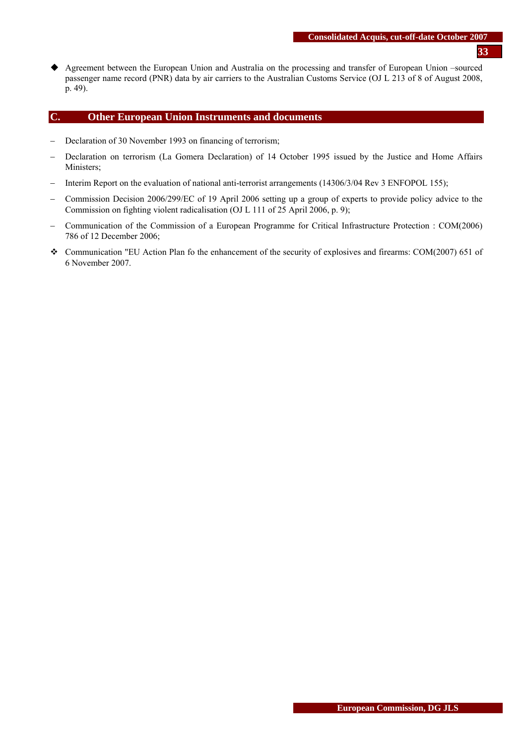- ◆ Agreement between the European Union and Australia on the processing and transfer of European Union –sourced passenger name record (PNR) data by air carriers to the Australian Customs Service (OJ L 213 of 8 of August 2008, p. 49).

## C. Other European Union Instruments and documents

- Declaration of 30 November 1993 on financing of terrorism;
- Declaration on terrorism (La Gomera Declaration) of 14 October 1995 issued by the Justice and Home Affairs Ministers;
- Interim Report on the evaluation of national anti-terrorist arrangements (14306/3/04 Rev 3 ENFOPOL 155);
- Commission Decision 2006/299/EC of 19 April 2006 setting up a group of experts to provide policy advice to the Commission on fighting violent radicalisation (OJ L 111 of 25 April 2006, p. 9);
- Communication of the Commission of a European Programme for Critical Infrastructure Protection : COM(2006) 786 of 12 December 2006;
- ❖ Communication "EU Action Plan fo the enhancement of the security of explosives and firearms: COM(2007) 651 of 6 November 2007.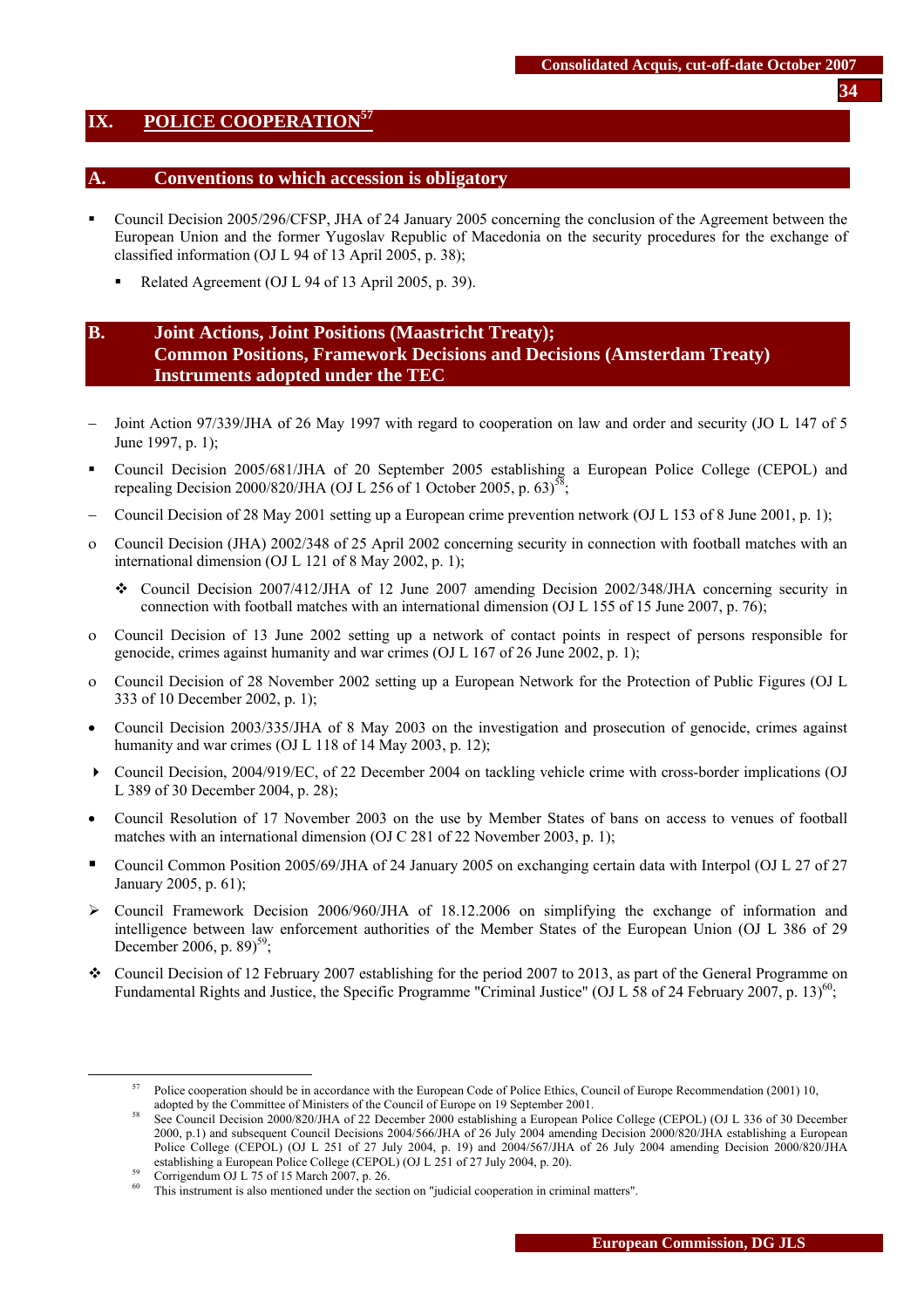# IX. POLICE COOPERATION[57]

## A. Conventions to which accession is obligatory

- Council Decision 2005/296/CFSP, JHA of 24 January 2005 concerning the conclusion of the Agreement between the European Union and the former Yugoslav Republic of Macedonia on the security procedures for the exchange of classified information (OJ L 94 of 13 April 2005, p. 38);
  - Related Agreement (OJ L 94 of 13 April 2005, p. 39).

## B. Joint Actions, Joint Positions (Maastricht Treaty); Common Positions, Framework Decisions and Decisions (Amsterdam Treaty) Instruments adopted under the TEC

- Joint Action 97/339/JHA of 26 May 1997 with regard to cooperation on law and order and security (JO L 147 of 5 June 1997, p. 1);
- Council Decision 2005/681/JHA of 20 September 2005 establishing a European Police College (CEPOL) and repealing Decision 2000/820/JHA (OJ L 256 of 1 October 2005, p. 63)[58];
- Council Decision of 28 May 2001 setting up a European crime prevention network (OJ L 153 of 8 June 2001, p. 1);
- Council Decision (JHA) 2002/348 of 25 April 2002 concerning security in connection with football matches with an international dimension (OJ L 121 of 8 May 2002, p. 1);
  - Council Decision 2007/412/JHA of 12 June 2007 amending Decision 2002/348/JHA concerning security in connection with football matches with an international dimension (OJ L 155 of 15 June 2007, p. 76);
- Council Decision of 13 June 2002 setting up a network of contact points in respect of persons responsible for genocide, crimes against humanity and war crimes (OJ L 167 of 26 June 2002, p. 1);
- Council Decision of 28 November 2002 setting up a European Network for the Protection of Public Figures (OJ L 333 of 10 December 2002, p. 1);
- Council Decision 2003/335/JHA of 8 May 2003 on the investigation and prosecution of genocide, crimes against humanity and war crimes (OJ L 118 of 14 May 2003, p. 12);
- Council Decision, 2004/919/EC, of 22 December 2004 on tackling vehicle crime with cross-border implications (OJ L 389 of 30 December 2004, p. 28);
- Council Resolution of 17 November 2003 on the use by Member States of bans on access to venues of football matches with an international dimension (OJ C 281 of 22 November 2003, p. 1);
- Council Common Position 2005/69/JHA of 24 January 2005 on exchanging certain data with Interpol (OJ L 27 of 27 January 2005, p. 61);
- Council Framework Decision 2006/960/JHA of 18.12.2006 on simplifying the exchange of information and intelligence between law enforcement authorities of the Member States of the European Union (OJ L 386 of 29 December 2006, p. 89)[59];
- Council Decision of 12 February 2007 establishing for the period 2007 to 2013, as part of the General Programme on Fundamental Rights and Justice, the Specific Programme "Criminal Justice" (OJ L 58 of 24 February 2007, p. 13)[60];

---

[57] Police cooperation should be in accordance with the European Code of Police Ethics, Council of Europe Recommendation (2001) 10, adopted by the Committee of Ministers of the Council of Europe on 19 September 2001.

[58] See Council Decision 2000/820/JHA of 22 December 2000 establishing a European Police College (CEPOL) (OJ L 336 of 30 December 2000, p.1) and subsequent Council Decisions 2004/566/JHA of 26 July 2004 amending Decision 2000/820/JHA establishing a European Police College (CEPOL) (OJ L 251 of 27 July 2004, p. 19) and 2004/567/JHA of 26 July 2004 amending Decision 2000/820/JHA establishing a European Police College (CEPOL) (OJ L 251 of 27 July 2004, p. 20).

[59] Corrigendum OJ L 75 of 15 March 2007, p. 26.

[60] This instrument is also mentioned under the section on "judicial cooperation in criminal matters".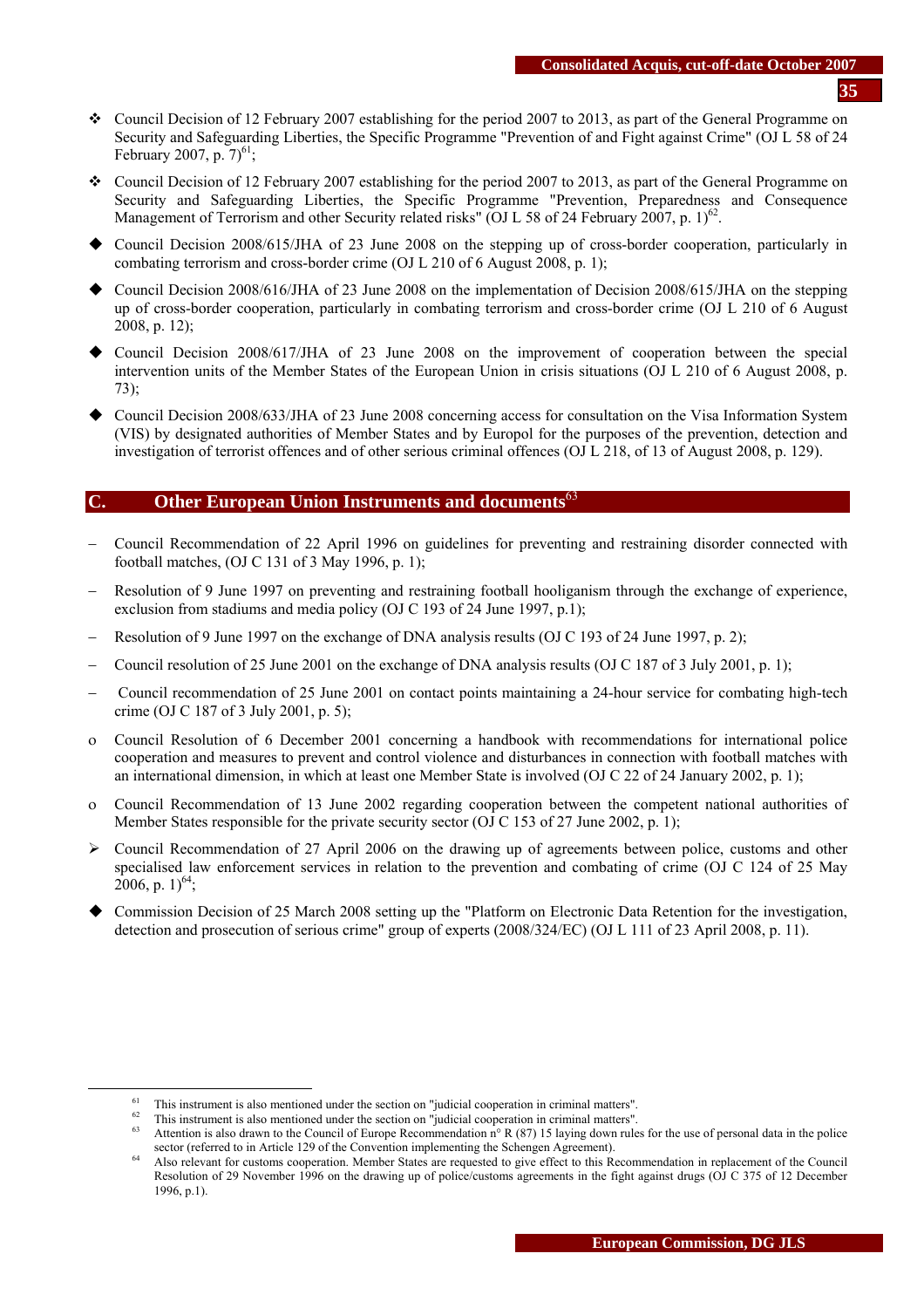- ❖ Council Decision of 12 February 2007 establishing for the period 2007 to 2013, as part of the General Programme on Security and Safeguarding Liberties, the Specific Programme "Prevention of and Fight against Crime" (OJ L 58 of 24 February 2007, p. 7)[61];
- ❖ Council Decision of 12 February 2007 establishing for the period 2007 to 2013, as part of the General Programme on Security and Safeguarding Liberties, the Specific Programme "Prevention, Preparedness and Consequence Management of Terrorism and other Security related risks" (OJ L 58 of 24 February 2007, p. 1)[62].
- ◆ Council Decision 2008/615/JHA of 23 June 2008 on the stepping up of cross-border cooperation, particularly in combating terrorism and cross-border crime (OJ L 210 of 6 August 2008, p. 1);
- ◆ Council Decision 2008/616/JHA of 23 June 2008 on the implementation of Decision 2008/615/JHA on the stepping up of cross-border cooperation, particularly in combating terrorism and cross-border crime (OJ L 210 of 6 August 2008, p. 12);
- ◆ Council Decision 2008/617/JHA of 23 June 2008 on the improvement of cooperation between the special intervention units of the Member States of the European Union in crisis situations (OJ L 210 of 6 August 2008, p. 73);
- ◆ Council Decision 2008/633/JHA of 23 June 2008 concerning access for consultation on the Visa Information System (VIS) by designated authorities of Member States and by Europol for the purposes of the prevention, detection and investigation of terrorist offences and of other serious criminal offences (OJ L 218, of 13 of August 2008, p. 129).

## C. Other European Union Instruments and documents[63]

- – Council Recommendation of 22 April 1996 on guidelines for preventing and restraining disorder connected with football matches, (OJ C 131 of 3 May 1996, p. 1);
- – Resolution of 9 June 1997 on preventing and restraining football hooliganism through the exchange of experience, exclusion from stadiums and media policy (OJ C 193 of 24 June 1997, p.1);
- – Resolution of 9 June 1997 on the exchange of DNA analysis results (OJ C 193 of 24 June 1997, p. 2);
- – Council resolution of 25 June 2001 on the exchange of DNA analysis results (OJ C 187 of 3 July 2001, p. 1);
- – Council recommendation of 25 June 2001 on contact points maintaining a 24-hour service for combating high-tech crime (OJ C 187 of 3 July 2001, p. 5);
- o Council Resolution of 6 December 2001 concerning a handbook with recommendations for international police cooperation and measures to prevent and control violence and disturbances in connection with football matches with an international dimension, in which at least one Member State is involved (OJ C 22 of 24 January 2002, p. 1);
- o Council Recommendation of 13 June 2002 regarding cooperation between the competent national authorities of Member States responsible for the private security sector (OJ C 153 of 27 June 2002, p. 1);
- ➢ Council Recommendation of 27 April 2006 on the drawing up of agreements between police, customs and other specialised law enforcement services in relation to the prevention and combating of crime (OJ C 124 of 25 May 2006, p. 1)[64];
- ◆ Commission Decision of 25 March 2008 setting up the "Platform on Electronic Data Retention for the investigation, detection and prosecution of serious crime" group of experts (2008/324/EC) (OJ L 111 of 23 April 2008, p. 11).

---

[61] This instrument is also mentioned under the section on "judicial cooperation in criminal matters".

[62] This instrument is also mentioned under the section on "judicial cooperation in criminal matters".

[63] Attention is also drawn to the Council of Europe Recommendation n° R (87) 15 laying down rules for the use of personal data in the police sector (referred to in Article 129 of the Convention implementing the Schengen Agreement).

[64] Also relevant for customs cooperation. Member States are requested to give effect to this Recommendation in replacement of the Council Resolution of 29 November 1996 on the drawing up of police/customs agreements in the fight against drugs (OJ C 375 of 12 December 1996, p.1).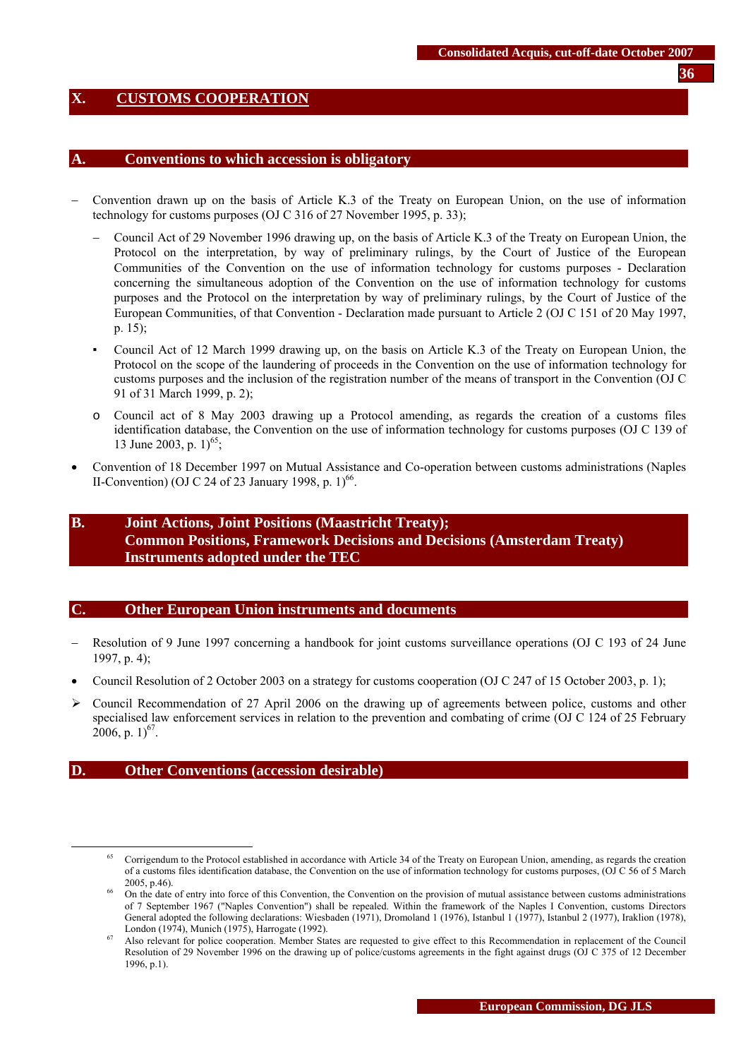# X. CUSTOMS COOPERATION

## A. Conventions to which accession is obligatory

- Convention drawn up on the basis of Article K.3 of the Treaty on European Union, on the use of information technology for customs purposes (OJ C 316 of 27 November 1995, p. 33);
  - Council Act of 29 November 1996 drawing up, on the basis of Article K.3 of the Treaty on European Union, the Protocol on the interpretation, by way of preliminary rulings, by the Court of Justice of the European Communities of the Convention on the use of information technology for customs purposes - Declaration concerning the simultaneous adoption of the Convention on the use of information technology for customs purposes and the Protocol on the interpretation by way of preliminary rulings, by the Court of Justice of the European Communities, of that Convention - Declaration made pursuant to Article 2 (OJ C 151 of 20 May 1997, p. 15);
  - Council Act of 12 March 1999 drawing up, on the basis on Article K.3 of the Treaty on European Union, the Protocol on the scope of the laundering of proceeds in the Convention on the use of information technology for customs purposes and the inclusion of the registration number of the means of transport in the Convention (OJ C 91 of 31 March 1999, p. 2);
  - Council act of 8 May 2003 drawing up a Protocol amending, as regards the creation of a customs files identification database, the Convention on the use of information technology for customs purposes (OJ C 139 of 13 June 2003, p. 1)[65];
- Convention of 18 December 1997 on Mutual Assistance and Co-operation between customs administrations (Naples II-Convention) (OJ C 24 of 23 January 1998, p. 1)[66].

## B. Joint Actions, Joint Positions (Maastricht Treaty); Common Positions, Framework Decisions and Decisions (Amsterdam Treaty) Instruments adopted under the TEC

## C. Other European Union instruments and documents

- Resolution of 9 June 1997 concerning a handbook for joint customs surveillance operations (OJ C 193 of 24 June 1997, p. 4);
- Council Resolution of 2 October 2003 on a strategy for customs cooperation (OJ C 247 of 15 October 2003, p. 1);
- Council Recommendation of 27 April 2006 on the drawing up of agreements between police, customs and other specialised law enforcement services in relation to the prevention and combating of crime (OJ C 124 of 25 February 2006, p. 1)[67].

## D. Other Conventions (accession desirable)

---

[65] Corrigendum to the Protocol established in accordance with Article 34 of the Treaty on European Union, amending, as regards the creation of a customs files identification database, the Convention on the use of information technology for customs purposes, (OJ C 56 of 5 March 2005, p.46).

[66] On the date of entry into force of this Convention, the Convention on the provision of mutual assistance between customs administrations of 7 September 1967 ("Naples Convention") shall be repealed. Within the framework of the Naples I Convention, customs Directors General adopted the following declarations: Wiesbaden (1971), Dromoland 1 (1976), Istanbul 1 (1977), Istanbul 2 (1977), Iraklion (1978), London (1974), Munich (1975), Harrogate (1992).

[67] Also relevant for police cooperation. Member States are requested to give effect to this Recommendation in replacement of the Council Resolution of 29 November 1996 on the drawing up of police/customs agreements in the fight against drugs (OJ C 375 of 12 December 1996, p.1).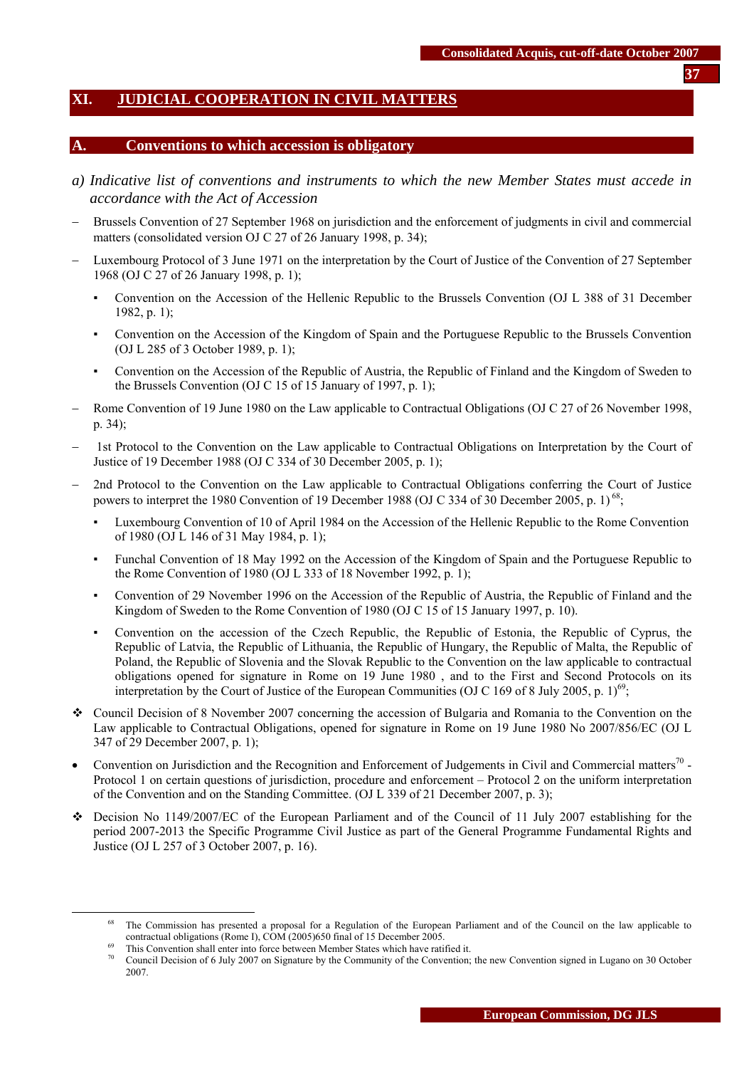# XI. JUDICIAL COOPERATION IN CIVIL MATTERS

## A. Conventions to which accession is obligatory

### *a) Indicative list of conventions and instruments to which the new Member States must accede in accordance with the Act of Accession*

- Brussels Convention of 27 September 1968 on jurisdiction and the enforcement of judgments in civil and commercial matters (consolidated version OJ C 27 of 26 January 1998, p. 34);
- Luxembourg Protocol of 3 June 1971 on the interpretation by the Court of Justice of the Convention of 27 September 1968 (OJ C 27 of 26 January 1998, p. 1);
  - Convention on the Accession of the Hellenic Republic to the Brussels Convention (OJ L 388 of 31 December 1982, p. 1);
  - Convention on the Accession of the Kingdom of Spain and the Portuguese Republic to the Brussels Convention (OJ L 285 of 3 October 1989, p. 1);
  - Convention on the Accession of the Republic of Austria, the Republic of Finland and the Kingdom of Sweden to the Brussels Convention (OJ C 15 of 15 January of 1997, p. 1);
- Rome Convention of 19 June 1980 on the Law applicable to Contractual Obligations (OJ C 27 of 26 November 1998, p. 34);
- 1st Protocol to the Convention on the Law applicable to Contractual Obligations on Interpretation by the Court of Justice of 19 December 1988 (OJ C 334 of 30 December 2005, p. 1);
- 2nd Protocol to the Convention on the Law applicable to Contractual Obligations conferring the Court of Justice powers to interpret the 1980 Convention of 19 December 1988 (OJ C 334 of 30 December 2005, p. 1) [68];
  - Luxembourg Convention of 10 of April 1984 on the Accession of the Hellenic Republic to the Rome Convention of 1980 (OJ L 146 of 31 May 1984, p. 1);
  - Funchal Convention of 18 May 1992 on the Accession of the Kingdom of Spain and the Portuguese Republic to the Rome Convention of 1980 (OJ L 333 of 18 November 1992, p. 1);
  - Convention of 29 November 1996 on the Accession of the Republic of Austria, the Republic of Finland and the Kingdom of Sweden to the Rome Convention of 1980 (OJ C 15 of 15 January 1997, p. 10).
  - Convention on the accession of the Czech Republic, the Republic of Estonia, the Republic of Cyprus, the Republic of Latvia, the Republic of Lithuania, the Republic of Hungary, the Republic of Malta, the Republic of Poland, the Republic of Slovenia and the Slovak Republic to the Convention on the law applicable to contractual obligations opened for signature in Rome on 19 June 1980 , and to the First and Second Protocols on its interpretation by the Court of Justice of the European Communities (OJ C 169 of 8 July 2005, p. 1)[69];
- ❖ Council Decision of 8 November 2007 concerning the accession of Bulgaria and Romania to the Convention on the Law applicable to Contractual Obligations, opened for signature in Rome on 19 June 1980 No 2007/856/EC (OJ L 347 of 29 December 2007, p. 1);
- Convention on Jurisdiction and the Recognition and Enforcement of Judgements in Civil and Commercial matters[70] - Protocol 1 on certain questions of jurisdiction, procedure and enforcement – Protocol 2 on the uniform interpretation of the Convention and on the Standing Committee. (OJ L 339 of 21 December 2007, p. 3);
- ❖ Decision No 1149/2007/EC of the European Parliament and of the Council of 11 July 2007 establishing for the period 2007-2013 the Specific Programme Civil Justice as part of the General Programme Fundamental Rights and Justice (OJ L 257 of 3 October 2007, p. 16).

---

[68] The Commission has presented a proposal for a Regulation of the European Parliament and of the Council on the law applicable to contractual obligations (Rome I), COM (2005)650 final of 15 December 2005.

[69] This Convention shall enter into force between Member States which have ratified it.

[70] Council Decision of 6 July 2007 on Signature by the Community of the Convention; the new Convention signed in Lugano on 30 October 2007.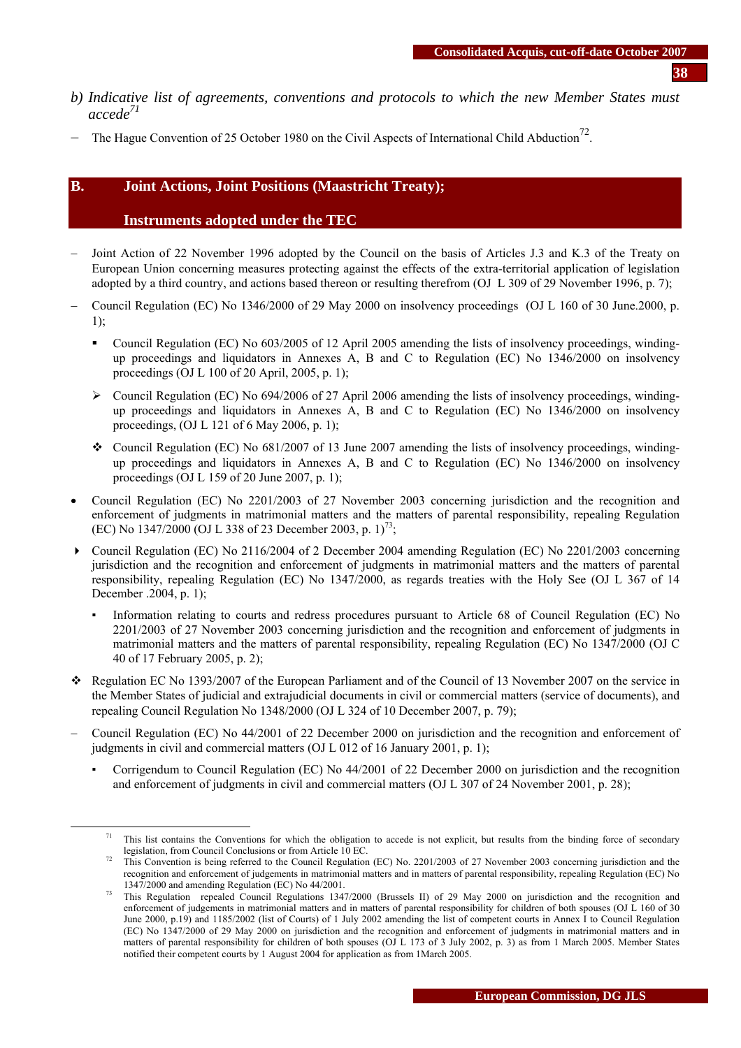*b) Indicative list of agreements, conventions and protocols to which the new Member States must accede*[71]

- The Hague Convention of 25 October 1980 on the Civil Aspects of International Child Abduction[72].

## B. Joint Actions, Joint Positions (Maastricht Treaty); Instruments adopted under the TEC

- Joint Action of 22 November 1996 adopted by the Council on the basis of Articles J.3 and K.3 of the Treaty on European Union concerning measures protecting against the effects of the extra-territorial application of legislation adopted by a third country, and actions based thereon or resulting therefrom (OJ L 309 of 29 November 1996, p. 7);
- Council Regulation (EC) No 1346/2000 of 29 May 2000 on insolvency proceedings (OJ L 160 of 30 June.2000, p. 1);
  - Council Regulation (EC) No 603/2005 of 12 April 2005 amending the lists of insolvency proceedings, winding-up proceedings and liquidators in Annexes A, B and C to Regulation (EC) No 1346/2000 on insolvency proceedings (OJ L 100 of 20 April, 2005, p. 1);
  - Council Regulation (EC) No 694/2006 of 27 April 2006 amending the lists of insolvency proceedings, winding-up proceedings and liquidators in Annexes A, B and C to Regulation (EC) No 1346/2000 on insolvency proceedings, (OJ L 121 of 6 May 2006, p. 1);
  - Council Regulation (EC) No 681/2007 of 13 June 2007 amending the lists of insolvency proceedings, winding-up proceedings and liquidators in Annexes A, B and C to Regulation (EC) No 1346/2000 on insolvency proceedings (OJ L 159 of 20 June 2007, p. 1);
- Council Regulation (EC) No 2201/2003 of 27 November 2003 concerning jurisdiction and the recognition and enforcement of judgments in matrimonial matters and the matters of parental responsibility, repealing Regulation (EC) No 1347/2000 (OJ L 338 of 23 December 2003, p. 1)[73];
- Council Regulation (EC) No 2116/2004 of 2 December 2004 amending Regulation (EC) No 2201/2003 concerning jurisdiction and the recognition and enforcement of judgments in matrimonial matters and the matters of parental responsibility, repealing Regulation (EC) No 1347/2000, as regards treaties with the Holy See (OJ L 367 of 14 December .2004, p. 1);
  - Information relating to courts and redress procedures pursuant to Article 68 of Council Regulation (EC) No 2201/2003 of 27 November 2003 concerning jurisdiction and the recognition and enforcement of judgments in matrimonial matters and the matters of parental responsibility, repealing Regulation (EC) No 1347/2000 (OJ C 40 of 17 February 2005, p. 2);
- Regulation EC No 1393/2007 of the European Parliament and of the Council of 13 November 2007 on the service in the Member States of judicial and extrajudicial documents in civil or commercial matters (service of documents), and repealing Council Regulation No 1348/2000 (OJ L 324 of 10 December 2007, p. 79);
- Council Regulation (EC) No 44/2001 of 22 December 2000 on jurisdiction and the recognition and enforcement of judgments in civil and commercial matters (OJ L 012 of 16 January 2001, p. 1);
  - Corrigendum to Council Regulation (EC) No 44/2001 of 22 December 2000 on jurisdiction and the recognition and enforcement of judgments in civil and commercial matters (OJ L 307 of 24 November 2001, p. 28);

---

[71] This list contains the Conventions for which the obligation to accede is not explicit, but results from the binding force of secondary legislation, from Council Conclusions or from Article 10 EC.

[72] This Convention is being referred to the Council Regulation (EC) No. 2201/2003 of 27 November 2003 concerning jurisdiction and the recognition and enforcement of judgements in matrimonial matters and in matters of parental responsibility, repealing Regulation (EC) No 1347/2000 and amending Regulation (EC) No 44/2001.

[73] This Regulation repealed Council Regulations 1347/2000 (Brussels II) of 29 May 2000 on jurisdiction and the recognition and enforcement of judgements in matrimonial matters and in matters of parental responsibility for children of both spouses (OJ L 160 of 30 June 2000, p.19) and 1185/2002 (list of Courts) of 1 July 2002 amending the list of competent courts in Annex I to Council Regulation (EC) No 1347/2000 of 29 May 2000 on jurisdiction and the recognition and enforcement of judgements in matrimonial matters and in matters of parental responsibility for children of both spouses (OJ L 173 of 3 July 2002, p. 3) as from 1 March 2005. Member States notified their competent courts by 1 August 2004 for application as from 1March 2005.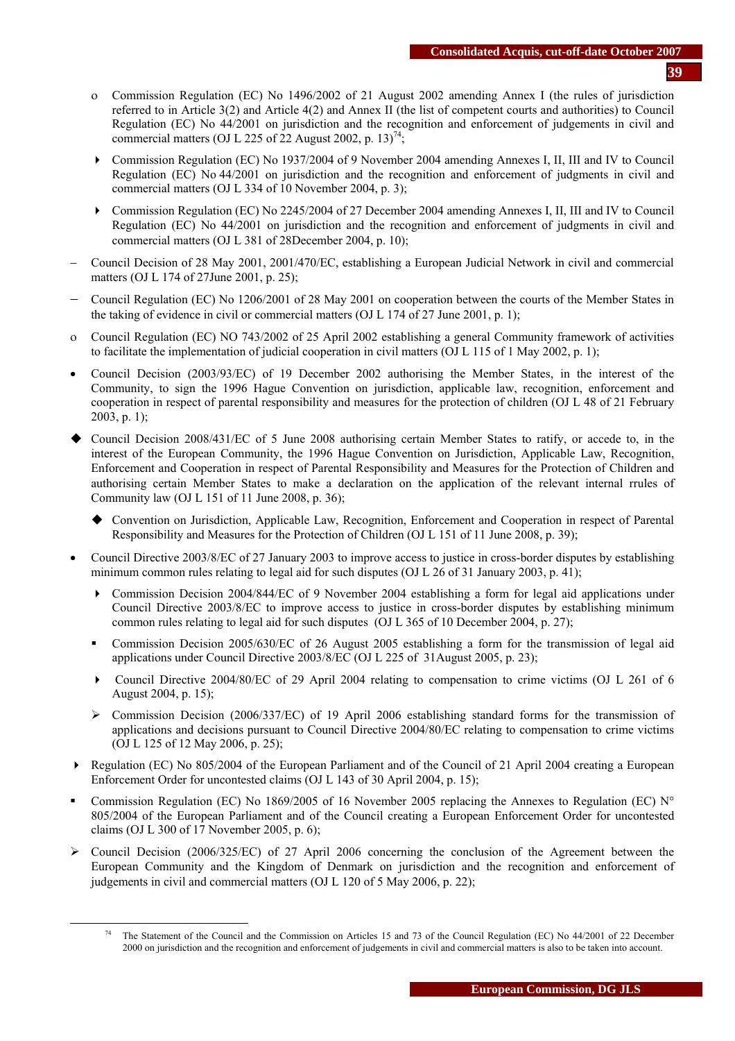- Commission Regulation (EC) No 1496/2002 of 21 August 2002 amending Annex I (the rules of jurisdiction referred to in Article 3(2) and Article 4(2) and Annex II (the list of competent courts and authorities) to Council Regulation (EC) No 44/2001 on jurisdiction and the recognition and enforcement of judgements in civil and commercial matters (OJ L 225 of 22 August 2002, p. 13)[74];

  - Commission Regulation (EC) No 1937/2004 of 9 November 2004 amending Annexes I, II, III and IV to Council Regulation (EC) No 44/2001 on jurisdiction and the recognition and enforcement of judgments in civil and commercial matters (OJ L 334 of 10 November 2004, p. 3);

  - Commission Regulation (EC) No 2245/2004 of 27 December 2004 amending Annexes I, II, III and IV to Council Regulation (EC) No 44/2001 on jurisdiction and the recognition and enforcement of judgments in civil and commercial matters (OJ L 381 of 28December 2004, p. 10);

- Council Decision of 28 May 2001, 2001/470/EC, establishing a European Judicial Network in civil and commercial matters (OJ L 174 of 27June 2001, p. 25);

- Council Regulation (EC) No 1206/2001 of 28 May 2001 on cooperation between the courts of the Member States in the taking of evidence in civil or commercial matters (OJ L 174 of 27 June 2001, p. 1);

- Council Regulation (EC) NO 743/2002 of 25 April 2002 establishing a general Community framework of activities to facilitate the implementation of judicial cooperation in civil matters (OJ L 115 of 1 May 2002, p. 1);

- Council Decision (2003/93/EC) of 19 December 2002 authorising the Member States, in the interest of the Community, to sign the 1996 Hague Convention on jurisdiction, applicable law, recognition, enforcement and cooperation in respect of parental responsibility and measures for the protection of children (OJ L 48 of 21 February 2003, p. 1);

- Council Decision 2008/431/EC of 5 June 2008 authorising certain Member States to ratify, or accede to, in the interest of the European Community, the 1996 Hague Convention on Jurisdiction, Applicable Law, Recognition, Enforcement and Cooperation in respect of Parental Responsibility and Measures for the Protection of Children and authorising certain Member States to make a declaration on the application of the relevant internal rrules of Community law (OJ L 151 of 11 June 2008, p. 36);

  - Convention on Jurisdiction, Applicable Law, Recognition, Enforcement and Cooperation in respect of Parental Responsibility and Measures for the Protection of Children (OJ L 151 of 11 June 2008, p. 39);

- Council Directive 2003/8/EC of 27 January 2003 to improve access to justice in cross-border disputes by establishing minimum common rules relating to legal aid for such disputes (OJ L 26 of 31 January 2003, p. 41);

  - Commission Decision 2004/844/EC of 9 November 2004 establishing a form for legal aid applications under Council Directive 2003/8/EC to improve access to justice in cross-border disputes by establishing minimum common rules relating to legal aid for such disputes (OJ L 365 of 10 December 2004, p. 27);

  - Commission Decision 2005/630/EC of 26 August 2005 establishing a form for the transmission of legal aid applications under Council Directive 2003/8/EC (OJ L 225 of 31August 2005, p. 23);

  - Council Directive 2004/80/EC of 29 April 2004 relating to compensation to crime victims (OJ L 261 of 6 August 2004, p. 15);

  - Commission Decision (2006/337/EC) of 19 April 2006 establishing standard forms for the transmission of applications and decisions pursuant to Council Directive 2004/80/EC relating to compensation to crime victims (OJ L 125 of 12 May 2006, p. 25);

- Regulation (EC) No 805/2004 of the European Parliament and of the Council of 21 April 2004 creating a European Enforcement Order for uncontested claims (OJ L 143 of 30 April 2004, p. 15);

- Commission Regulation (EC) No 1869/2005 of 16 November 2005 replacing the Annexes to Regulation (EC) N° 805/2004 of the European Parliament and of the Council creating a European Enforcement Order for uncontested claims (OJ L 300 of 17 November 2005, p. 6);

- Council Decision (2006/325/EC) of 27 April 2006 concerning the conclusion of the Agreement between the European Community and the Kingdom of Denmark on jurisdiction and the recognition and enforcement of judgements in civil and commercial matters (OJ L 120 of 5 May 2006, p. 22);

---

[74] The Statement of the Council and the Commission on Articles 15 and 73 of the Council Regulation (EC) No 44/2001 of 22 December 2000 on jurisdiction and the recognition and enforcement of judgements in civil and commercial matters is also to be taken into account.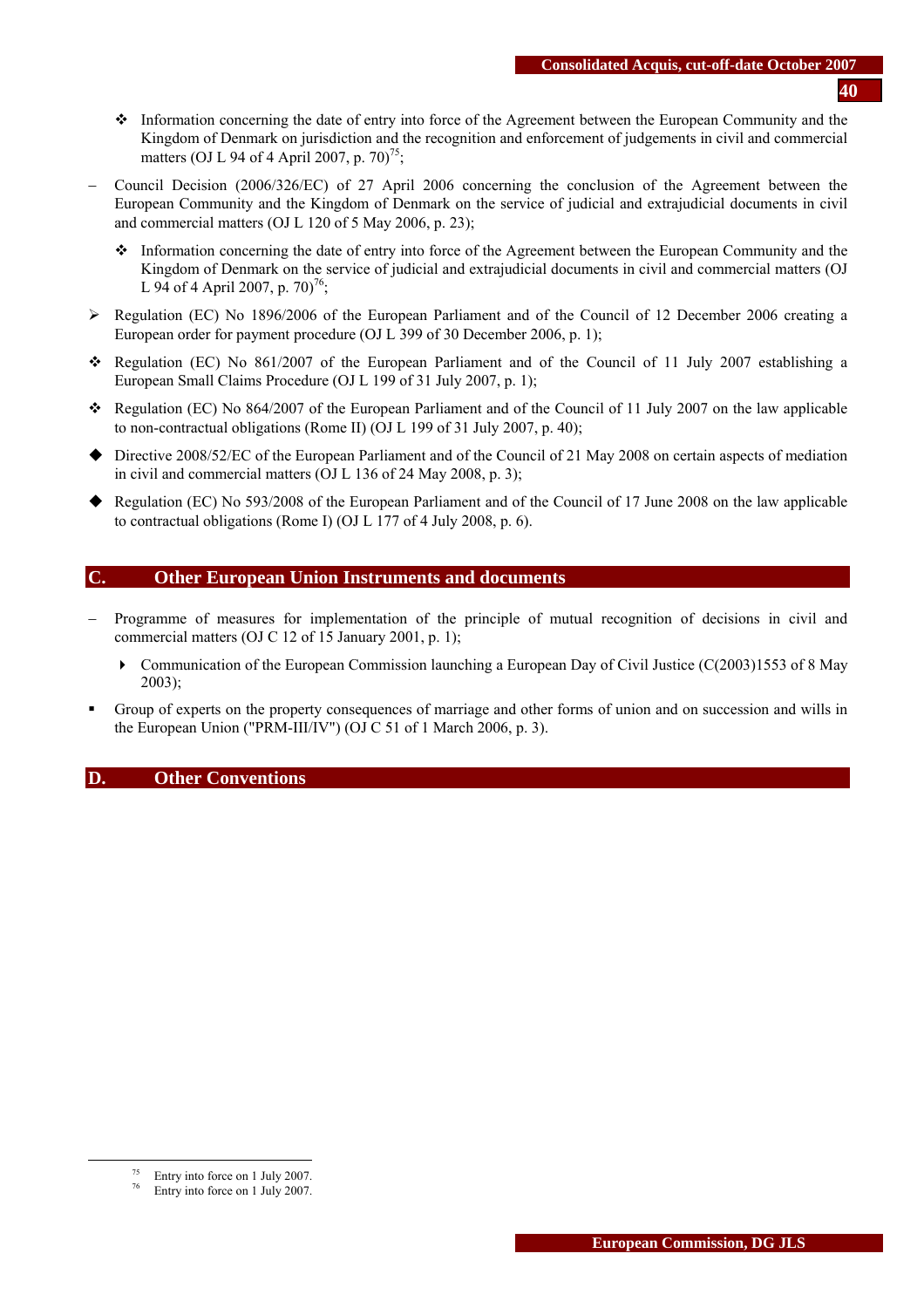- ❖ Information concerning the date of entry into force of the Agreement between the European Community and the Kingdom of Denmark on jurisdiction and the recognition and enforcement of judgements in civil and commercial matters (OJ L 94 of 4 April 2007, p. 70)[75];

– Council Decision (2006/326/EC) of 27 April 2006 concerning the conclusion of the Agreement between the European Community and the Kingdom of Denmark on the service of judicial and extrajudicial documents in civil and commercial matters (OJ L 120 of 5 May 2006, p. 23);

- ❖ Information concerning the date of entry into force of the Agreement between the European Community and the Kingdom of Denmark on the service of judicial and extrajudicial documents in civil and commercial matters (OJ L 94 of 4 April 2007, p. 70)[76];

➢ Regulation (EC) No 1896/2006 of the European Parliament and of the Council of 12 December 2006 creating a European order for payment procedure (OJ L 399 of 30 December 2006, p. 1);

❖ Regulation (EC) No 861/2007 of the European Parliament and of the Council of 11 July 2007 establishing a European Small Claims Procedure (OJ L 199 of 31 July 2007, p. 1);

❖ Regulation (EC) No 864/2007 of the European Parliament and of the Council of 11 July 2007 on the law applicable to non-contractual obligations (Rome II) (OJ L 199 of 31 July 2007, p. 40);

◆ Directive 2008/52/EC of the European Parliament and of the Council of 21 May 2008 on certain aspects of mediation in civil and commercial matters (OJ L 136 of 24 May 2008, p. 3);

◆ Regulation (EC) No 593/2008 of the European Parliament and of the Council of 17 June 2008 on the law applicable to contractual obligations (Rome I) (OJ L 177 of 4 July 2008, p. 6).

## C. Other European Union Instruments and documents

– Programme of measures for implementation of the principle of mutual recognition of decisions in civil and commercial matters (OJ C 12 of 15 January 2001, p. 1);

- ▸ Communication of the European Commission launching a European Day of Civil Justice (C(2003)1553 of 8 May 2003);

▪ Group of experts on the property consequences of marriage and other forms of union and on succession and wills in the European Union ("PRM-III/IV") (OJ C 51 of 1 March 2006, p. 3).

## D. Other Conventions

[75] Entry into force on 1 July 2007.
[76] Entry into force on 1 July 2007.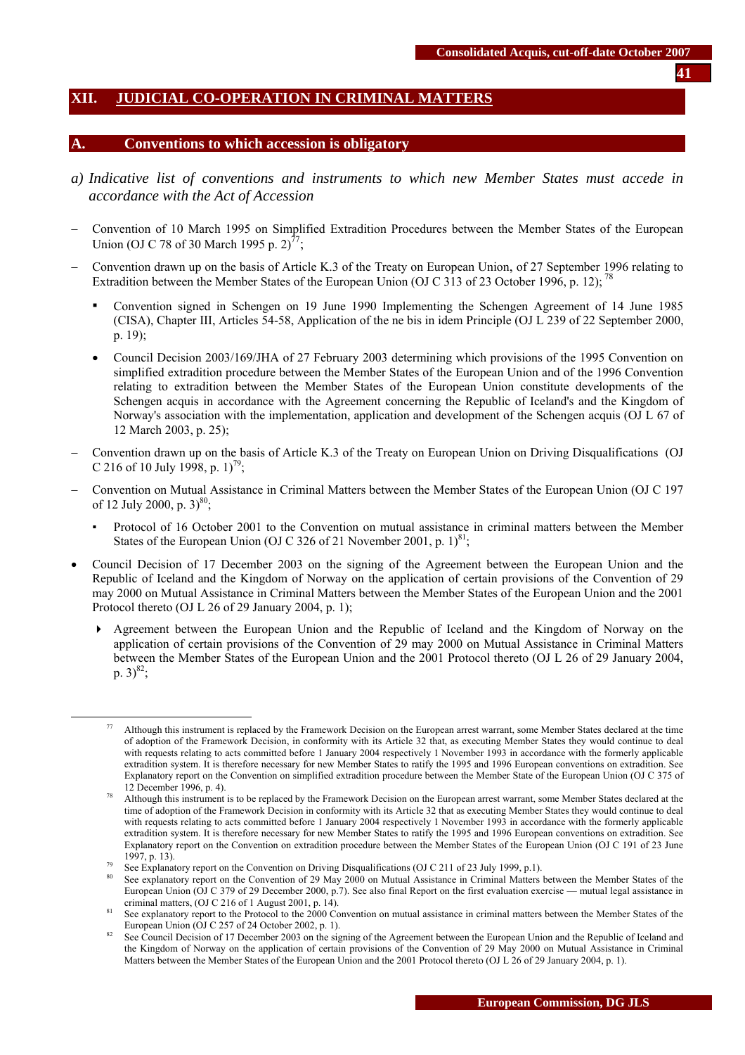## XII. JUDICIAL CO-OPERATION IN CRIMINAL MATTERS

### A. Conventions to which accession is obligatory

*a) Indicative list of conventions and instruments to which new Member States must accede in accordance with the Act of Accession*

- Convention of 10 March 1995 on Simplified Extradition Procedures between the Member States of the European Union (OJ C 78 of 30 March 1995 p. 2)[77];
- Convention drawn up on the basis of Article K.3 of the Treaty on European Union, of 27 September 1996 relating to Extradition between the Member States of the European Union (OJ C 313 of 23 October 1996, p. 12); [78]
  - Convention signed in Schengen on 19 June 1990 Implementing the Schengen Agreement of 14 June 1985 (CISA), Chapter III, Articles 54-58, Application of the ne bis in idem Principle (OJ L 239 of 22 September 2000, p. 19);
  - Council Decision 2003/169/JHA of 27 February 2003 determining which provisions of the 1995 Convention on simplified extradition procedure between the Member States of the European Union and of the 1996 Convention relating to extradition between the Member States of the European Union constitute developments of the Schengen acquis in accordance with the Agreement concerning the Republic of Iceland's and the Kingdom of Norway's association with the implementation, application and development of the Schengen acquis (OJ L 67 of 12 March 2003, p. 25);
- Convention drawn up on the basis of Article K.3 of the Treaty on European Union on Driving Disqualifications (OJ C 216 of 10 July 1998, p. 1)[79];
- Convention on Mutual Assistance in Criminal Matters between the Member States of the European Union (OJ C 197 of 12 July 2000, p. 3)[80];
  - Protocol of 16 October 2001 to the Convention on mutual assistance in criminal matters between the Member States of the European Union (OJ C 326 of 21 November 2001, p. 1)[81];
- Council Decision of 17 December 2003 on the signing of the Agreement between the European Union and the Republic of Iceland and the Kingdom of Norway on the application of certain provisions of the Convention of 29 may 2000 on Mutual Assistance in Criminal Matters between the Member States of the European Union and the 2001 Protocol thereto (OJ L 26 of 29 January 2004, p. 1);
  - Agreement between the European Union and the Republic of Iceland and the Kingdom of Norway on the application of certain provisions of the Convention of 29 may 2000 on Mutual Assistance in Criminal Matters between the Member States of the European Union and the 2001 Protocol thereto (OJ L 26 of 29 January 2004, p. 3)[82];

---

[77] Although this instrument is replaced by the Framework Decision on the European arrest warrant, some Member States declared at the time of adoption of the Framework Decision, in conformity with its Article 32 that, as executing Member States they would continue to deal with requests relating to acts committed before 1 January 2004 respectively 1 November 1993 in accordance with the formerly applicable extradition system. It is therefore necessary for new Member States to ratify the 1995 and 1996 European conventions on extradition. See Explanatory report on the Convention on simplified extradition procedure between the Member State of the European Union (OJ C 375 of 12 December 1996, p. 4).

[78] Although this instrument is to be replaced by the Framework Decision on the European arrest warrant, some Member States declared at the time of adoption of the Framework Decision in conformity with its Article 32 that as executing Member States they would continue to deal with requests relating to acts committed before 1 January 2004 respectively 1 November 1993 in accordance with the formerly applicable extradition system. It is therefore necessary for new Member States to ratify the 1995 and 1996 European conventions on extradition. See Explanatory report on the Convention on extradition procedure between the Member States of the European Union (OJ C 191 of 23 June 1997, p. 13).

[79] See Explanatory report on the Convention on Driving Disqualifications (OJ C 211 of 23 July 1999, p.1).

[80] See explanatory report on the Convention of 29 May 2000 on Mutual Assistance in Criminal Matters between the Member States of the European Union (OJ C 379 of 29 December 2000, p.7). See also final Report on the first evaluation exercise — mutual legal assistance in criminal matters, (OJ C 216 of 1 August 2001, p. 14).

[81] See explanatory report to the Protocol to the 2000 Convention on mutual assistance in criminal matters between the Member States of the European Union (OJ C 257 of 24 October 2002, p. 1).

[82] See Council Decision of 17 December 2003 on the signing of the Agreement between the European Union and the Republic of Iceland and the Kingdom of Norway on the application of certain provisions of the Convention of 29 May 2000 on Mutual Assistance in Criminal Matters between the Member States of the European Union and the 2001 Protocol thereto (OJ L 26 of 29 January 2004, p. 1).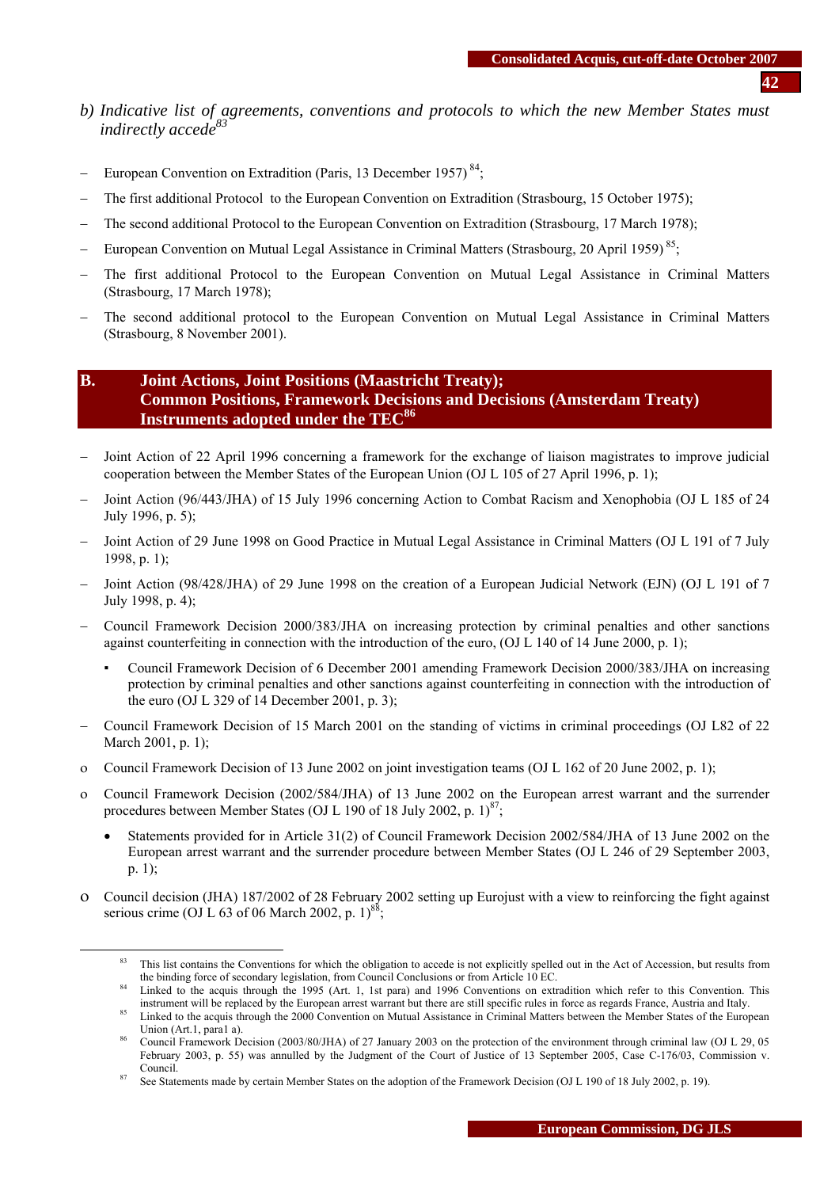*b) Indicative list of agreements, conventions and protocols to which the new Member States must indirectly accede*[83]

- European Convention on Extradition (Paris, 13 December 1957) [84];
- The first additional Protocol to the European Convention on Extradition (Strasbourg, 15 October 1975);
- The second additional Protocol to the European Convention on Extradition (Strasbourg, 17 March 1978);
- European Convention on Mutual Legal Assistance in Criminal Matters (Strasbourg, 20 April 1959) [85];
- The first additional Protocol to the European Convention on Mutual Legal Assistance in Criminal Matters (Strasbourg, 17 March 1978);
- The second additional protocol to the European Convention on Mutual Legal Assistance in Criminal Matters (Strasbourg, 8 November 2001).

## B. Joint Actions, Joint Positions (Maastricht Treaty); Common Positions, Framework Decisions and Decisions (Amsterdam Treaty) Instruments adopted under the TEC[86]

- Joint Action of 22 April 1996 concerning a framework for the exchange of liaison magistrates to improve judicial cooperation between the Member States of the European Union (OJ L 105 of 27 April 1996, p. 1);
- Joint Action (96/443/JHA) of 15 July 1996 concerning Action to Combat Racism and Xenophobia (OJ L 185 of 24 July 1996, p. 5);
- Joint Action of 29 June 1998 on Good Practice in Mutual Legal Assistance in Criminal Matters (OJ L 191 of 7 July 1998, p. 1);
- Joint Action (98/428/JHA) of 29 June 1998 on the creation of a European Judicial Network (EJN) (OJ L 191 of 7 July 1998, p. 4);
- Council Framework Decision 2000/383/JHA on increasing protection by criminal penalties and other sanctions against counterfeiting in connection with the introduction of the euro, (OJ L 140 of 14 June 2000, p. 1);
  - Council Framework Decision of 6 December 2001 amending Framework Decision 2000/383/JHA on increasing protection by criminal penalties and other sanctions against counterfeiting in connection with the introduction of the euro (OJ L 329 of 14 December 2001, p. 3);
- Council Framework Decision of 15 March 2001 on the standing of victims in criminal proceedings (OJ L82 of 22 March 2001, p. 1);
- Council Framework Decision of 13 June 2002 on joint investigation teams (OJ L 162 of 20 June 2002, p. 1);
- Council Framework Decision (2002/584/JHA) of 13 June 2002 on the European arrest warrant and the surrender procedures between Member States (OJ L 190 of 18 July 2002, p. 1)[87];
  - Statements provided for in Article 31(2) of Council Framework Decision 2002/584/JHA of 13 June 2002 on the European arrest warrant and the surrender procedure between Member States (OJ L 246 of 29 September 2003, p. 1);
- Council decision (JHA) 187/2002 of 28 February 2002 setting up Eurojust with a view to reinforcing the fight against serious crime (OJ L 63 of 06 March 2002, p. 1)[88];

---

[83] This list contains the Conventions for which the obligation to accede is not explicitly spelled out in the Act of Accession, but results from the binding force of secondary legislation, from Council Conclusions or from Article 10 EC.

[84] Linked to the acquis through the 1995 (Art. 1, 1st para) and 1996 Conventions on extradition which refer to this Convention. This instrument will be replaced by the European arrest warrant but there are still specific rules in force as regards France, Austria and Italy.

[85] Linked to the acquis through the 2000 Convention on Mutual Assistance in Criminal Matters between the Member States of the European Union (Art.1, para1 a).

[86] Council Framework Decision (2003/80/JHA) of 27 January 2003 on the protection of the environment through criminal law (OJ L 29, 05 February 2003, p. 55) was annulled by the Judgment of the Court of Justice of 13 September 2005, Case C-176/03, Commission v. Council.

[87] See Statements made by certain Member States on the adoption of the Framework Decision (OJ L 190 of 18 July 2002, p. 19).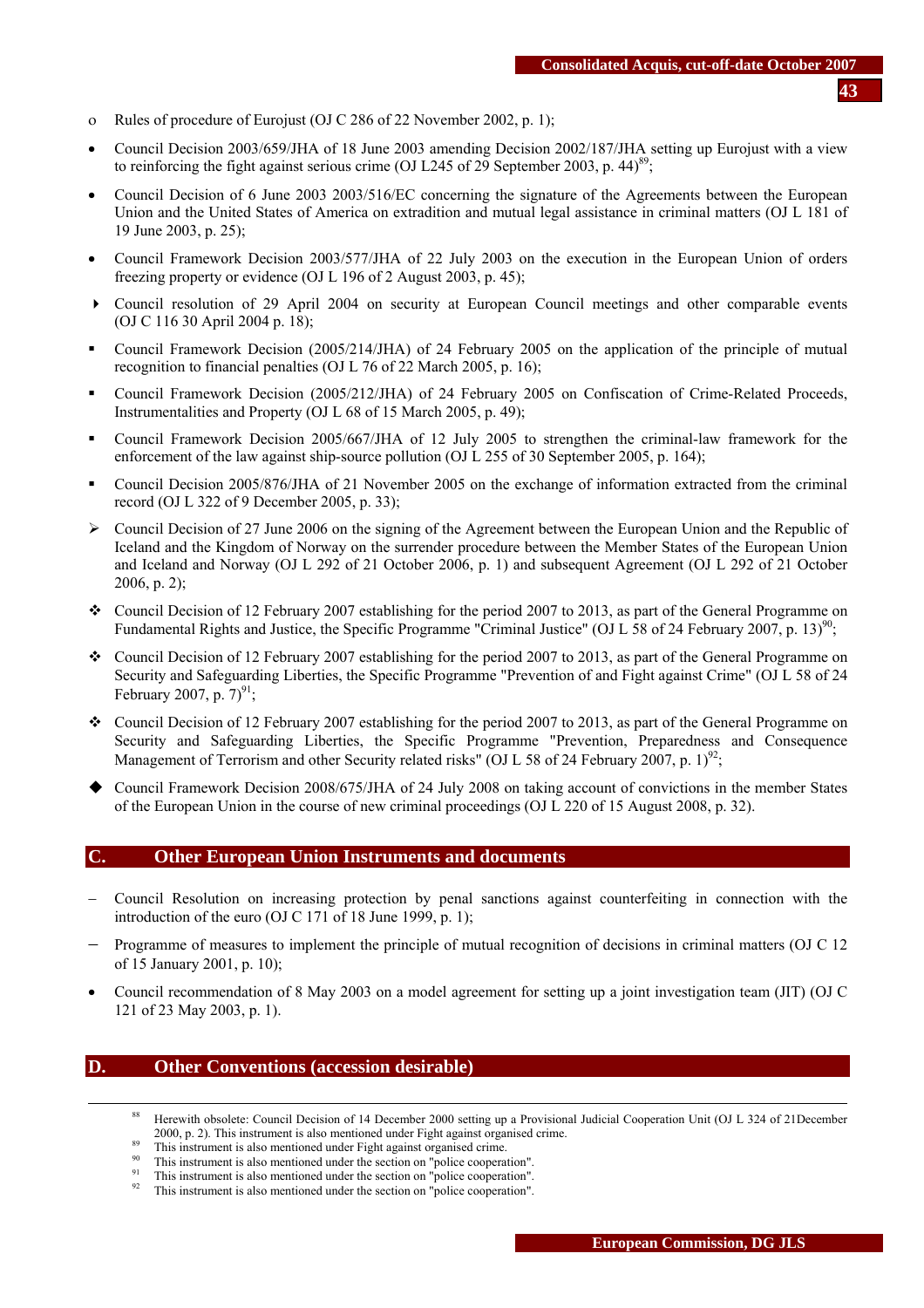- Rules of procedure of Eurojust (OJ C 286 of 22 November 2002, p. 1);
- Council Decision 2003/659/JHA of 18 June 2003 amending Decision 2002/187/JHA setting up Eurojust with a view to reinforcing the fight against serious crime (OJ L245 of 29 September 2003, p. 44)[89];
- Council Decision of 6 June 2003 2003/516/EC concerning the signature of the Agreements between the European Union and the United States of America on extradition and mutual legal assistance in criminal matters (OJ L 181 of 19 June 2003, p. 25);
- Council Framework Decision 2003/577/JHA of 22 July 2003 on the execution in the European Union of orders freezing property or evidence (OJ L 196 of 2 August 2003, p. 45);
- Council resolution of 29 April 2004 on security at European Council meetings and other comparable events (OJ C 116 30 April 2004 p. 18);
- Council Framework Decision (2005/214/JHA) of 24 February 2005 on the application of the principle of mutual recognition to financial penalties (OJ L 76 of 22 March 2005, p. 16);
- Council Framework Decision (2005/212/JHA) of 24 February 2005 on Confiscation of Crime-Related Proceeds, Instrumentalities and Property (OJ L 68 of 15 March 2005, p. 49);
- Council Framework Decision 2005/667/JHA of 12 July 2005 to strengthen the criminal-law framework for the enforcement of the law against ship-source pollution (OJ L 255 of 30 September 2005, p. 164);
- Council Decision 2005/876/JHA of 21 November 2005 on the exchange of information extracted from the criminal record (OJ L 322 of 9 December 2005, p. 33);
- Council Decision of 27 June 2006 on the signing of the Agreement between the European Union and the Republic of Iceland and the Kingdom of Norway on the surrender procedure between the Member States of the European Union and Iceland and Norway (OJ L 292 of 21 October 2006, p. 1) and subsequent Agreement (OJ L 292 of 21 October 2006, p. 2);
- Council Decision of 12 February 2007 establishing for the period 2007 to 2013, as part of the General Programme on Fundamental Rights and Justice, the Specific Programme "Criminal Justice" (OJ L 58 of 24 February 2007, p. 13)[90];
- Council Decision of 12 February 2007 establishing for the period 2007 to 2013, as part of the General Programme on Security and Safeguarding Liberties, the Specific Programme "Prevention of and Fight against Crime" (OJ L 58 of 24 February 2007, p. 7)[91];
- Council Decision of 12 February 2007 establishing for the period 2007 to 2013, as part of the General Programme on Security and Safeguarding Liberties, the Specific Programme "Prevention, Preparedness and Consequence Management of Terrorism and other Security related risks" (OJ L 58 of 24 February 2007, p. 1)[92];
- Council Framework Decision 2008/675/JHA of 24 July 2008 on taking account of convictions in the member States of the European Union in the course of new criminal proceedings (OJ L 220 of 15 August 2008, p. 32).

## C. Other European Union Instruments and documents

- Council Resolution on increasing protection by penal sanctions against counterfeiting in connection with the introduction of the euro (OJ C 171 of 18 June 1999, p. 1);
- Programme of measures to implement the principle of mutual recognition of decisions in criminal matters (OJ C 12 of 15 January 2001, p. 10);
- Council recommendation of 8 May 2003 on a model agreement for setting up a joint investigation team (JIT) (OJ C 121 of 23 May 2003, p. 1).

## D. Other Conventions (accession desirable)

---

[88] Herewith obsolete: Council Decision of 14 December 2000 setting up a Provisional Judicial Cooperation Unit (OJ L 324 of 21December 2000, p. 2). This instrument is also mentioned under Fight against organised crime.

[89] This instrument is also mentioned under Fight against organised crime.

[90] This instrument is also mentioned under the section on "police cooperation".

[91] This instrument is also mentioned under the section on "police cooperation".

[92] This instrument is also mentioned under the section on "police cooperation".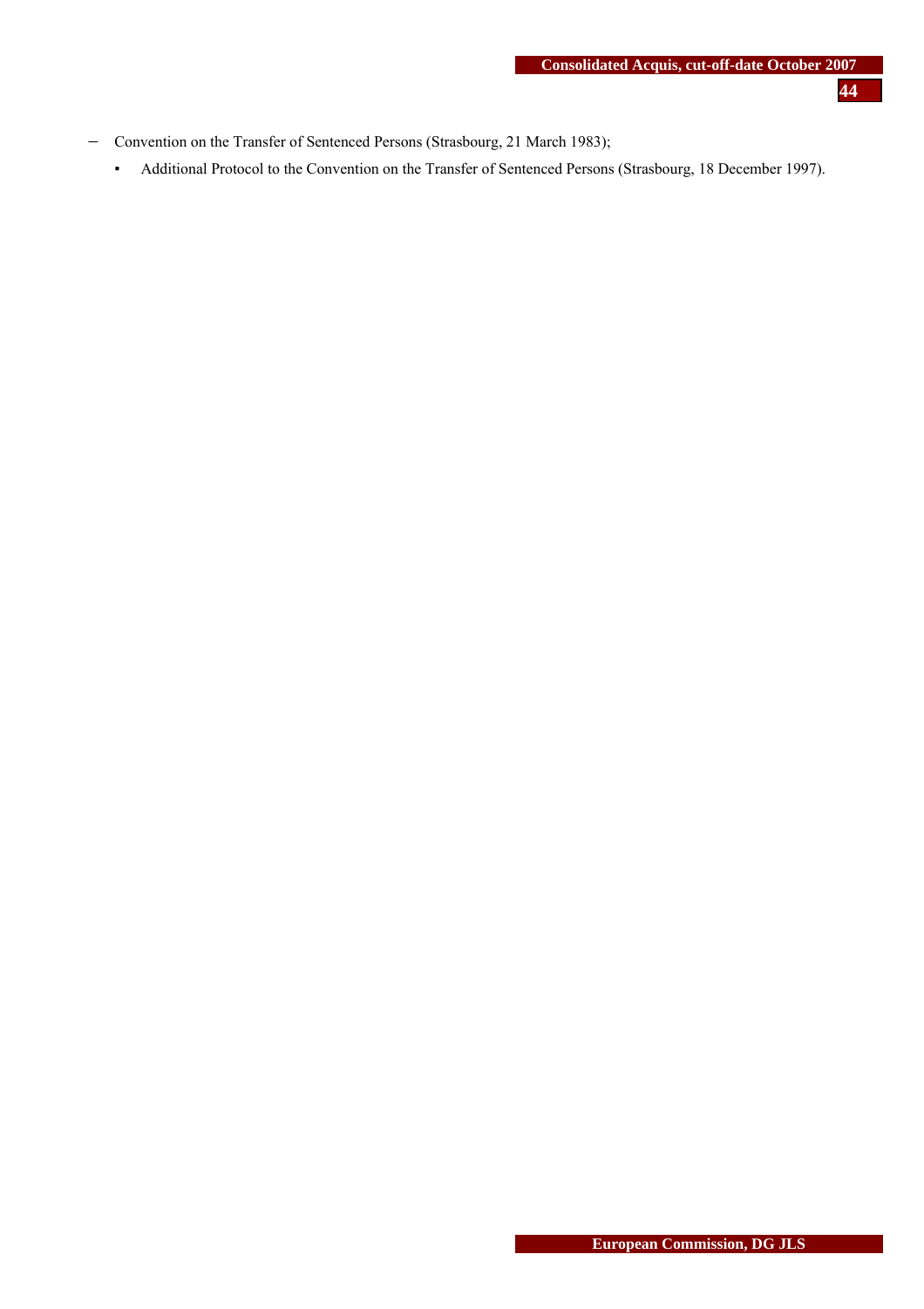- Convention on the Transfer of Sentenced Persons (Strasbourg, 21 March 1983);
  - Additional Protocol to the Convention on the Transfer of Sentenced Persons (Strasbourg, 18 December 1997).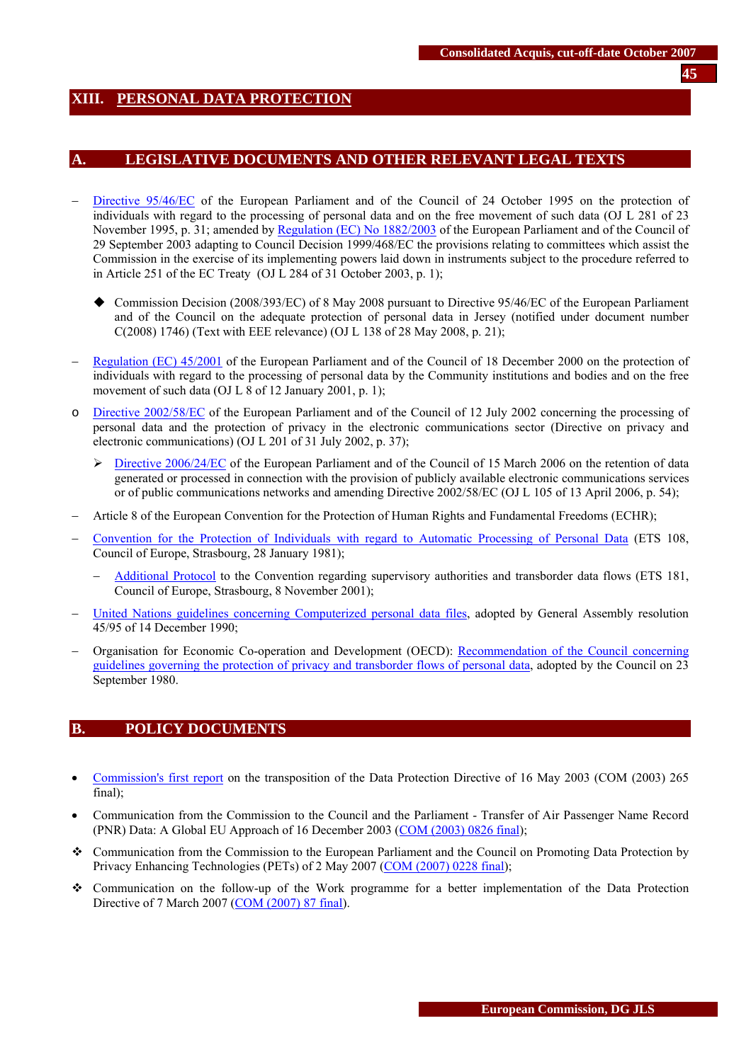## XIII. PERSONAL DATA PROTECTION

### A. LEGISLATIVE DOCUMENTS AND OTHER RELEVANT LEGAL TEXTS

- Directive 95/46/EC of the European Parliament and of the Council of 24 October 1995 on the protection of individuals with regard to the processing of personal data and on the free movement of such data (OJ L 281 of 23 November 1995, p. 31; amended by Regulation (EC) No 1882/2003 of the European Parliament and of the Council of 29 September 2003 adapting to Council Decision 1999/468/EC the provisions relating to committees which assist the Commission in the exercise of its implementing powers laid down in instruments subject to the procedure referred to in Article 251 of the EC Treaty (OJ L 284 of 31 October 2003, p. 1);

  - ◆ Commission Decision (2008/393/EC) of 8 May 2008 pursuant to Directive 95/46/EC of the European Parliament and of the Council on the adequate protection of personal data in Jersey (notified under document number C(2008) 1746) (Text with EEE relevance) (OJ L 138 of 28 May 2008, p. 21);

- Regulation (EC) 45/2001 of the European Parliament and of the Council of 18 December 2000 on the protection of individuals with regard to the processing of personal data by the Community institutions and bodies and on the free movement of such data (OJ L 8 of 12 January 2001, p. 1);

- o Directive 2002/58/EC of the European Parliament and of the Council of 12 July 2002 concerning the processing of personal data and the protection of privacy in the electronic communications sector (Directive on privacy and electronic communications) (OJ L 201 of 31 July 2002, p. 37);

  - ➢ Directive 2006/24/EC of the European Parliament and of the Council of 15 March 2006 on the retention of data generated or processed in connection with the provision of publicly available electronic communications services or of public communications networks and amending Directive 2002/58/EC (OJ L 105 of 13 April 2006, p. 54);

- Article 8 of the European Convention for the Protection of Human Rights and Fundamental Freedoms (ECHR);

- Convention for the Protection of Individuals with regard to Automatic Processing of Personal Data (ETS 108, Council of Europe, Strasbourg, 28 January 1981);

  - Additional Protocol to the Convention regarding supervisory authorities and transborder data flows (ETS 181, Council of Europe, Strasbourg, 8 November 2001);

- United Nations guidelines concerning Computerized personal data files, adopted by General Assembly resolution 45/95 of 14 December 1990;

- Organisation for Economic Co-operation and Development (OECD): Recommendation of the Council concerning guidelines governing the protection of privacy and transborder flows of personal data, adopted by the Council on 23 September 1980.

### B. POLICY DOCUMENTS

- Commission's first report on the transposition of the Data Protection Directive of 16 May 2003 (COM (2003) 265 final);

- Communication from the Commission to the Council and the Parliament - Transfer of Air Passenger Name Record (PNR) Data: A Global EU Approach of 16 December 2003 (COM (2003) 0826 final);

- ❖ Communication from the Commission to the European Parliament and the Council on Promoting Data Protection by Privacy Enhancing Technologies (PETs) of 2 May 2007 (COM (2007) 0228 final);

- ❖ Communication on the follow-up of the Work programme for a better implementation of the Data Protection Directive of 7 March 2007 (COM (2007) 87 final).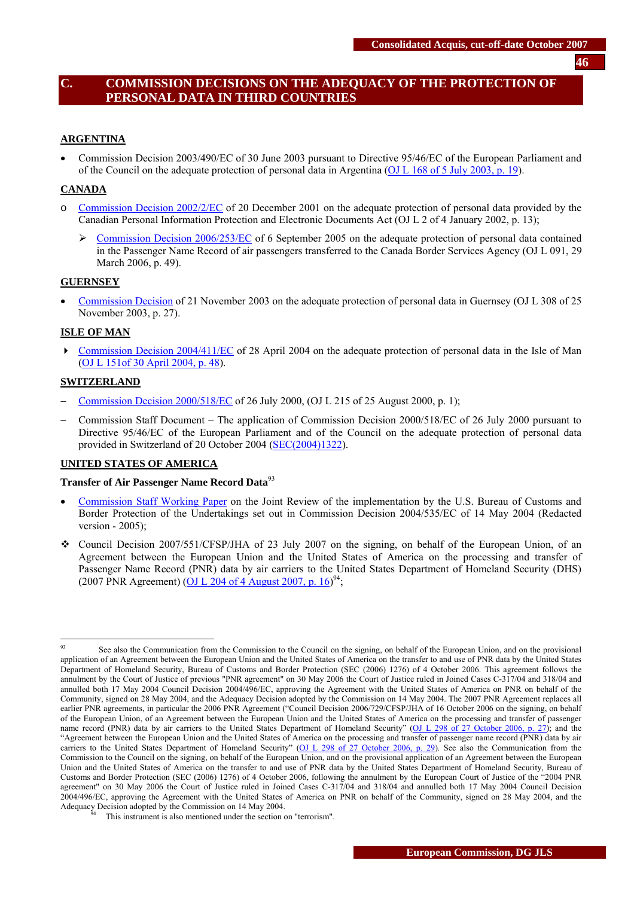## C. COMMISSION DECISIONS ON THE ADEQUACY OF THE PROTECTION OF PERSONAL DATA IN THIRD COUNTRIES

**ARGENTINA**

- Commission Decision 2003/490/EC of 30 June 2003 pursuant to Directive 95/46/EC of the European Parliament and of the Council on the adequate protection of personal data in Argentina (OJ L 168 of 5 July 2003, p. 19).

**CANADA**

- Commission Decision 2002/2/EC of 20 December 2001 on the adequate protection of personal data provided by the Canadian Personal Information Protection and Electronic Documents Act (OJ L 2 of 4 January 2002, p. 13);
  - Commission Decision 2006/253/EC of 6 September 2005 on the adequate protection of personal data contained in the Passenger Name Record of air passengers transferred to the Canada Border Services Agency (OJ L 091, 29 March 2006, p. 49).

**GUERNSEY**

- Commission Decision of 21 November 2003 on the adequate protection of personal data in Guernsey (OJ L 308 of 25 November 2003, p. 27).

**ISLE OF MAN**

- Commission Decision 2004/411/EC of 28 April 2004 on the adequate protection of personal data in the Isle of Man (OJ L 151of 30 April 2004, p. 48).

**SWITZERLAND**

- Commission Decision 2000/518/EC of 26 July 2000, (OJ L 215 of 25 August 2000, p. 1);
- Commission Staff Document – The application of Commission Decision 2000/518/EC of 26 July 2000 pursuant to Directive 95/46/EC of the European Parliament and of the Council on the adequate protection of personal data provided in Switzerland of 20 October 2004 (SEC(2004)1322).

**UNITED STATES OF AMERICA**

**Transfer of Air Passenger Name Record Data**[93]

- Commission Staff Working Paper on the Joint Review of the implementation by the U.S. Bureau of Customs and Border Protection of the Undertakings set out in Commission Decision 2004/535/EC of 14 May 2004 (Redacted version - 2005);
- Council Decision 2007/551/CFSP/JHA of 23 July 2007 on the signing, on behalf of the European Union, of an Agreement between the European Union and the United States of America on the processing and transfer of Passenger Name Record (PNR) data by air carriers to the United States Department of Homeland Security (DHS) (2007 PNR Agreement) (OJ L 204 of 4 August 2007, p. 16)[94];

---

[93] See also the Communication from the Commission to the Council on the signing, on behalf of the European Union, and on the provisional application of an Agreement between the European Union and the United States of America on the transfer to and use of PNR data by the United States Department of Homeland Security, Bureau of Customs and Border Protection (SEC (2006) 1276) of 4 October 2006. This agreement follows the annulment by the Court of Justice of previous "PNR agreement" on 30 May 2006 the Court of Justice ruled in Joined Cases C-317/04 and 318/04 and annulled both 17 May 2004 Council Decision 2004/496/EC, approving the Agreement with the United States of America on PNR on behalf of the Community, signed on 28 May 2004, and the Adequacy Decision adopted by the Commission on 14 May 2004. The 2007 PNR Agreement replaces all earlier PNR agreements, in particular the 2006 PNR Agreement ("Council Decision 2006/729/CFSP/JHA of 16 October 2006 on the signing, on behalf of the European Union, of an Agreement between the European Union and the United States of America on the processing and transfer of passenger name record (PNR) data by air carriers to the United States Department of Homeland Security" (OJ L 298 of 27 October 2006, p. 27); and the "Agreement between the European Union and the United States of America on the processing and transfer of passenger name record (PNR) data by air carriers to the United States Department of Homeland Security" (OJ L 298 of 27 October 2006, p. 29). See also the Communication from the Commission to the Council on the signing, on behalf of the European Union, and on the provisional application of an Agreement between the European Union and the United States of America on the transfer to and use of PNR data by the United States Department of Homeland Security, Bureau of Customs and Border Protection (SEC (2006) 1276) of 4 October 2006, following the annulment by the European Court of Justice of the "2004 PNR agreement" on 30 May 2006 the Court of Justice ruled in Joined Cases C-317/04 and 318/04 and annulled both 17 May 2004 Council Decision 2004/496/EC, approving the Agreement with the United States of America on PNR on behalf of the Community, signed on 28 May 2004, and the Adequacy Decision adopted by the Commission on 14 May 2004.

[94] This instrument is also mentioned under the section on "terrorism".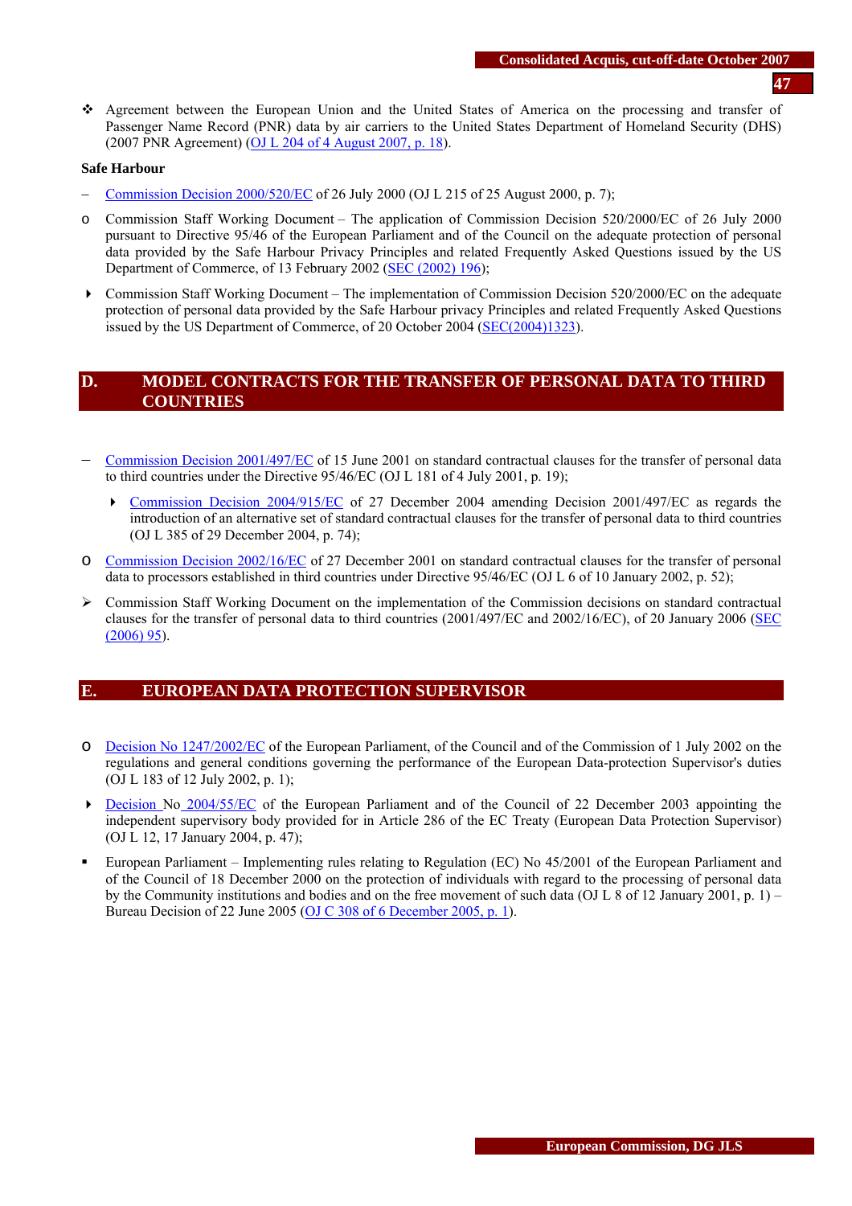❖ Agreement between the European Union and the United States of America on the processing and transfer of Passenger Name Record (PNR) data by air carriers to the United States Department of Homeland Security (DHS) (2007 PNR Agreement) (OJ L 204 of 4 August 2007, p. 18).

**Safe Harbour**

– Commission Decision 2000/520/EC of 26 July 2000 (OJ L 215 of 25 August 2000, p. 7);

o Commission Staff Working Document – The application of Commission Decision 520/2000/EC of 26 July 2000 pursuant to Directive 95/46 of the European Parliament and of the Council on the adequate protection of personal data provided by the Safe Harbour Privacy Principles and related Frequently Asked Questions issued by the US Department of Commerce, of 13 February 2002 (SEC (2002) 196);

‣ Commission Staff Working Document – The implementation of Commission Decision 520/2000/EC on the adequate protection of personal data provided by the Safe Harbour privacy Principles and related Frequently Asked Questions issued by the US Department of Commerce, of 20 October 2004 (SEC(2004)1323).

## D. MODEL CONTRACTS FOR THE TRANSFER OF PERSONAL DATA TO THIRD COUNTRIES

– Commission Decision 2001/497/EC of 15 June 2001 on standard contractual clauses for the transfer of personal data to third countries under the Directive 95/46/EC (OJ L 181 of 4 July 2001, p. 19);

  ‣ Commission Decision 2004/915/EC of 27 December 2004 amending Decision 2001/497/EC as regards the introduction of an alternative set of standard contractual clauses for the transfer of personal data to third countries (OJ L 385 of 29 December 2004, p. 74);

o Commission Decision 2002/16/EC of 27 December 2001 on standard contractual clauses for the transfer of personal data to processors established in third countries under Directive 95/46/EC (OJ L 6 of 10 January 2002, p. 52);

➢ Commission Staff Working Document on the implementation of the Commission decisions on standard contractual clauses for the transfer of personal data to third countries (2001/497/EC and 2002/16/EC), of 20 January 2006 (SEC (2006) 95).

## E. EUROPEAN DATA PROTECTION SUPERVISOR

o Decision No 1247/2002/EC of the European Parliament, of the Council and of the Commission of 1 July 2002 on the regulations and general conditions governing the performance of the European Data-protection Supervisor's duties (OJ L 183 of 12 July 2002, p. 1);

‣ Decision No 2004/55/EC of the European Parliament and of the Council of 22 December 2003 appointing the independent supervisory body provided for in Article 286 of the EC Treaty (European Data Protection Supervisor) (OJ L 12, 17 January 2004, p. 47);

▪ European Parliament – Implementing rules relating to Regulation (EC) No 45/2001 of the European Parliament and of the Council of 18 December 2000 on the protection of individuals with regard to the processing of personal data by the Community institutions and bodies and on the free movement of such data (OJ L 8 of 12 January 2001, p. 1) – Bureau Decision of 22 June 2005 (OJ C 308 of 6 December 2005, p. 1).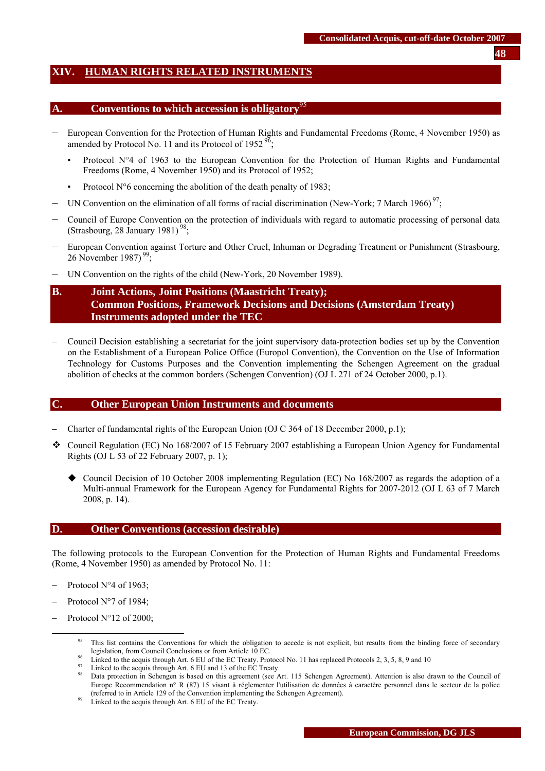# XIV. HUMAN RIGHTS RELATED INSTRUMENTS

## A. Conventions to which accession is obligatory[95]

- European Convention for the Protection of Human Rights and Fundamental Freedoms (Rome, 4 November 1950) as amended by Protocol No. 11 and its Protocol of 1952[96];
  - Protocol N°4 of 1963 to the European Convention for the Protection of Human Rights and Fundamental Freedoms (Rome, 4 November 1950) and its Protocol of 1952;
  - Protocol N°6 concerning the abolition of the death penalty of 1983;
- UN Convention on the elimination of all forms of racial discrimination (New-York; 7 March 1966)[97];
- Council of Europe Convention on the protection of individuals with regard to automatic processing of personal data (Strasbourg, 28 January 1981)[98];
- European Convention against Torture and Other Cruel, Inhuman or Degrading Treatment or Punishment (Strasbourg, 26 November 1987)[99];
- UN Convention on the rights of the child (New-York, 20 November 1989).

## B. Joint Actions, Joint Positions (Maastricht Treaty); Common Positions, Framework Decisions and Decisions (Amsterdam Treaty) Instruments adopted under the TEC

- Council Decision establishing a secretariat for the joint supervisory data-protection bodies set up by the Convention on the Establishment of a European Police Office (Europol Convention), the Convention on the Use of Information Technology for Customs Purposes and the Convention implementing the Schengen Agreement on the gradual abolition of checks at the common borders (Schengen Convention) (OJ L 271 of 24 October 2000, p.1).

## C. Other European Union Instruments and documents

- Charter of fundamental rights of the European Union (OJ C 364 of 18 December 2000, p.1);
- ❖ Council Regulation (EC) No 168/2007 of 15 February 2007 establishing a European Union Agency for Fundamental Rights (OJ L 53 of 22 February 2007, p. 1);
  - ◆ Council Decision of 10 October 2008 implementing Regulation (EC) No 168/2007 as regards the adoption of a Multi-annual Framework for the European Agency for Fundamental Rights for 2007-2012 (OJ L 63 of 7 March 2008, p. 14).

## D. Other Conventions (accession desirable)

The following protocols to the European Convention for the Protection of Human Rights and Fundamental Freedoms (Rome, 4 November 1950) as amended by Protocol No. 11:

- Protocol N°4 of 1963;
- Protocol N°7 of 1984;
- Protocol N°12 of 2000;

---

[95] This list contains the Conventions for which the obligation to accede is not explicit, but results from the binding force of secondary legislation, from Council Conclusions or from Article 10 EC.

[96] Linked to the acquis through Art. 6 EU of the EC Treaty. Protocol No. 11 has replaced Protocols 2, 3, 5, 8, 9 and 10

[97] Linked to the acquis through Art. 6 EU and 13 of the EC Treaty.

[98] Data protection in Schengen is based on this agreement (see Art. 115 Schengen Agreement). Attention is also drawn to the Council of Europe Recommendation n° R (87) 15 visant à réglementer l'utilisation de données à caractère personnel dans le secteur de la police (referred to in Article 129 of the Convention implementing the Schengen Agreement).

[99] Linked to the acquis through Art. 6 EU of the EC Treaty.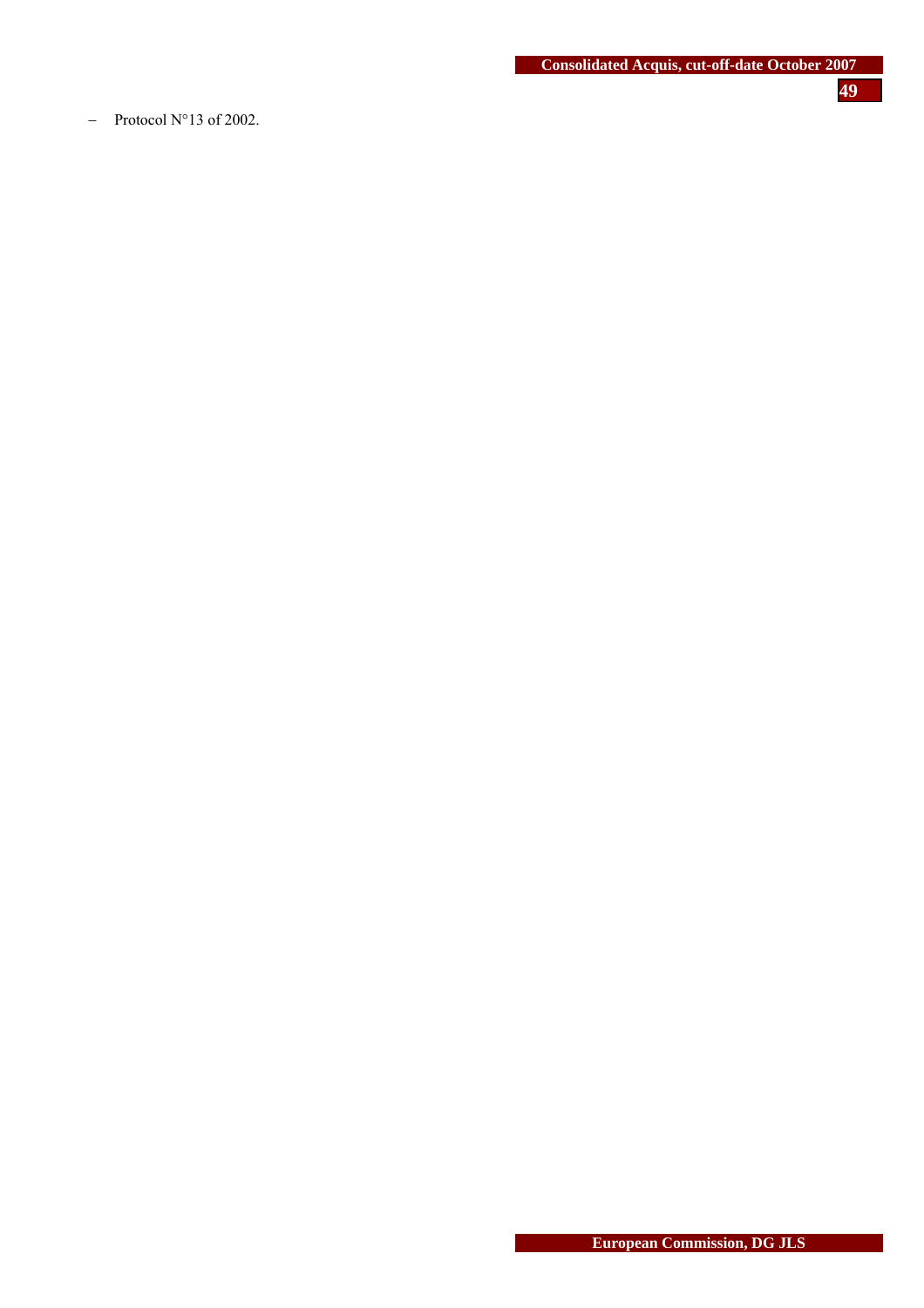- Protocol N°13 of 2002.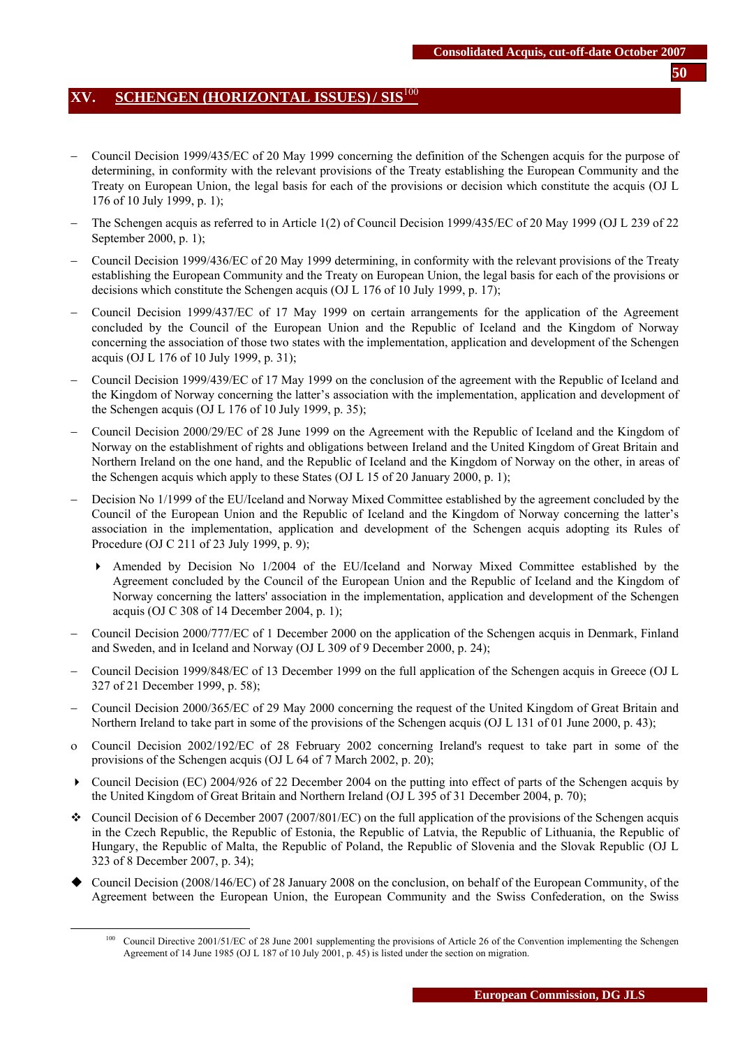# XV. SCHENGEN (HORIZONTAL ISSUES) / SIS[100]

- Council Decision 1999/435/EC of 20 May 1999 concerning the definition of the Schengen acquis for the purpose of determining, in conformity with the relevant provisions of the Treaty establishing the European Community and the Treaty on European Union, the legal basis for each of the provisions or decision which constitute the acquis (OJ L 176 of 10 July 1999, p. 1);
- The Schengen acquis as referred to in Article 1(2) of Council Decision 1999/435/EC of 20 May 1999 (OJ L 239 of 22 September 2000, p. 1);
- Council Decision 1999/436/EC of 20 May 1999 determining, in conformity with the relevant provisions of the Treaty establishing the European Community and the Treaty on European Union, the legal basis for each of the provisions or decisions which constitute the Schengen acquis (OJ L 176 of 10 July 1999, p. 17);
- Council Decision 1999/437/EC of 17 May 1999 on certain arrangements for the application of the Agreement concluded by the Council of the European Union and the Republic of Iceland and the Kingdom of Norway concerning the association of those two states with the implementation, application and development of the Schengen acquis (OJ L 176 of 10 July 1999, p. 31);
- Council Decision 1999/439/EC of 17 May 1999 on the conclusion of the agreement with the Republic of Iceland and the Kingdom of Norway concerning the latter's association with the implementation, application and development of the Schengen acquis (OJ L 176 of 10 July 1999, p. 35);
- Council Decision 2000/29/EC of 28 June 1999 on the Agreement with the Republic of Iceland and the Kingdom of Norway on the establishment of rights and obligations between Ireland and the United Kingdom of Great Britain and Northern Ireland on the one hand, and the Republic of Iceland and the Kingdom of Norway on the other, in areas of the Schengen acquis which apply to these States (OJ L 15 of 20 January 2000, p. 1);
- Decision No 1/1999 of the EU/Iceland and Norway Mixed Committee established by the agreement concluded by the Council of the European Union and the Republic of Iceland and the Kingdom of Norway concerning the latter's association in the implementation, application and development of the Schengen acquis adopting its Rules of Procedure (OJ C 211 of 23 July 1999, p. 9);
  - Amended by Decision No 1/2004 of the EU/Iceland and Norway Mixed Committee established by the Agreement concluded by the Council of the European Union and the Republic of Iceland and the Kingdom of Norway concerning the latters' association in the implementation, application and development of the Schengen acquis (OJ C 308 of 14 December 2004, p. 1);
- Council Decision 2000/777/EC of 1 December 2000 on the application of the Schengen acquis in Denmark, Finland and Sweden, and in Iceland and Norway (OJ L 309 of 9 December 2000, p. 24);
- Council Decision 1999/848/EC of 13 December 1999 on the full application of the Schengen acquis in Greece (OJ L 327 of 21 December 1999, p. 58);
- Council Decision 2000/365/EC of 29 May 2000 concerning the request of the United Kingdom of Great Britain and Northern Ireland to take part in some of the provisions of the Schengen acquis (OJ L 131 of 01 June 2000, p. 43);
- Council Decision 2002/192/EC of 28 February 2002 concerning Ireland's request to take part in some of the provisions of the Schengen acquis (OJ L 64 of 7 March 2002, p. 20);
- Council Decision (EC) 2004/926 of 22 December 2004 on the putting into effect of parts of the Schengen acquis by the United Kingdom of Great Britain and Northern Ireland (OJ L 395 of 31 December 2004, p. 70);
- Council Decision of 6 December 2007 (2007/801/EC) on the full application of the provisions of the Schengen acquis in the Czech Republic, the Republic of Estonia, the Republic of Latvia, the Republic of Lithuania, the Republic of Hungary, the Republic of Malta, the Republic of Poland, the Republic of Slovenia and the Slovak Republic (OJ L 323 of 8 December 2007, p. 34);
- Council Decision (2008/146/EC) of 28 January 2008 on the conclusion, on behalf of the European Community, of the Agreement between the European Union, the European Community and the Swiss Confederation, on the Swiss

[100] Council Directive 2001/51/EC of 28 June 2001 supplementing the provisions of Article 26 of the Convention implementing the Schengen Agreement of 14 June 1985 (OJ L 187 of 10 July 2001, p. 45) is listed under the section on migration.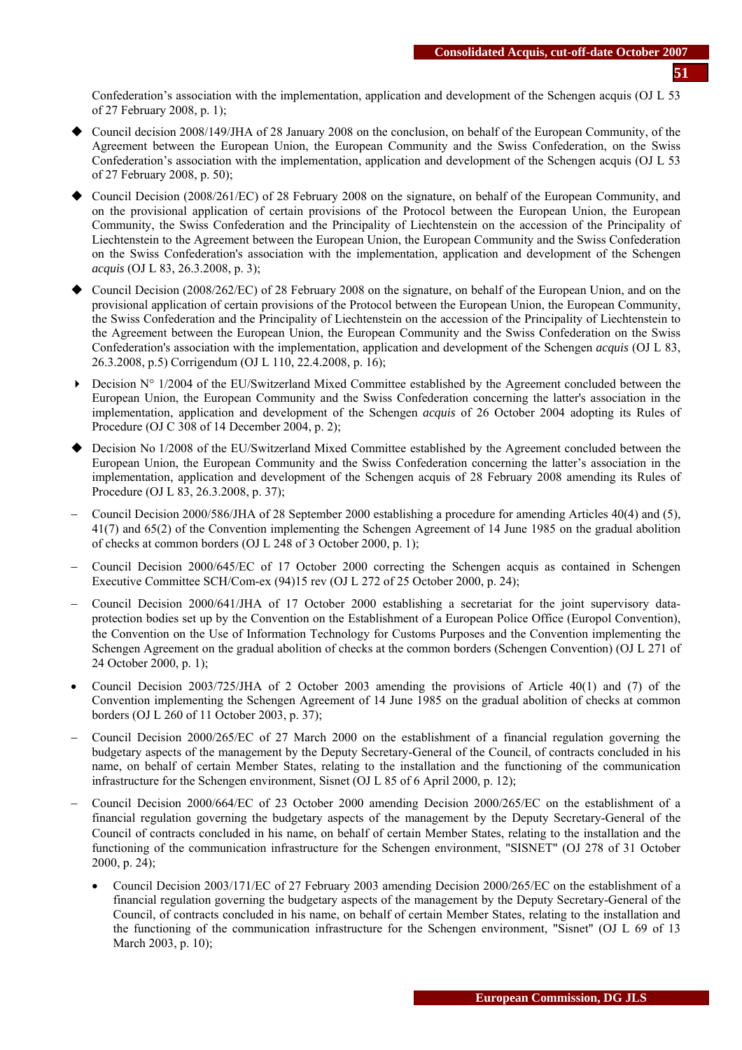Confederation's association with the implementation, application and development of the Schengen acquis (OJ L 53 of 27 February 2008, p. 1);

- ◆ Council decision 2008/149/JHA of 28 January 2008 on the conclusion, on behalf of the European Community, of the Agreement between the European Union, the European Community and the Swiss Confederation, on the Swiss Confederation's association with the implementation, application and development of the Schengen acquis (OJ L 53 of 27 February 2008, p. 50);

- ◆ Council Decision (2008/261/EC) of 28 February 2008 on the signature, on behalf of the European Community, and on the provisional application of certain provisions of the Protocol between the European Union, the European Community, the Swiss Confederation and the Principality of Liechtenstein on the accession of the Principality of Liechtenstein to the Agreement between the European Union, the European Community and the Swiss Confederation on the Swiss Confederation's association with the implementation, application and development of the Schengen *acquis* (OJ L 83, 26.3.2008, p. 3);

- ◆ Council Decision (2008/262/EC) of 28 February 2008 on the signature, on behalf of the European Union, and on the provisional application of certain provisions of the Protocol between the European Union, the European Community, the Swiss Confederation and the Principality of Liechtenstein on the accession of the Principality of Liechtenstein to the Agreement between the European Union, the European Community and the Swiss Confederation on the Swiss Confederation's association with the implementation, application and development of the Schengen *acquis* (OJ L 83, 26.3.2008, p.5) Corrigendum (OJ L 110, 22.4.2008, p. 16);

- ▸ Decision N° 1/2004 of the EU/Switzerland Mixed Committee established by the Agreement concluded between the European Union, the European Community and the Swiss Confederation concerning the latter's association in the implementation, application and development of the Schengen *acquis* of 26 October 2004 adopting its Rules of Procedure (OJ C 308 of 14 December 2004, p. 2);

- ◆ Decision No 1/2008 of the EU/Switzerland Mixed Committee established by the Agreement concluded between the European Union, the European Community and the Swiss Confederation concerning the latter's association in the implementation, application and development of the Schengen acquis of 28 February 2008 amending its Rules of Procedure (OJ L 83, 26.3.2008, p. 37);

- – Council Decision 2000/586/JHA of 28 September 2000 establishing a procedure for amending Articles 40(4) and (5), 41(7) and 65(2) of the Convention implementing the Schengen Agreement of 14 June 1985 on the gradual abolition of checks at common borders (OJ L 248 of 3 October 2000, p. 1);

- – Council Decision 2000/645/EC of 17 October 2000 correcting the Schengen acquis as contained in Schengen Executive Committee SCH/Com-ex (94)15 rev (OJ L 272 of 25 October 2000, p. 24);

- – Council Decision 2000/641/JHA of 17 October 2000 establishing a secretariat for the joint supervisory data-protection bodies set up by the Convention on the Establishment of a European Police Office (Europol Convention), the Convention on the Use of Information Technology for Customs Purposes and the Convention implementing the Schengen Agreement on the gradual abolition of checks at the common borders (Schengen Convention) (OJ L 271 of 24 October 2000, p. 1);

- • Council Decision 2003/725/JHA of 2 October 2003 amending the provisions of Article 40(1) and (7) of the Convention implementing the Schengen Agreement of 14 June 1985 on the gradual abolition of checks at common borders (OJ L 260 of 11 October 2003, p. 37);

- – Council Decision 2000/265/EC of 27 March 2000 on the establishment of a financial regulation governing the budgetary aspects of the management by the Deputy Secretary-General of the Council, of contracts concluded in his name, on behalf of certain Member States, relating to the installation and the functioning of the communication infrastructure for the Schengen environment, Sisnet (OJ L 85 of 6 April 2000, p. 12);

- – Council Decision 2000/664/EC of 23 October 2000 amending Decision 2000/265/EC on the establishment of a financial regulation governing the budgetary aspects of the management by the Deputy Secretary-General of the Council of contracts concluded in his name, on behalf of certain Member States, relating to the installation and the functioning of the communication infrastructure for the Schengen environment, "SISNET" (OJ 278 of 31 October 2000, p. 24);

  - • Council Decision 2003/171/EC of 27 February 2003 amending Decision 2000/265/EC on the establishment of a financial regulation governing the budgetary aspects of the management by the Deputy Secretary-General of the Council, of contracts concluded in his name, on behalf of certain Member States, relating to the installation and the functioning of the communication infrastructure for the Schengen environment, "Sisnet" (OJ L 69 of 13 March 2003, p. 10);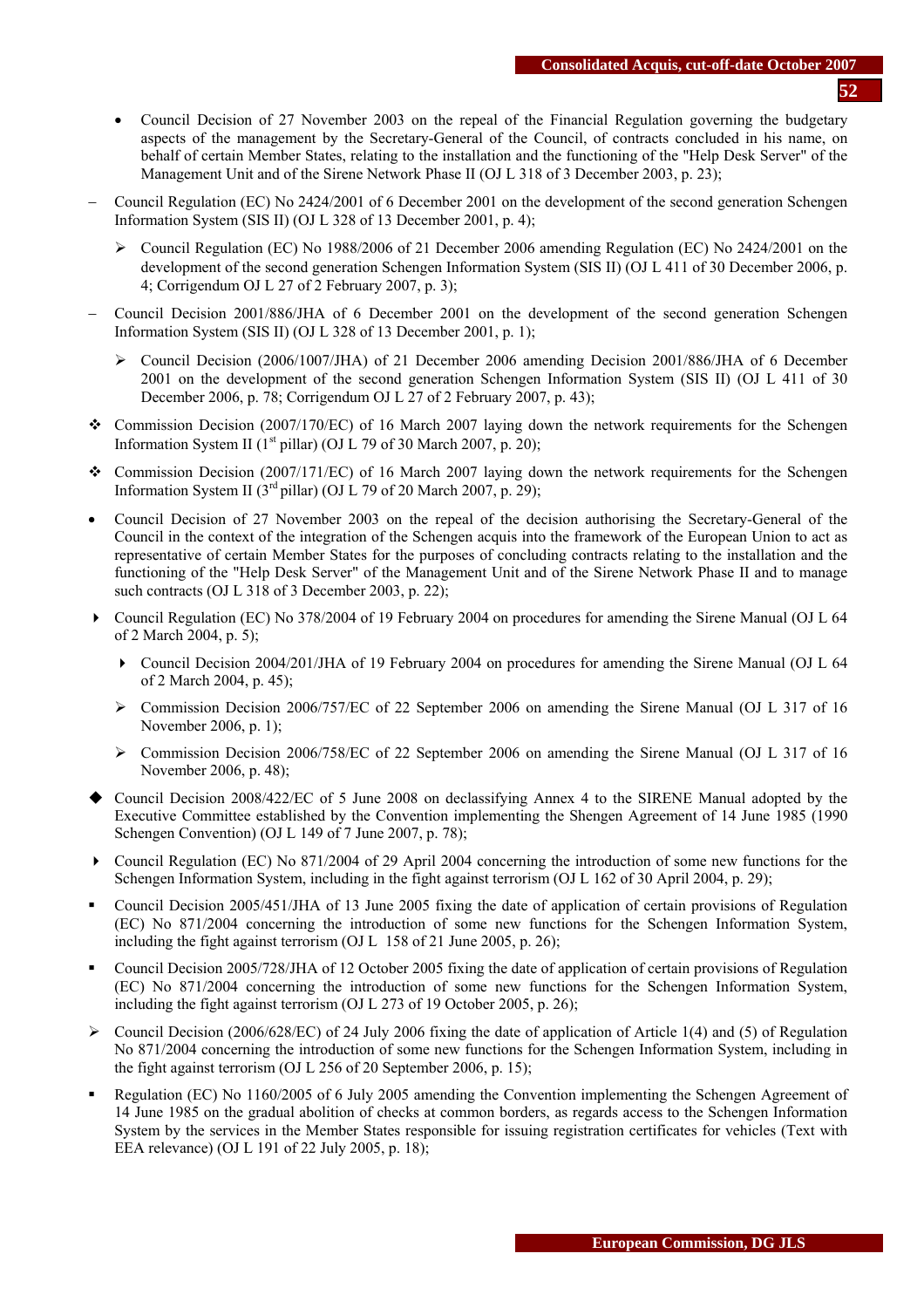- Council Decision of 27 November 2003 on the repeal of the Financial Regulation governing the budgetary aspects of the management by the Secretary-General of the Council, of contracts concluded in his name, on behalf of certain Member States, relating to the installation and the functioning of the "Help Desk Server" of the Management Unit and of the Sirene Network Phase II (OJ L 318 of 3 December 2003, p. 23);

– Council Regulation (EC) No 2424/2001 of 6 December 2001 on the development of the second generation Schengen Information System (SIS II) (OJ L 328 of 13 December 2001, p. 4);

  ➢ Council Regulation (EC) No 1988/2006 of 21 December 2006 amending Regulation (EC) No 2424/2001 on the development of the second generation Schengen Information System (SIS II) (OJ L 411 of 30 December 2006, p. 4; Corrigendum OJ L 27 of 2 February 2007, p. 3);

– Council Decision 2001/886/JHA of 6 December 2001 on the development of the second generation Schengen Information System (SIS II) (OJ L 328 of 13 December 2001, p. 1);

  ➢ Council Decision (2006/1007/JHA) of 21 December 2006 amending Decision 2001/886/JHA of 6 December 2001 on the development of the second generation Schengen Information System (SIS II) (OJ L 411 of 30 December 2006, p. 78; Corrigendum OJ L 27 of 2 February 2007, p. 43);

❖ Commission Decision (2007/170/EC) of 16 March 2007 laying down the network requirements for the Schengen Information System II (1st pillar) (OJ L 79 of 30 March 2007, p. 20);

❖ Commission Decision (2007/171/EC) of 16 March 2007 laying down the network requirements for the Schengen Information System II (3rd pillar) (OJ L 79 of 20 March 2007, p. 29);

- Council Decision of 27 November 2003 on the repeal of the decision authorising the Secretary-General of the Council in the context of the integration of the Schengen acquis into the framework of the European Union to act as representative of certain Member States for the purposes of concluding contracts relating to the installation and the functioning of the "Help Desk Server" of the Management Unit and of the Sirene Network Phase II and to manage such contracts (OJ L 318 of 3 December 2003, p. 22);

▸ Council Regulation (EC) No 378/2004 of 19 February 2004 on procedures for amending the Sirene Manual (OJ L 64 of 2 March 2004, p. 5);

  ▸ Council Decision 2004/201/JHA of 19 February 2004 on procedures for amending the Sirene Manual (OJ L 64 of 2 March 2004, p. 45);

  ➢ Commission Decision 2006/757/EC of 22 September 2006 on amending the Sirene Manual (OJ L 317 of 16 November 2006, p. 1);

  ➢ Commission Decision 2006/758/EC of 22 September 2006 on amending the Sirene Manual (OJ L 317 of 16 November 2006, p. 48);

◆ Council Decision 2008/422/EC of 5 June 2008 on declassifying Annex 4 to the SIRENE Manual adopted by the Executive Committee established by the Convention implementing the Shengen Agreement of 14 June 1985 (1990 Schengen Convention) (OJ L 149 of 7 June 2007, p. 78);

▸ Council Regulation (EC) No 871/2004 of 29 April 2004 concerning the introduction of some new functions for the Schengen Information System, including in the fight against terrorism (OJ L 162 of 30 April 2004, p. 29);

▪ Council Decision 2005/451/JHA of 13 June 2005 fixing the date of application of certain provisions of Regulation (EC) No 871/2004 concerning the introduction of some new functions for the Schengen Information System, including the fight against terrorism (OJ L 158 of 21 June 2005, p. 26);

▪ Council Decision 2005/728/JHA of 12 October 2005 fixing the date of application of certain provisions of Regulation (EC) No 871/2004 concerning the introduction of some new functions for the Schengen Information System, including the fight against terrorism (OJ L 273 of 19 October 2005, p. 26);

➢ Council Decision (2006/628/EC) of 24 July 2006 fixing the date of application of Article 1(4) and (5) of Regulation No 871/2004 concerning the introduction of some new functions for the Schengen Information System, including in the fight against terrorism (OJ L 256 of 20 September 2006, p. 15);

▪ Regulation (EC) No 1160/2005 of 6 July 2005 amending the Convention implementing the Schengen Agreement of 14 June 1985 on the gradual abolition of checks at common borders, as regards access to the Schengen Information System by the services in the Member States responsible for issuing registration certificates for vehicles (Text with EEA relevance) (OJ L 191 of 22 July 2005, p. 18);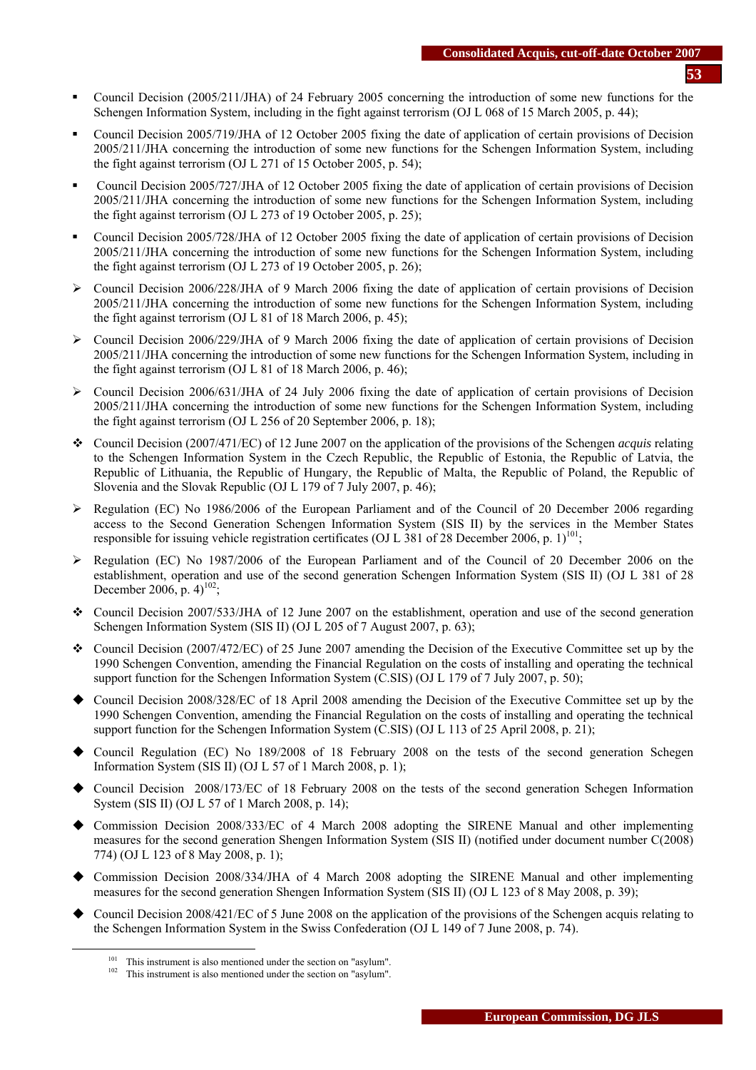- Council Decision (2005/211/JHA) of 24 February 2005 concerning the introduction of some new functions for the Schengen Information System, including in the fight against terrorism (OJ L 068 of 15 March 2005, p. 44);
- Council Decision 2005/719/JHA of 12 October 2005 fixing the date of application of certain provisions of Decision 2005/211/JHA concerning the introduction of some new functions for the Schengen Information System, including the fight against terrorism (OJ L 271 of 15 October 2005, p. 54);
- Council Decision 2005/727/JHA of 12 October 2005 fixing the date of application of certain provisions of Decision 2005/211/JHA concerning the introduction of some new functions for the Schengen Information System, including the fight against terrorism (OJ L 273 of 19 October 2005, p. 25);
- Council Decision 2005/728/JHA of 12 October 2005 fixing the date of application of certain provisions of Decision 2005/211/JHA concerning the introduction of some new functions for the Schengen Information System, including the fight against terrorism (OJ L 273 of 19 October 2005, p. 26);
- Council Decision 2006/228/JHA of 9 March 2006 fixing the date of application of certain provisions of Decision 2005/211/JHA concerning the introduction of some new functions for the Schengen Information System, including the fight against terrorism (OJ L 81 of 18 March 2006, p. 45);
- Council Decision 2006/229/JHA of 9 March 2006 fixing the date of application of certain provisions of Decision 2005/211/JHA concerning the introduction of some new functions for the Schengen Information System, including in the fight against terrorism (OJ L 81 of 18 March 2006, p. 46);
- Council Decision 2006/631/JHA of 24 July 2006 fixing the date of application of certain provisions of Decision 2005/211/JHA concerning the introduction of some new functions for the Schengen Information System, including the fight against terrorism (OJ L 256 of 20 September 2006, p. 18);
- Council Decision (2007/471/EC) of 12 June 2007 on the application of the provisions of the Schengen *acquis* relating to the Schengen Information System in the Czech Republic, the Republic of Estonia, the Republic of Latvia, the Republic of Lithuania, the Republic of Hungary, the Republic of Malta, the Republic of Poland, the Republic of Slovenia and the Slovak Republic (OJ L 179 of 7 July 2007, p. 46);
- Regulation (EC) No 1986/2006 of the European Parliament and of the Council of 20 December 2006 regarding access to the Second Generation Schengen Information System (SIS II) by the services in the Member States responsible for issuing vehicle registration certificates (OJ L 381 of 28 December 2006, p. 1)[101];
- Regulation (EC) No 1987/2006 of the European Parliament and of the Council of 20 December 2006 on the establishment, operation and use of the second generation Schengen Information System (SIS II) (OJ L 381 of 28 December 2006, p. 4)[102];
- Council Decision 2007/533/JHA of 12 June 2007 on the establishment, operation and use of the second generation Schengen Information System (SIS II) (OJ L 205 of 7 August 2007, p. 63);
- Council Decision (2007/472/EC) of 25 June 2007 amending the Decision of the Executive Committee set up by the 1990 Schengen Convention, amending the Financial Regulation on the costs of installing and operating the technical support function for the Schengen Information System (C.SIS) (OJ L 179 of 7 July 2007, p. 50);
- Council Decision 2008/328/EC of 18 April 2008 amending the Decision of the Executive Committee set up by the 1990 Schengen Convention, amending the Financial Regulation on the costs of installing and operating the technical support function for the Schengen Information System (C.SIS) (OJ L 113 of 25 April 2008, p. 21);
- Council Regulation (EC) No 189/2008 of 18 February 2008 on the tests of the second generation Schegen Information System (SIS II) (OJ L 57 of 1 March 2008, p. 1);
- Council Decision 2008/173/EC of 18 February 2008 on the tests of the second generation Schegen Information System (SIS II) (OJ L 57 of 1 March 2008, p. 14);
- Commission Decision 2008/333/EC of 4 March 2008 adopting the SIRENE Manual and other implementing measures for the second generation Shengen Information System (SIS II) (notified under document number C(2008) 774) (OJ L 123 of 8 May 2008, p. 1);
- Commission Decision 2008/334/JHA of 4 March 2008 adopting the SIRENE Manual and other implementing measures for the second generation Shengen Information System (SIS II) (OJ L 123 of 8 May 2008, p. 39);
- Council Decision 2008/421/EC of 5 June 2008 on the application of the provisions of the Schengen acquis relating to the Schengen Information System in the Swiss Confederation (OJ L 149 of 7 June 2008, p. 74).

---

[101] This instrument is also mentioned under the section on "asylum".

[102] This instrument is also mentioned under the section on "asylum".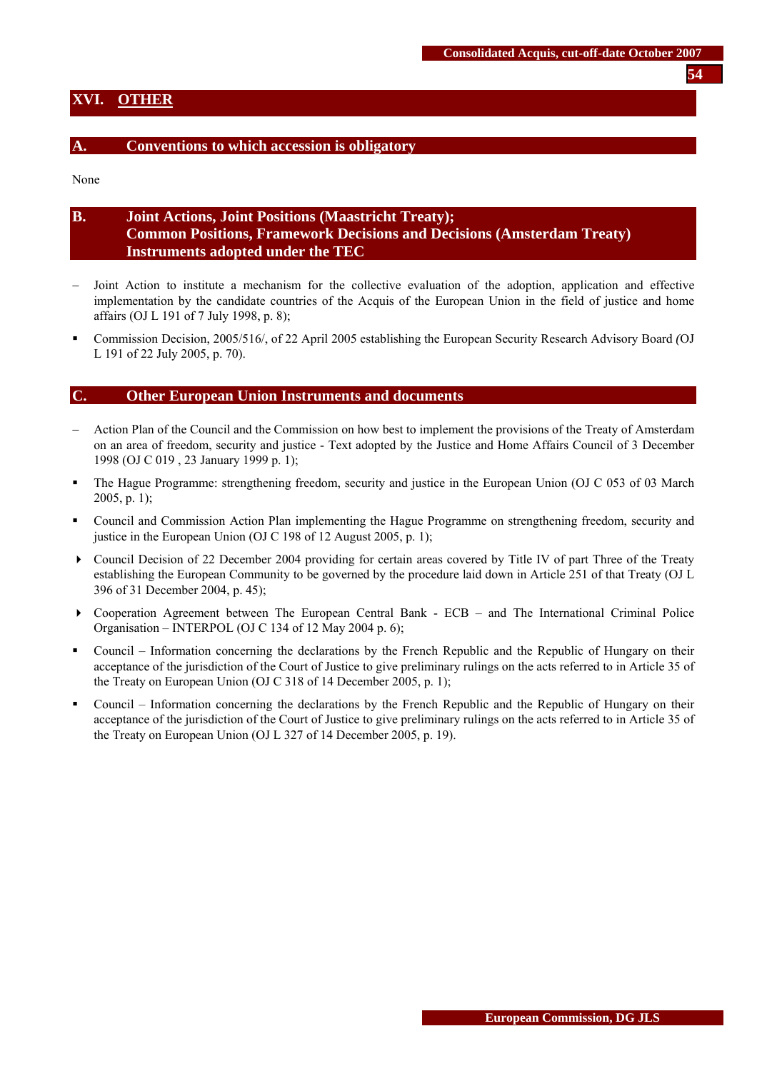# XVI. OTHER

## A. Conventions to which accession is obligatory

None

## B. Joint Actions, Joint Positions (Maastricht Treaty); Common Positions, Framework Decisions and Decisions (Amsterdam Treaty) Instruments adopted under the TEC

- Joint Action to institute a mechanism for the collective evaluation of the adoption, application and effective implementation by the candidate countries of the Acquis of the European Union in the field of justice and home affairs (OJ L 191 of 7 July 1998, p. 8);
- Commission Decision, 2005/516/, of 22 April 2005 establishing the European Security Research Advisory Board *(*OJ L 191 of 22 July 2005, p. 70).

## C. Other European Union Instruments and documents

- Action Plan of the Council and the Commission on how best to implement the provisions of the Treaty of Amsterdam on an area of freedom, security and justice - Text adopted by the Justice and Home Affairs Council of 3 December 1998 (OJ C 019 , 23 January 1999 p. 1);
- The Hague Programme: strengthening freedom, security and justice in the European Union (OJ C 053 of 03 March 2005, p. 1);
- Council and Commission Action Plan implementing the Hague Programme on strengthening freedom, security and justice in the European Union (OJ C 198 of 12 August 2005, p. 1);
- Council Decision of 22 December 2004 providing for certain areas covered by Title IV of part Three of the Treaty establishing the European Community to be governed by the procedure laid down in Article 251 of that Treaty (OJ L 396 of 31 December 2004, p. 45);
- Cooperation Agreement between The European Central Bank - ECB – and The International Criminal Police Organisation – INTERPOL (OJ C 134 of 12 May 2004 p. 6);
- Council – Information concerning the declarations by the French Republic and the Republic of Hungary on their acceptance of the jurisdiction of the Court of Justice to give preliminary rulings on the acts referred to in Article 35 of the Treaty on European Union (OJ C 318 of 14 December 2005, p. 1);
- Council – Information concerning the declarations by the French Republic and the Republic of Hungary on their acceptance of the jurisdiction of the Court of Justice to give preliminary rulings on the acts referred to in Article 35 of the Treaty on European Union (OJ L 327 of 14 December 2005, p. 19).